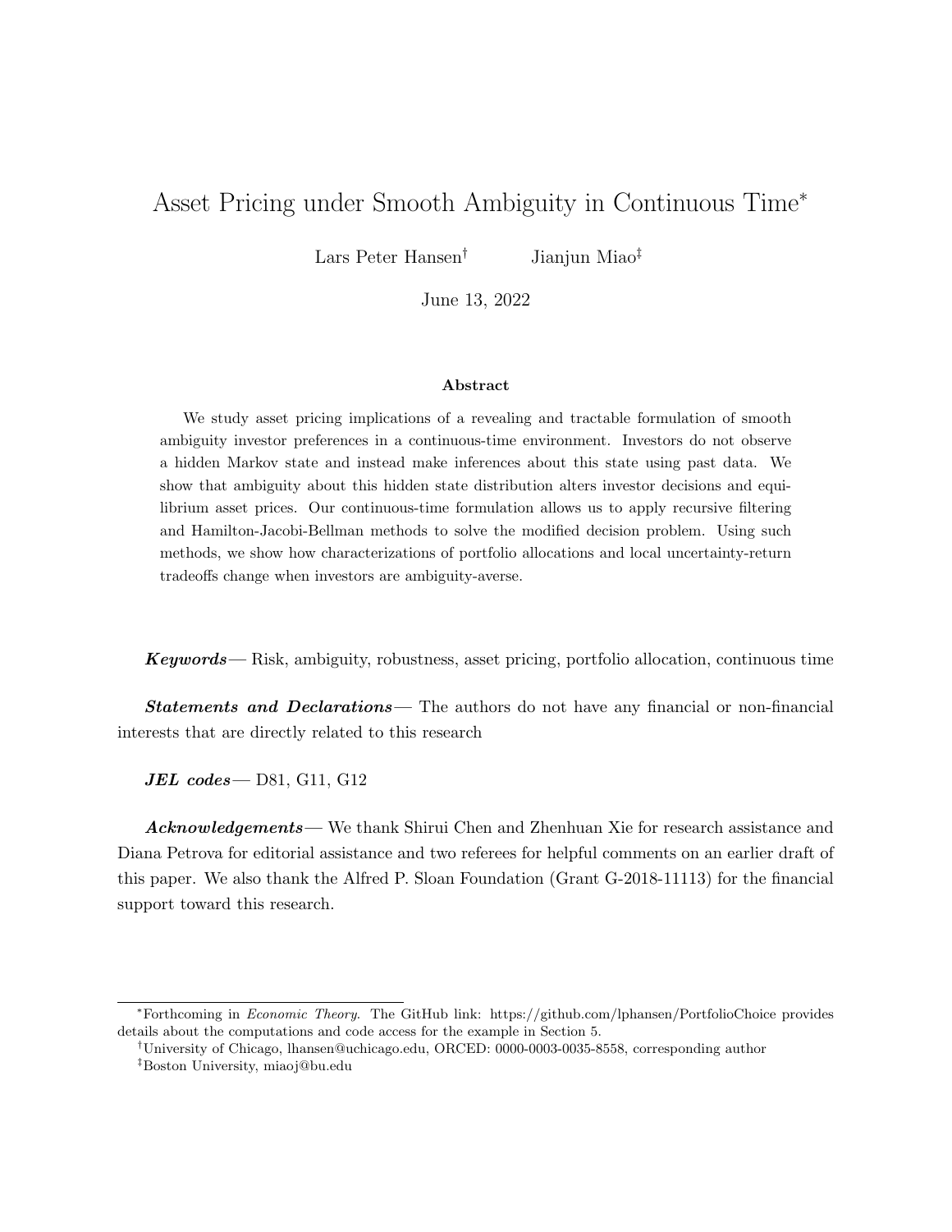# Asset Pricing under Smooth Ambiguity in Continuous Time[*]

Lars Peter Hansen[†] Jianjun Miao[‡]

June 13, 2022

### Abstract

We study asset pricing implications of a revealing and tractable formulation of smooth ambiguity investor preferences in a continuous-time environment. Investors do not observe a hidden Markov state and instead make inferences about this state using past data. We show that ambiguity about this hidden state distribution alters investor decisions and equilibrium asset prices. Our continuous-time formulation allows us to apply recursive filtering and Hamilton-Jacobi-Bellman methods to solve the modified decision problem. Using such methods, we show how characterizations of portfolio allocations and local uncertainty-return tradeoffs change when investors are ambiguity-averse.

***Keywords***— Risk, ambiguity, robustness, asset pricing, portfolio allocation, continuous time

***Statements and Declarations***— The authors do not have any financial or non-financial interests that are directly related to this research

***JEL codes***— D81, G11, G12

***Acknowledgements***— We thank Shirui Chen and Zhenhuan Xie for research assistance and Diana Petrova for editorial assistance and two referees for helpful comments on an earlier draft of this paper. We also thank the Alfred P. Sloan Foundation (Grant G-2018-11113) for the financial support toward this research.

---

[*] Forthcoming in *Economic Theory*. The GitHub link: https://github.com/lphansen/PortfolioChoice provides details about the computations and code access for the example in Section 5.

[†] University of Chicago, lhansen@uchicago.edu, ORCED: 0000-0003-0035-8558, corresponding author

[‡] Boston University, miaoj@bu.edu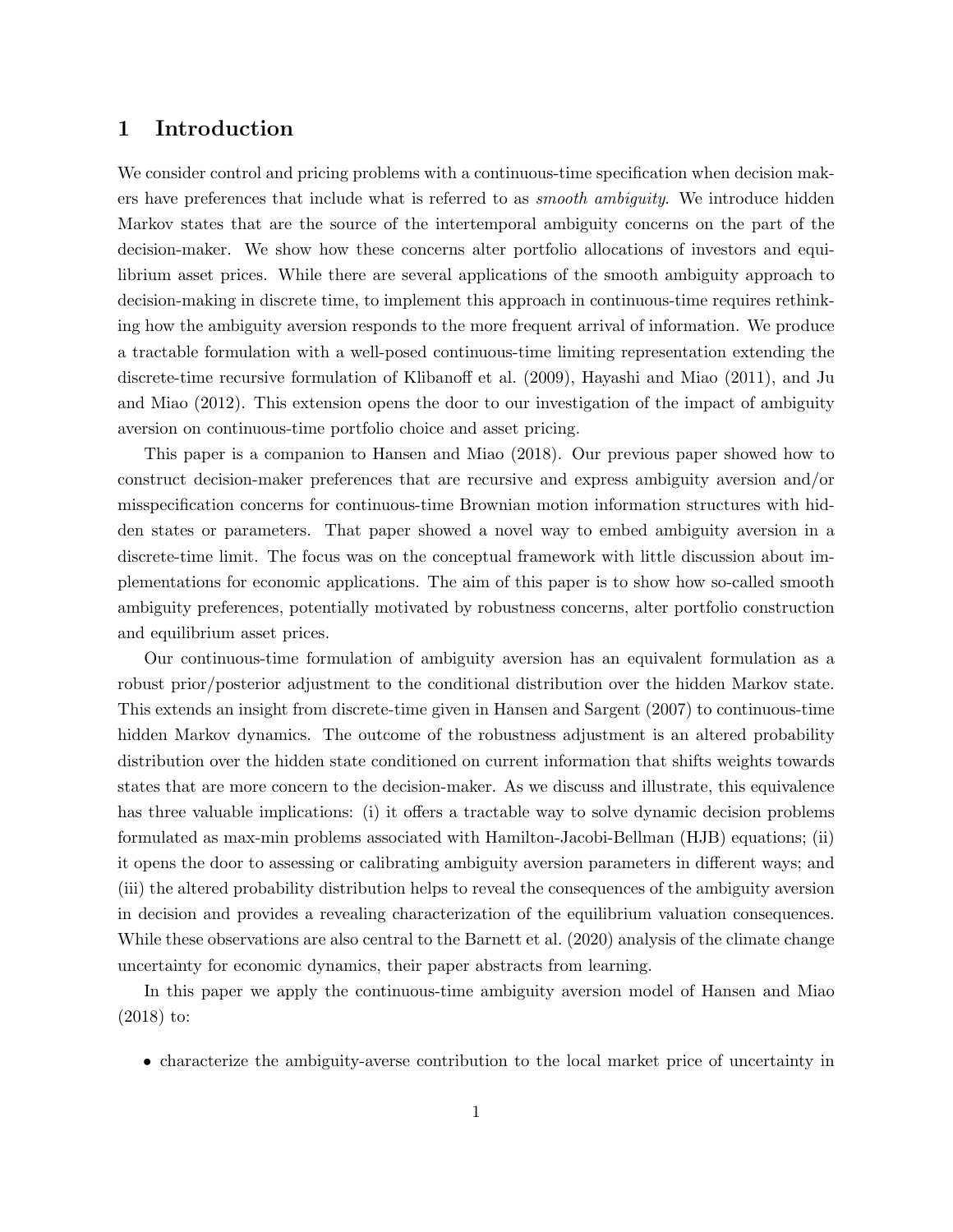# 1 Introduction

We consider control and pricing problems with a continuous-time specification when decision makers have preferences that include what is referred to as *smooth ambiguity*. We introduce hidden Markov states that are the source of the intertemporal ambiguity concerns on the part of the decision-maker. We show how these concerns alter portfolio allocations of investors and equilibrium asset prices. While there are several applications of the smooth ambiguity approach to decision-making in discrete time, to implement this approach in continuous-time requires rethinking how the ambiguity aversion responds to the more frequent arrival of information. We produce a tractable formulation with a well-posed continuous-time limiting representation extending the discrete-time recursive formulation of Klibanoff et al. (2009), Hayashi and Miao (2011), and Ju and Miao (2012). This extension opens the door to our investigation of the impact of ambiguity aversion on continuous-time portfolio choice and asset pricing.

This paper is a companion to Hansen and Miao (2018). Our previous paper showed how to construct decision-maker preferences that are recursive and express ambiguity aversion and/or misspecification concerns for continuous-time Brownian motion information structures with hidden states or parameters. That paper showed a novel way to embed ambiguity aversion in a discrete-time limit. The focus was on the conceptual framework with little discussion about implementations for economic applications. The aim of this paper is to show how so-called smooth ambiguity preferences, potentially motivated by robustness concerns, alter portfolio construction and equilibrium asset prices.

Our continuous-time formulation of ambiguity aversion has an equivalent formulation as a robust prior/posterior adjustment to the conditional distribution over the hidden Markov state. This extends an insight from discrete-time given in Hansen and Sargent (2007) to continuous-time hidden Markov dynamics. The outcome of the robustness adjustment is an altered probability distribution over the hidden state conditioned on current information that shifts weights towards states that are more concern to the decision-maker. As we discuss and illustrate, this equivalence has three valuable implications: (i) it offers a tractable way to solve dynamic decision problems formulated as max-min problems associated with Hamilton-Jacobi-Bellman (HJB) equations; (ii) it opens the door to assessing or calibrating ambiguity aversion parameters in different ways; and (iii) the altered probability distribution helps to reveal the consequences of the ambiguity aversion in decision and provides a revealing characterization of the equilibrium valuation consequences. While these observations are also central to the Barnett et al. (2020) analysis of the climate change uncertainty for economic dynamics, their paper abstracts from learning.

In this paper we apply the continuous-time ambiguity aversion model of Hansen and Miao (2018) to:

- characterize the ambiguity-averse contribution to the local market price of uncertainty in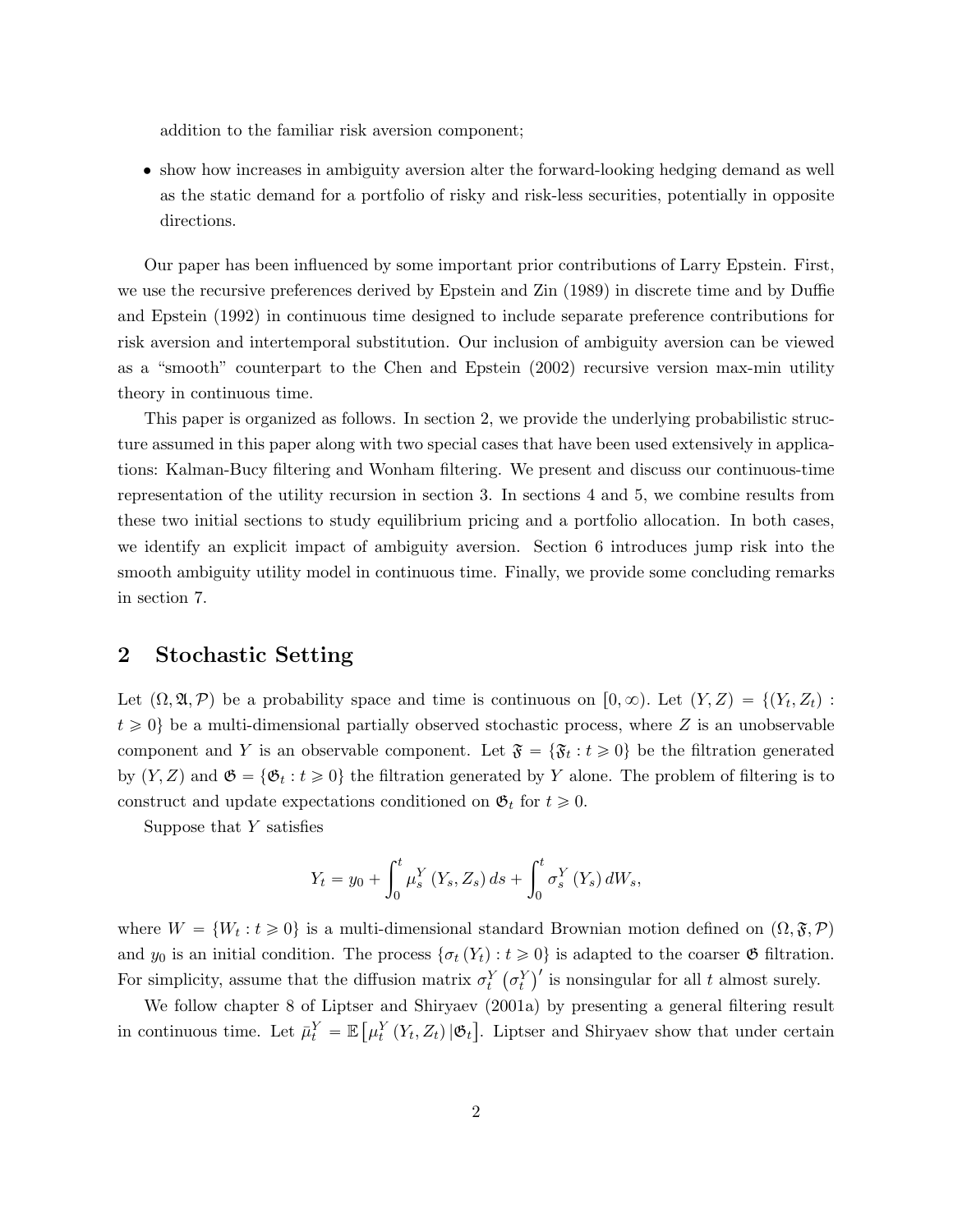addition to the familiar risk aversion component;

- show how increases in ambiguity aversion alter the forward-looking hedging demand as well as the static demand for a portfolio of risky and risk-less securities, potentially in opposite directions.

Our paper has been influenced by some important prior contributions of Larry Epstein. First, we use the recursive preferences derived by Epstein and Zin (1989) in discrete time and by Duffie and Epstein (1992) in continuous time designed to include separate preference contributions for risk aversion and intertemporal substitution. Our inclusion of ambiguity aversion can be viewed as a "smooth" counterpart to the Chen and Epstein (2002) recursive version max-min utility theory in continuous time.

This paper is organized as follows. In section 2, we provide the underlying probabilistic structure assumed in this paper along with two special cases that have been used extensively in applications: Kalman-Bucy filtering and Wonham filtering. We present and discuss our continuous-time representation of the utility recursion in section 3. In sections 4 and 5, we combine results from these two initial sections to study equilibrium pricing and a portfolio allocation. In both cases, we identify an explicit impact of ambiguity aversion. Section 6 introduces jump risk into the smooth ambiguity utility model in continuous time. Finally, we provide some concluding remarks in section 7.

## 2 Stochastic Setting

Let $(\Omega, \mathfrak{A}, \mathcal{P})$ be a probability space and time is continuous on $[0, \infty)$. Let $(Y, Z) = \{(Y_t, Z_t) : t \geqslant 0\}$ be a multi-dimensional partially observed stochastic process, where $Z$ is an unobservable component and $Y$ is an observable component. Let $\mathfrak{F} = \{\mathfrak{F}_t : t \geqslant 0\}$ be the filtration generated by $(Y, Z)$ and $\mathfrak{G} = \{\mathfrak{G}_t : t \geqslant 0\}$ the filtration generated by $Y$ alone. The problem of filtering is to construct and update expectations conditioned on $\mathfrak{G}_t$ for $t \geqslant 0$.

Suppose that $Y$ satisfies

$$Y_t = y_0 + \int_0^t \mu_s^Y (Y_s, Z_s)\, ds + \int_0^t \sigma_s^Y (Y_s)\, dW_s,$$

where $W = \{W_t : t \geqslant 0\}$ is a multi-dimensional standard Brownian motion defined on $(\Omega, \mathfrak{F}, \mathcal{P})$ and $y_0$ is an initial condition. The process $\{\sigma_t (Y_t) : t \geqslant 0\}$ is adapted to the coarser $\mathfrak{G}$ filtration. For simplicity, assume that the diffusion matrix $\sigma_t^Y (\sigma_t^Y)'$ is nonsingular for all $t$ almost surely.

We follow chapter 8 of Liptser and Shiryaev (2001a) by presenting a general filtering result in continuous time. Let $\bar{\mu}_t^Y = \mathbb{E}\left[\mu_t^Y (Y_t, Z_t) | \mathfrak{G}_t\right]$. Liptser and Shiryaev show that under certain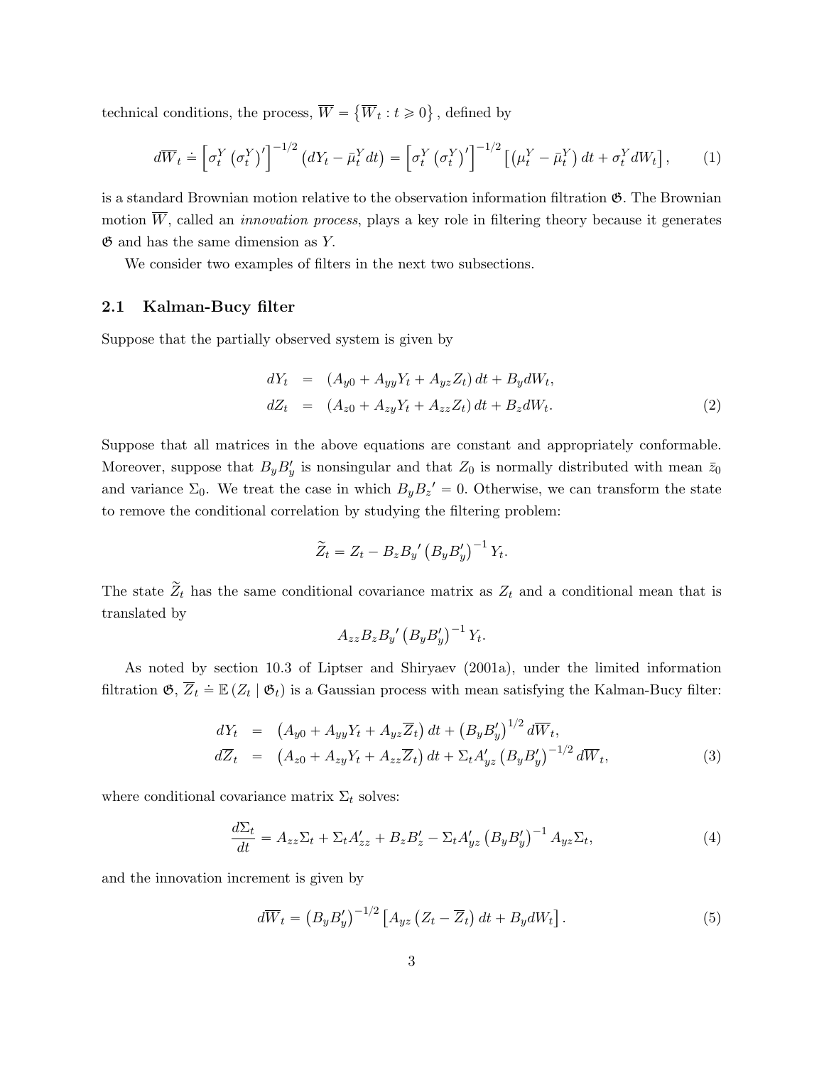technical conditions, the process, $\overline{W} = \left\{\overline{W}_t : t \geqslant 0\right\}$, defined by

$$d\overline{W}_t \doteq \left[\sigma_t^Y \left(\sigma_t^Y\right)'\right]^{-1/2} \left(dY_t - \bar{\mu}_t^Y dt\right) = \left[\sigma_t^Y \left(\sigma_t^Y\right)'\right]^{-1/2} \left[\left(\mu_t^Y - \bar{\mu}_t^Y\right) dt + \sigma_t^Y dW_t\right], \tag{1}$$

is a standard Brownian motion relative to the observation information filtration $\mathfrak{G}$. The Brownian motion $\overline{W}$, called an *innovation process*, plays a key role in filtering theory because it generates $\mathfrak{G}$ and has the same dimension as $Y$.

We consider two examples of filters in the next two subsections.

## 2.1 Kalman-Bucy filter

Suppose that the partially observed system is given by

$$\begin{aligned} dY_t &= \left(A_{y0} + A_{yy}Y_t + A_{yz}Z_t\right) dt + B_y dW_t, \\ dZ_t &= \left(A_{z0} + A_{zy}Y_t + A_{zz}Z_t\right) dt + B_z dW_t. \end{aligned} \tag{2}$$

Suppose that all matrices in the above equations are constant and appropriately conformable. Moreover, suppose that $B_y B_y'$ is nonsingular and that $Z_0$ is normally distributed with mean $\bar{z}_0$ and variance $\Sigma_0$. We treat the case in which $B_y {B_z}' = 0$. Otherwise, we can transform the state to remove the conditional correlation by studying the filtering problem:

$$\widetilde{Z}_t = Z_t - B_z {B_y}' \left(B_y B_y'\right)^{-1} Y_t.$$

The state $\widetilde{Z}_t$ has the same conditional covariance matrix as $Z_t$ and a conditional mean that is translated by

$$A_{zz} B_z {B_y}' \left(B_y B_y'\right)^{-1} Y_t.$$

As noted by section 10.3 of Liptser and Shiryaev (2001a), under the limited information filtration $\mathfrak{G}$, $\overline{Z}_t \doteq \mathbb{E}\left(Z_t \mid \mathfrak{G}_t\right)$ is a Gaussian process with mean satisfying the Kalman-Bucy filter:

$$\begin{aligned} dY_t &= \left(A_{y0} + A_{yy}Y_t + A_{yz}\overline{Z}_t\right) dt + \left(B_y B_y'\right)^{1/2} d\overline{W}_t, \\ d\overline{Z}_t &= \left(A_{z0} + A_{zy}Y_t + A_{zz}\overline{Z}_t\right) dt + \Sigma_t A_{yz}' \left(B_y B_y'\right)^{-1/2} d\overline{W}_t, \end{aligned} \tag{3}$$

where conditional covariance matrix $\Sigma_t$ solves:

$$\frac{d\Sigma_t}{dt} = A_{zz}\Sigma_t + \Sigma_t A_{zz}' + B_z B_z' - \Sigma_t A_{yz}' \left(B_y B_y'\right)^{-1} A_{yz}\Sigma_t, \tag{4}$$

and the innovation increment is given by

$$d\overline{W}_t = \left(B_y B_y'\right)^{-1/2} \left[A_{yz}\left(Z_t - \overline{Z}_t\right) dt + B_y dW_t\right]. \tag{5}$$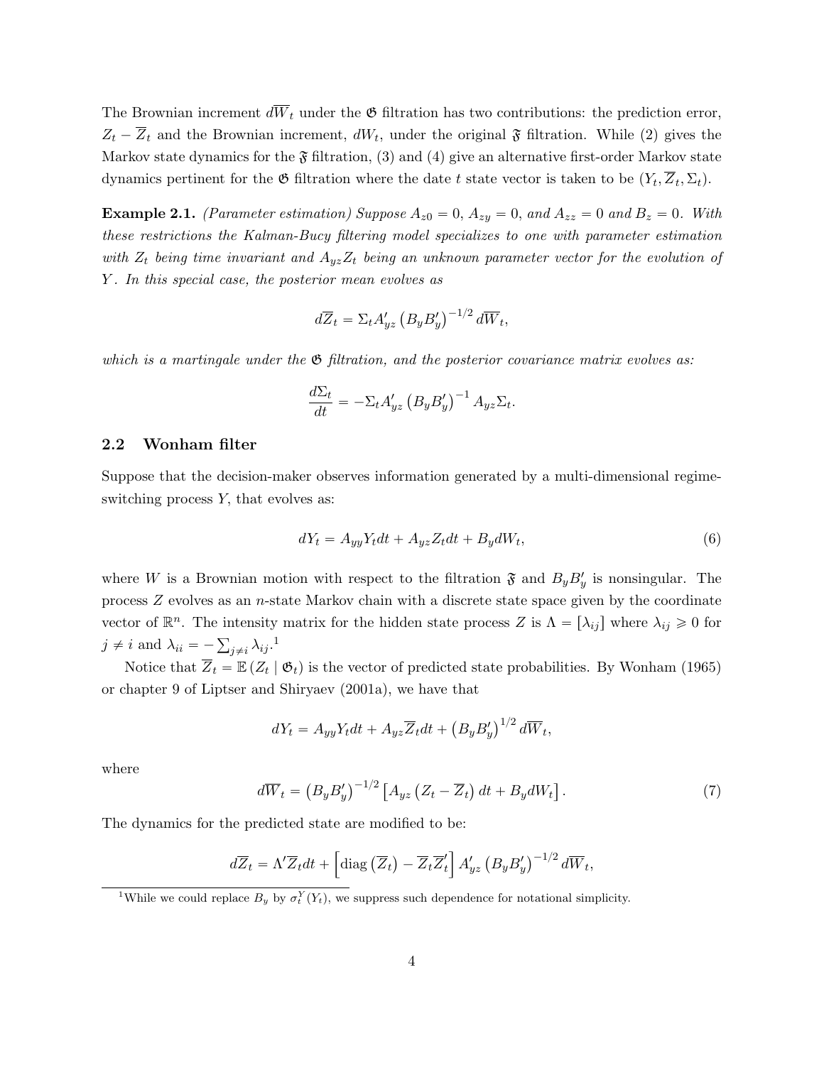The Brownian increment $d\overline{W}_t$ under the $\mathfrak{G}$ filtration has two contributions: the prediction error, $Z_t - \overline{Z}_t$ and the Brownian increment, $dW_t$, under the original $\mathfrak{F}$ filtration. While (2) gives the Markov state dynamics for the $\mathfrak{F}$ filtration, (3) and (4) give an alternative first-order Markov state dynamics pertinent for the $\mathfrak{G}$ filtration where the date $t$ state vector is taken to be $(Y_t, \overline{Z}_t, \Sigma_t)$.

**Example 2.1.** *(Parameter estimation) Suppose $A_{z0} = 0$, $A_{zy} = 0$, and $A_{zz} = 0$ and $B_z = 0$. With these restrictions the Kalman-Bucy filtering model specializes to one with parameter estimation with $Z_t$ being time invariant and $A_{yz}Z_t$ being an unknown parameter vector for the evolution of $Y$. In this special case, the posterior mean evolves as*

$$d\overline{Z}_t = \Sigma_t A_{yz}' \left(B_y B_y'\right)^{-1/2} d\overline{W}_t,$$

*which is a martingale under the $\mathfrak{G}$ filtration, and the posterior covariance matrix evolves as:*

$$\frac{d\Sigma_t}{dt} = -\Sigma_t A_{yz}' \left(B_y B_y'\right)^{-1} A_{yz} \Sigma_t.$$

## 2.2 Wonham filter

Suppose that the decision-maker observes information generated by a multi-dimensional regime-switching process $Y$, that evolves as:

$$dY_t = A_{yy} Y_t dt + A_{yz} Z_t dt + B_y dW_t, \tag{6}$$

where $W$ is a Brownian motion with respect to the filtration $\mathfrak{F}$ and $B_y B_y'$ is nonsingular. The process $Z$ evolves as an $n$-state Markov chain with a discrete state space given by the coordinate vector of $\mathbb{R}^n$. The intensity matrix for the hidden state process $Z$ is $\Lambda = [\lambda_{ij}]$ where $\lambda_{ij} \geqslant 0$ for $j \neq i$ and $\lambda_{ii} = -\sum_{j \neq i} \lambda_{ij}$.[1]

Notice that $\overline{Z}_t = \mathbb{E}(Z_t \mid \mathfrak{G}_t)$ is the vector of predicted state probabilities. By Wonham (1965) or chapter 9 of Liptser and Shiryaev (2001a), we have that

$$dY_t = A_{yy} Y_t dt + A_{yz} \overline{Z}_t dt + \left(B_y B_y'\right)^{1/2} d\overline{W}_t,$$

where

$$d\overline{W}_t = \left(B_y B_y'\right)^{-1/2} \left[A_{yz}\left(Z_t - \overline{Z}_t\right) dt + B_y dW_t\right]. \tag{7}$$

The dynamics for the predicted state are modified to be:

$$d\overline{Z}_t = \Lambda' \overline{Z}_t dt + \left[\operatorname{diag}\left(\overline{Z}_t\right) - \overline{Z}_t \overline{Z}_t'\right] A_{yz}' \left(B_y B_y'\right)^{-1/2} d\overline{W}_t,$$

[1] While we could replace $B_y$ by $\sigma_t^Y(Y_t)$, we suppress such dependence for notational simplicity.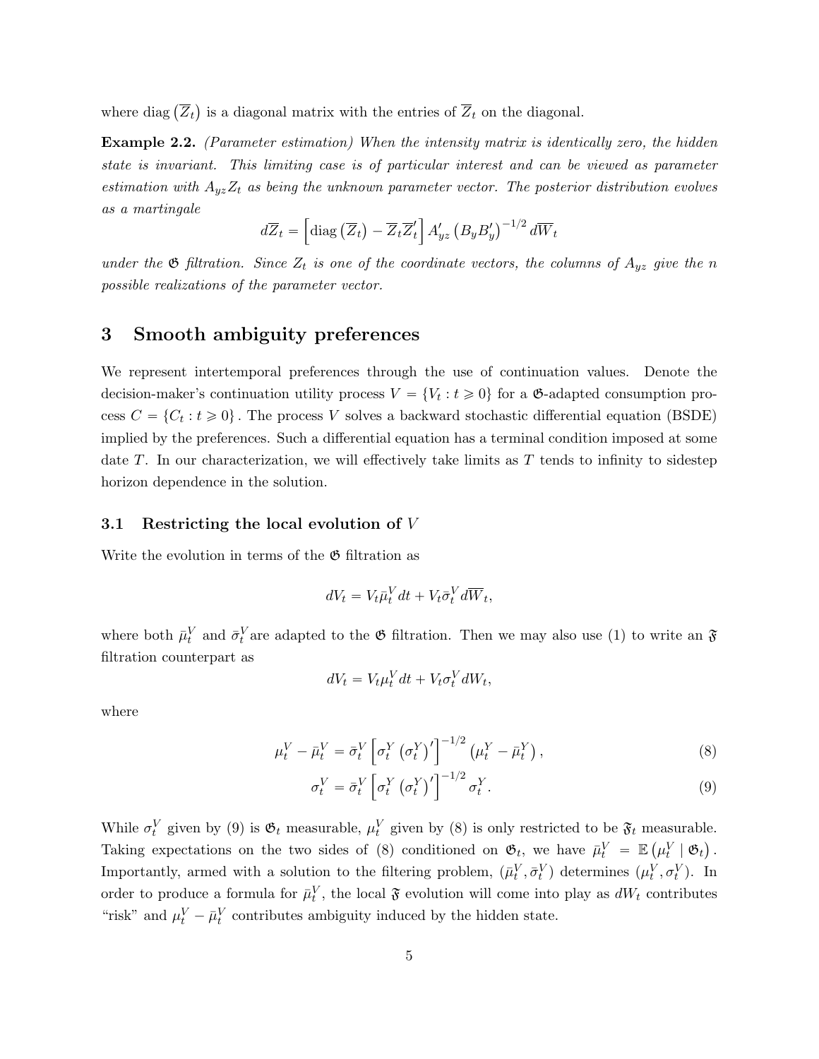where diag $\left(\overline{Z}_t\right)$ is a diagonal matrix with the entries of $\overline{Z}_t$ on the diagonal.

**Example 2.2.** *(Parameter estimation) When the intensity matrix is identically zero, the hidden state is invariant. This limiting case is of particular interest and can be viewed as parameter estimation with $A_{yz}Z_t$ as being the unknown parameter vector. The posterior distribution evolves as a martingale*

$$d\overline{Z}_t = \left[\operatorname{diag}\left(\overline{Z}_t\right) - \overline{Z}_t \overline{Z}_t'\right] A_{yz}' \left(B_y B_y'\right)^{-1/2} d\overline{W}_t$$

*under the $\mathfrak{G}$ filtration. Since $Z_t$ is one of the coordinate vectors, the columns of $A_{yz}$ give the $n$ possible realizations of the parameter vector.*

# 3 Smooth ambiguity preferences

We represent intertemporal preferences through the use of continuation values. Denote the decision-maker's continuation utility process $V = \{V_t : t \geqslant 0\}$ for a $\mathfrak{G}$-adapted consumption process $C = \{C_t : t \geqslant 0\}$. The process $V$ solves a backward stochastic differential equation (BSDE) implied by the preferences. Such a differential equation has a terminal condition imposed at some date $T$. In our characterization, we will effectively take limits as $T$ tends to infinity to sidestep horizon dependence in the solution.

## 3.1 Restricting the local evolution of $V$

Write the evolution in terms of the $\mathfrak{G}$ filtration as

$$dV_t = V_t \bar{\mu}_t^V dt + V_t \bar{\sigma}_t^V d\overline{W}_t,$$

where both $\bar{\mu}_t^V$ and $\bar{\sigma}_t^V$ are adapted to the $\mathfrak{G}$ filtration. Then we may also use (1) to write an $\mathfrak{F}$ filtration counterpart as

$$dV_t = V_t \mu_t^V dt + V_t \sigma_t^V dW_t,$$

where

$$\mu_t^V - \bar{\mu}_t^V = \bar{\sigma}_t^V \left[\sigma_t^Y \left(\sigma_t^Y\right)'\right]^{-1/2} \left(\mu_t^Y - \bar{\mu}_t^Y\right), \tag{8}$$

$$\sigma_t^V = \bar{\sigma}_t^V \left[\sigma_t^Y \left(\sigma_t^Y\right)'\right]^{-1/2} \sigma_t^Y. \tag{9}$$

While $\sigma_t^V$ given by (9) is $\mathfrak{G}_t$ measurable, $\mu_t^V$ given by (8) is only restricted to be $\mathfrak{F}_t$ measurable. Taking expectations on the two sides of (8) conditioned on $\mathfrak{G}_t$, we have $\bar{\mu}_t^V = \mathbb{E}\left(\mu_t^V \mid \mathfrak{G}_t\right)$. Importantly, armed with a solution to the filtering problem, $(\bar{\mu}_t^V, \bar{\sigma}_t^V)$ determines $(\mu_t^V, \sigma_t^V)$. In order to produce a formula for $\bar{\mu}_t^V$, the local $\mathfrak{F}$ evolution will come into play as $dW_t$ contributes "risk" and $\mu_t^V - \bar{\mu}_t^V$ contributes ambiguity induced by the hidden state.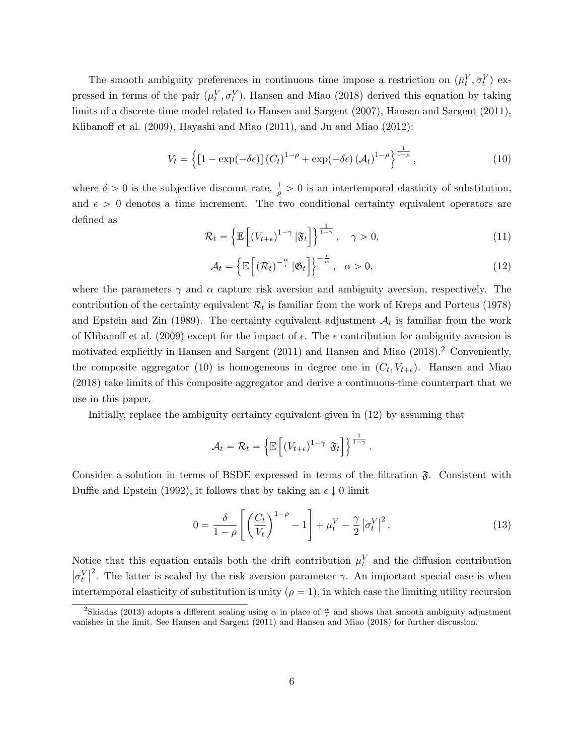The smooth ambiguity preferences in continuous time impose a restriction on $(\bar{\mu}_t^V, \bar{\sigma}_t^V)$ expressed in terms of the pair $(\mu_t^V, \sigma_t^V)$. Hansen and Miao (2018) derived this equation by taking limits of a discrete-time model related to Hansen and Sargent (2007), Hansen and Sargent (2011), Klibanoff et al. (2009), Hayashi and Miao (2011), and Ju and Miao (2012):

$$V_t = \left\{ [1 - \exp(-\delta\epsilon)] (C_t)^{1-\rho} + \exp(-\delta\epsilon) (\mathcal{A}_t)^{1-\rho} \right\}^{\frac{1}{1-\rho}}, \tag{10}$$

where $\delta > 0$ is the subjective discount rate, $\frac{1}{\rho} > 0$ is an intertemporal elasticity of substitution, and $\epsilon > 0$ denotes a time increment. The two conditional certainty equivalent operators are defined as

$$\mathcal{R}_t = \left\{ \mathbb{E}\left[ (V_{t+\epsilon})^{1-\gamma} | \mathfrak{F}_t \right] \right\}^{\frac{1}{1-\gamma}}, \quad \gamma > 0, \tag{11}$$

$$\mathcal{A}_t = \left\{ \mathbb{E}\left[ (\mathcal{R}_t)^{-\frac{\alpha}{\epsilon}} | \mathfrak{G}_t \right] \right\}^{-\frac{\epsilon}{\alpha}}, \quad \alpha > 0, \tag{12}$$

where the parameters $\gamma$ and $\alpha$ capture risk aversion and ambiguity aversion, respectively. The contribution of the certainty equivalent $\mathcal{R}_t$ is familiar from the work of Kreps and Porteus (1978) and Epstein and Zin (1989). The certainty equivalent adjustment $\mathcal{A}_t$ is familiar from the work of Klibanoff et al. (2009) except for the impact of $\epsilon$. The $\epsilon$ contribution for ambiguity aversion is motivated explicitly in Hansen and Sargent (2011) and Hansen and Miao (2018).[2] Conveniently, the composite aggregator (10) is homogeneous in degree one in $(C_t, V_{t+\epsilon})$. Hansen and Miao (2018) take limits of this composite aggregator and derive a continuous-time counterpart that we use in this paper.

Initially, replace the ambiguity certainty equivalent given in (12) by assuming that

$$\mathcal{A}_t = \mathcal{R}_t = \left\{ \mathbb{E}\left[ (V_{t+\epsilon})^{1-\gamma} | \mathfrak{F}_t \right] \right\}^{\frac{1}{1-\gamma}}.$$

Consider a solution in terms of BSDE expressed in terms of the filtration $\mathfrak{F}$. Consistent with Duffie and Epstein (1992), it follows that by taking an $\epsilon \downarrow 0$ limit

$$0 = \frac{\delta}{1-\rho} \left[ \left( \frac{C_t}{V_t} \right)^{1-\rho} - 1 \right] + \mu_t^V - \frac{\gamma}{2} \left| \sigma_t^V \right|^2. \tag{13}$$

Notice that this equation entails both the drift contribution $\mu_t^V$ and the diffusion contribution $\left|\sigma_t^V\right|^2$. The latter is scaled by the risk aversion parameter $\gamma$. An important special case is when intertemporal elasticity of substitution is unity ($\rho = 1$), in which case the limiting utility recursion

[2] Skiadas (2013) adopts a different scaling using $\alpha$ in place of $\frac{\alpha}{\epsilon}$ and shows that smooth ambiguity adjustment vanishes in the limit. See Hansen and Sargent (2011) and Hansen and Miao (2018) for further discussion.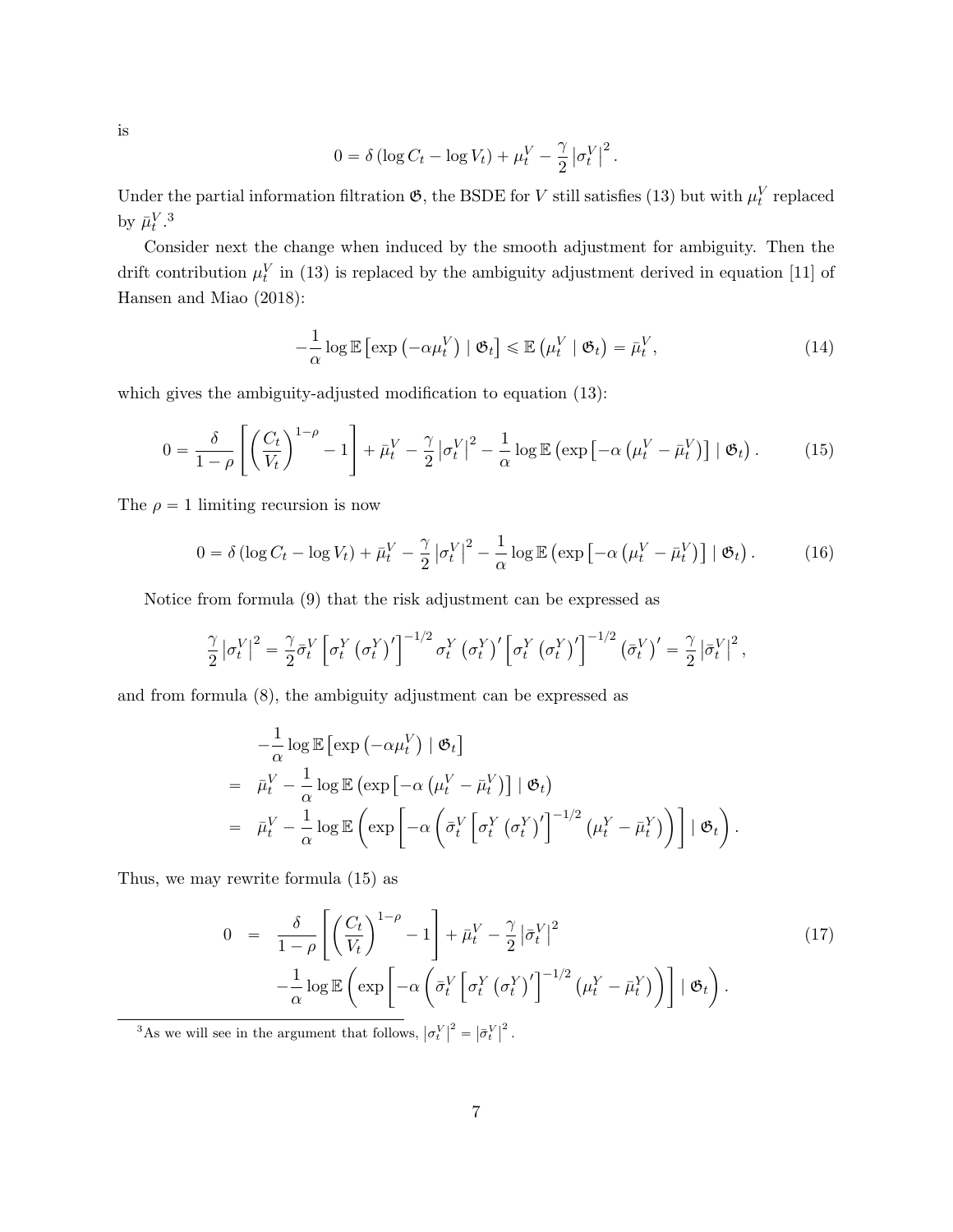is

$$0 = \delta \left( \log C_t - \log V_t \right) + \mu_t^V - \frac{\gamma}{2} \left| \sigma_t^V \right|^2 .$$

Under the partial information filtration $\mathfrak{G}$, the BSDE for $V$ still satisfies (13) but with $\mu_t^V$ replaced by $\bar{\mu}_t^V$.[3]

Consider next the change when induced by the smooth adjustment for ambiguity. Then the drift contribution $\mu_t^V$ in (13) is replaced by the ambiguity adjustment derived in equation [11] of Hansen and Miao (2018):

$$-\frac{1}{\alpha} \log \mathbb{E} \left[ \exp \left( -\alpha \mu_t^V \right) \mid \mathfrak{G}_t \right] \leqslant \mathbb{E} \left( \mu_t^V \mid \mathfrak{G}_t \right) = \bar{\mu}_t^V , \tag{14}$$

which gives the ambiguity-adjusted modification to equation (13):

$$0 = \frac{\delta}{1-\rho} \left[ \left( \frac{C_t}{V_t} \right)^{1-\rho} - 1 \right] + \bar{\mu}_t^V - \frac{\gamma}{2} \left| \sigma_t^V \right|^2 - \frac{1}{\alpha} \log \mathbb{E} \left( \exp \left[ -\alpha \left( \mu_t^V - \bar{\mu}_t^V \right) \right] \mid \mathfrak{G}_t \right) . \tag{15}$$

The $\rho = 1$ limiting recursion is now

$$0 = \delta \left( \log C_t - \log V_t \right) + \bar{\mu}_t^V - \frac{\gamma}{2} \left| \sigma_t^V \right|^2 - \frac{1}{\alpha} \log \mathbb{E} \left( \exp \left[ -\alpha \left( \mu_t^V - \bar{\mu}_t^V \right) \right] \mid \mathfrak{G}_t \right) . \tag{16}$$

Notice from formula (9) that the risk adjustment can be expressed as

$$\frac{\gamma}{2} \left| \sigma_t^V \right|^2 = \frac{\gamma}{2} \bar{\sigma}_t^V \left[ \sigma_t^Y \left( \sigma_t^Y \right)' \right]^{-1/2} \sigma_t^Y \left( \sigma_t^Y \right)' \left[ \sigma_t^Y \left( \sigma_t^Y \right)' \right]^{-1/2} \left( \bar{\sigma}_t^V \right)' = \frac{\gamma}{2} \left| \bar{\sigma}_t^V \right|^2 ,$$

and from formula (8), the ambiguity adjustment can be expressed as

$$\begin{aligned}
& -\frac{1}{\alpha} \log \mathbb{E} \left[ \exp \left( -\alpha \mu_t^V \right) \mid \mathfrak{G}_t \right] \\
= \;& \bar{\mu}_t^V - \frac{1}{\alpha} \log \mathbb{E} \left( \exp \left[ -\alpha \left( \mu_t^V - \bar{\mu}_t^V \right) \right] \mid \mathfrak{G}_t \right) \\
= \;& \bar{\mu}_t^V - \frac{1}{\alpha} \log \mathbb{E} \left( \exp \left[ -\alpha \left( \bar{\sigma}_t^V \left[ \sigma_t^Y \left( \sigma_t^Y \right)' \right]^{-1/2} \left( \mu_t^Y - \bar{\mu}_t^Y \right) \right) \right] \mid \mathfrak{G}_t \right) .
\end{aligned}$$

Thus, we may rewrite formula (15) as

$$\begin{aligned}
0 \;=\; & \frac{\delta}{1-\rho} \left[ \left( \frac{C_t}{V_t} \right)^{1-\rho} - 1 \right] + \bar{\mu}_t^V - \frac{\gamma}{2} \left| \bar{\sigma}_t^V \right|^2 \\
& - \frac{1}{\alpha} \log \mathbb{E} \left( \exp \left[ -\alpha \left( \bar{\sigma}_t^V \left[ \sigma_t^Y \left( \sigma_t^Y \right)' \right]^{-1/2} \left( \mu_t^Y - \bar{\mu}_t^Y \right) \right) \right] \mid \mathfrak{G}_t \right) .
\end{aligned} \tag{17}$$

[3] As we will see in the argument that follows, $\left| \sigma_t^V \right|^2 = \left| \bar{\sigma}_t^V \right|^2$.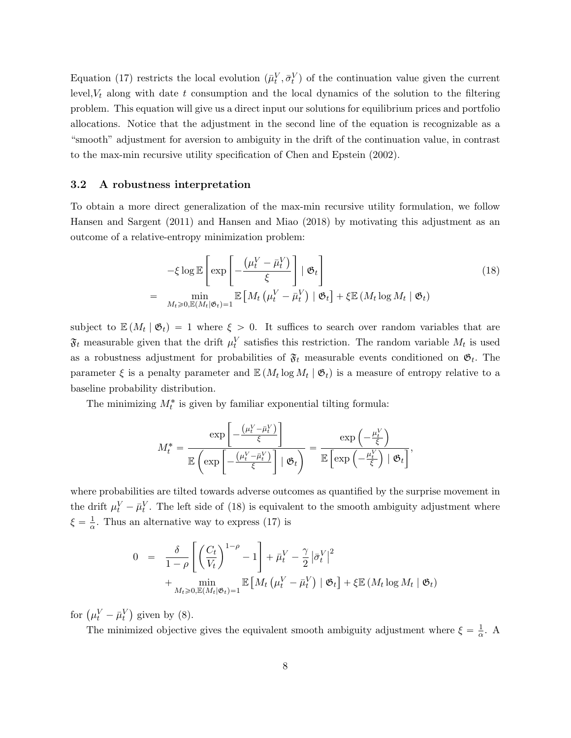Equation (17) restricts the local evolution $(\bar{\mu}_t^V, \bar{\sigma}_t^V)$ of the continuation value given the current level, $V_t$ along with date $t$ consumption and the local dynamics of the solution to the filtering problem. This equation will give us a direct input our solutions for equilibrium prices and portfolio allocations. Notice that the adjustment in the second line of the equation is recognizable as a "smooth" adjustment for aversion to ambiguity in the drift of the continuation value, in contrast to the max-min recursive utility specification of Chen and Epstein (2002).

### 3.2 A robustness interpretation

To obtain a more direct generalization of the max-min recursive utility formulation, we follow Hansen and Sargent (2011) and Hansen and Miao (2018) by motivating this adjustment as an outcome of a relative-entropy minimization problem:

$$
\begin{aligned}
& -\xi \log \mathbb{E}\left[\exp\left[-\frac{\left(\mu_t^V - \bar{\mu}_t^V\right)}{\xi}\right] \mid \mathfrak{G}_t\right] \\
= & \min_{M_t \geqslant 0, \mathbb{E}(M_t \mid \mathfrak{G}_t)=1} \mathbb{E}\left[M_t\left(\mu_t^V - \bar{\mu}_t^V\right) \mid \mathfrak{G}_t\right] + \xi \mathbb{E}\left(M_t \log M_t \mid \mathfrak{G}_t\right)
\end{aligned} \tag{18}
$$

subject to $\mathbb{E}\left(M_t \mid \mathfrak{G}_t\right) = 1$ where $\xi > 0$. It suffices to search over random variables that are $\mathfrak{F}_t$ measurable given that the drift $\mu_t^V$ satisfies this restriction. The random variable $M_t$ is used as a robustness adjustment for probabilities of $\mathfrak{F}_t$ measurable events conditioned on $\mathfrak{G}_t$. The parameter $\xi$ is a penalty parameter and $\mathbb{E}\left(M_t \log M_t \mid \mathfrak{G}_t\right)$ is a measure of entropy relative to a baseline probability distribution.

The minimizing $M_t^*$ is given by familiar exponential tilting formula:

$$
M_t^* = \frac{\exp\left[-\frac{\left(\mu_t^V - \bar{\mu}_t^V\right)}{\xi}\right]}{\mathbb{E}\left(\exp\left[-\frac{\left(\mu_t^V - \bar{\mu}_t^V\right)}{\xi}\right] \mid \mathfrak{G}_t\right)} = \frac{\exp\left(-\frac{\mu_t^V}{\xi}\right)}{\mathbb{E}\left[\exp\left(-\frac{\mu_t^V}{\xi}\right) \mid \mathfrak{G}_t\right]},
$$

where probabilities are tilted towards adverse outcomes as quantified by the surprise movement in the drift $\mu_t^V - \bar{\mu}_t^V$. The left side of (18) is equivalent to the smooth ambiguity adjustment where $\xi = \frac{1}{\alpha}$. Thus an alternative way to express (17) is

$$
\begin{aligned}
0 \;=\; & \frac{\delta}{1-\rho}\left[\left(\frac{C_t}{V_t}\right)^{1-\rho} - 1\right] + \bar{\mu}_t^V - \frac{\gamma}{2}\left|\bar{\sigma}_t^V\right|^2 \\
& + \min_{M_t \geqslant 0, \mathbb{E}(M_t \mid \mathfrak{G}_t)=1} \mathbb{E}\left[M_t\left(\mu_t^V - \bar{\mu}_t^V\right) \mid \mathfrak{G}_t\right] + \xi \mathbb{E}\left(M_t \log M_t \mid \mathfrak{G}_t\right)
\end{aligned}
$$

for $\left(\mu_t^V - \bar{\mu}_t^V\right)$ given by (8).

The minimized objective gives the equivalent smooth ambiguity adjustment where $\xi = \frac{1}{\alpha}$. A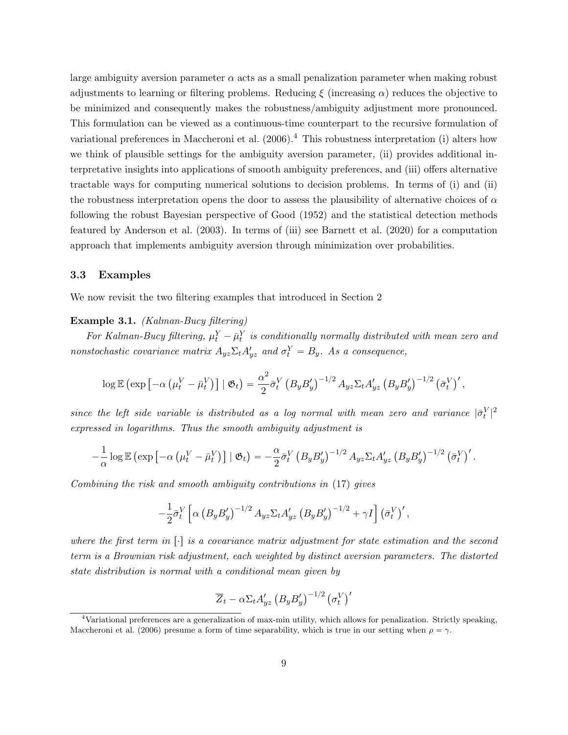large ambiguity aversion parameter $\alpha$ acts as a small penalization parameter when making robust adjustments to learning or filtering problems. Reducing $\xi$ (increasing $\alpha$) reduces the objective to be minimized and consequently makes the robustness/ambiguity adjustment more pronounced. This formulation can be viewed as a continuous-time counterpart to the recursive formulation of variational preferences in Maccheroni et al. (2006).[4] This robustness interpretation (i) alters how we think of plausible settings for the ambiguity aversion parameter, (ii) provides additional interpretative insights into applications of smooth ambiguity preferences, and (iii) offers alternative tractable ways for computing numerical solutions to decision problems. In terms of (i) and (ii) the robustness interpretation opens the door to assess the plausibility of alternative choices of $\alpha$ following the robust Bayesian perspective of Good (1952) and the statistical detection methods featured by Anderson et al. (2003). In terms of (iii) see Barnett et al. (2020) for a computation approach that implements ambiguity aversion through minimization over probabilities.

### 3.3 Examples

We now revisit the two filtering examples that introduced in Section 2

**Example 3.1.** *(Kalman-Bucy filtering)*

*For Kalman-Bucy filtering, $\mu_t^Y - \bar{\mu}_t^Y$ is conditionally normally distributed with mean zero and nonstochastic covariance matrix $A_{yz}\Sigma_t A_{yz}'$ and $\sigma_t^Y = B_y$. As a consequence,*

$$\log \mathbb{E}\left(\exp\left[-\alpha\left(\mu_t^V - \bar{\mu}_t^V\right)\right] \mid \mathfrak{G}_t\right) = \frac{\alpha^2}{2}\bar{\sigma}_t^V \left(B_y B_y'\right)^{-1/2} A_{yz}\Sigma_t A_{yz}' \left(B_y B_y'\right)^{-1/2} \left(\bar{\sigma}_t^V\right)',$$

*since the left side variable is distributed as a log normal with mean zero and variance $|\bar{\sigma}_t^V|^2$ expressed in logarithms. Thus the smooth ambiguity adjustment is*

$$-\frac{1}{\alpha}\log \mathbb{E}\left(\exp\left[-\alpha\left(\mu_t^V - \bar{\mu}_t^V\right)\right] \mid \mathfrak{G}_t\right) = -\frac{\alpha}{2}\bar{\sigma}_t^V \left(B_y B_y'\right)^{-1/2} A_{yz}\Sigma_t A_{yz}' \left(B_y B_y'\right)^{-1/2} \left(\bar{\sigma}_t^V\right)'.$$

*Combining the risk and smooth ambiguity contributions in* (17) *gives*

$$-\frac{1}{2}\bar{\sigma}_t^V \left[\alpha \left(B_y B_y'\right)^{-1/2} A_{yz}\Sigma_t A_{yz}' \left(B_y B_y'\right)^{-1/2} + \gamma I\right] \left(\bar{\sigma}_t^V\right)',$$

*where the first term in $[\cdot]$ is a covariance matrix adjustment for state estimation and the second term is a Brownian risk adjustment, each weighted by distinct aversion parameters. The distorted state distribution is normal with a conditional mean given by*

$$\overline{Z}_t - \alpha \Sigma_t A_{yz}' \left(B_y B_y'\right)^{-1/2} \left(\sigma_t^V\right)'$$

[4] Variational preferences are a generalization of max-min utility, which allows for penalization. Strictly speaking, Maccheroni et al. (2006) presume a form of time separability, which is true in our setting when $\rho = \gamma$.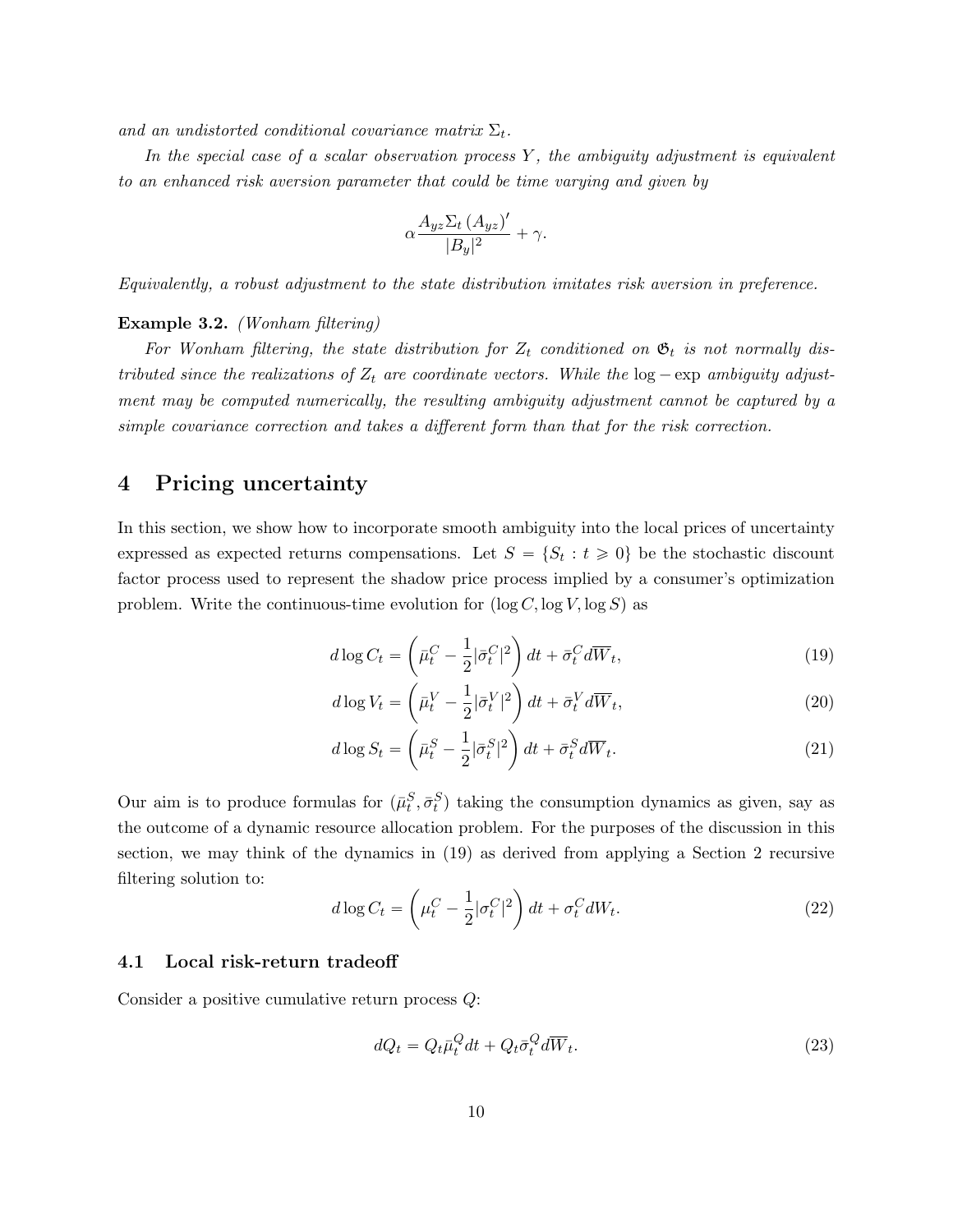*and an undistorted conditional covariance matrix $\Sigma_t$.*

*In the special case of a scalar observation process $Y$, the ambiguity adjustment is equivalent to an enhanced risk aversion parameter that could be time varying and given by*

$$\alpha \frac{A_{yz}\Sigma_t \left(A_{yz}\right)'}{|B_y|^2} + \gamma.$$

*Equivalently, a robust adjustment to the state distribution imitates risk aversion in preference.*

**Example 3.2.** *(Wonham filtering)*

*For Wonham filtering, the state distribution for $Z_t$ conditioned on $\mathfrak{G}_t$ is not normally distributed since the realizations of $Z_t$ are coordinate vectors. While the $\log - \exp$ ambiguity adjustment may be computed numerically, the resulting ambiguity adjustment cannot be captured by a simple covariance correction and takes a different form than that for the risk correction.*

# 4 Pricing uncertainty

In this section, we show how to incorporate smooth ambiguity into the local prices of uncertainty expressed as expected returns compensations. Let $S = \{S_t : t \geqslant 0\}$ be the stochastic discount factor process used to represent the shadow price process implied by a consumer's optimization problem. Write the continuous-time evolution for $(\log C, \log V, \log S)$ as

$$d \log C_t = \left( \bar{\mu}_t^C - \frac{1}{2}|\bar{\sigma}_t^C|^2 \right) dt + \bar{\sigma}_t^C d\overline{W}_t, \tag{19}$$

$$d \log V_t = \left( \bar{\mu}_t^V - \frac{1}{2}|\bar{\sigma}_t^V|^2 \right) dt + \bar{\sigma}_t^V d\overline{W}_t, \tag{20}$$

$$d \log S_t = \left( \bar{\mu}_t^S - \frac{1}{2}|\bar{\sigma}_t^S|^2 \right) dt + \bar{\sigma}_t^S d\overline{W}_t. \tag{21}$$

Our aim is to produce formulas for $(\bar{\mu}_t^S, \bar{\sigma}_t^S)$ taking the consumption dynamics as given, say as the outcome of a dynamic resource allocation problem. For the purposes of the discussion in this section, we may think of the dynamics in (19) as derived from applying a Section 2 recursive filtering solution to:

$$d \log C_t = \left( \mu_t^C - \frac{1}{2}|\sigma_t^C|^2 \right) dt + \sigma_t^C dW_t. \tag{22}$$

### 4.1 Local risk-return tradeoff

Consider a positive cumulative return process $Q$:

$$dQ_t = Q_t \bar{\mu}_t^Q dt + Q_t \bar{\sigma}_t^Q d\overline{W}_t. \tag{23}$$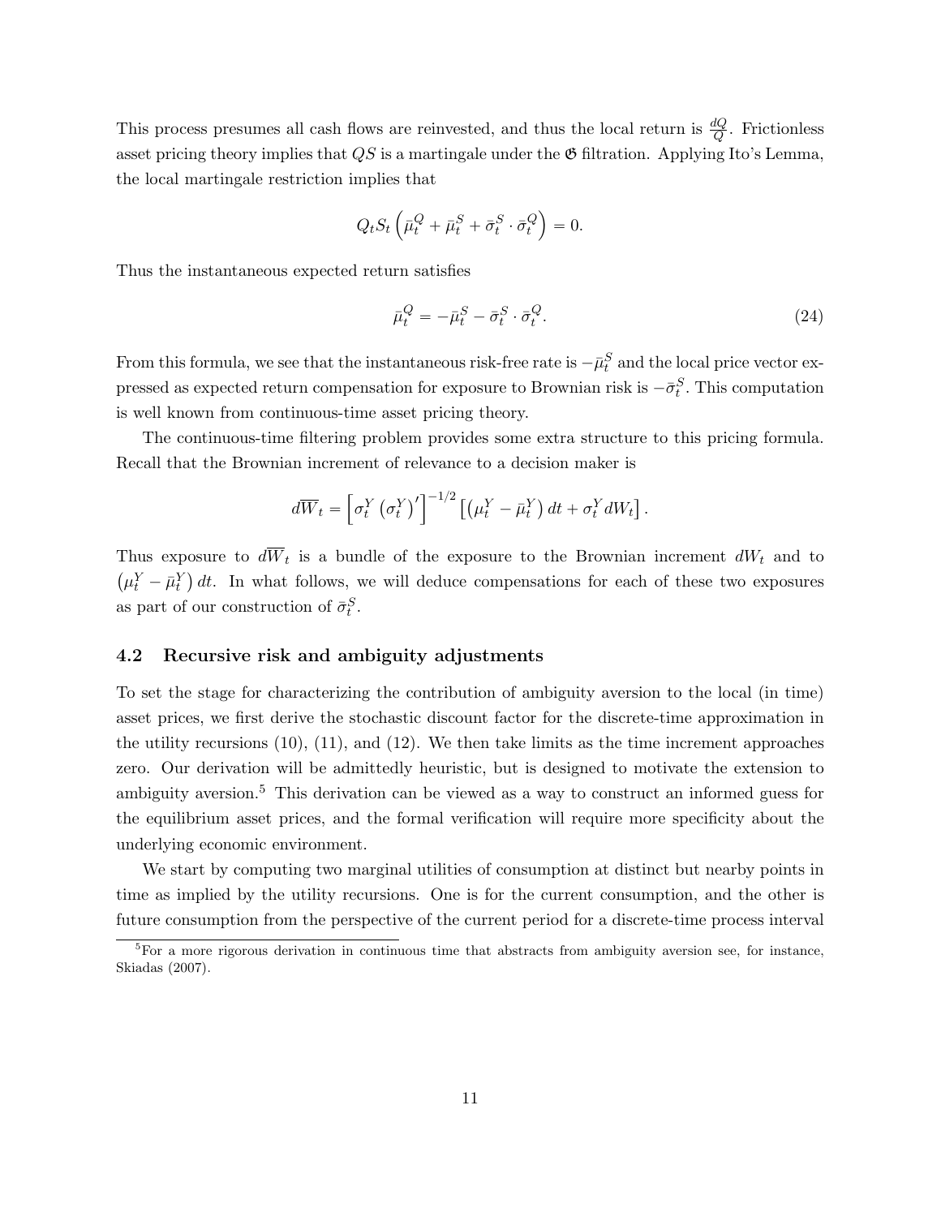This process presumes all cash flows are reinvested, and thus the local return is $\frac{dQ}{Q}$. Frictionless asset pricing theory implies that $QS$ is a martingale under the $\mathfrak{G}$ filtration. Applying Ito's Lemma, the local martingale restriction implies that

$$Q_t S_t \left( \bar{\mu}_t^Q + \bar{\mu}_t^S + \bar{\sigma}_t^S \cdot \bar{\sigma}_t^Q \right) = 0.$$

Thus the instantaneous expected return satisfies

$$\bar{\mu}_t^Q = -\bar{\mu}_t^S - \bar{\sigma}_t^S \cdot \bar{\sigma}_t^Q. \tag{24}$$

From this formula, we see that the instantaneous risk-free rate is $-\bar{\mu}_t^S$ and the local price vector expressed as expected return compensation for exposure to Brownian risk is $-\bar{\sigma}_t^S$. This computation is well known from continuous-time asset pricing theory.

The continuous-time filtering problem provides some extra structure to this pricing formula. Recall that the Brownian increment of relevance to a decision maker is

$$d\overline{W}_t = \left[ \sigma_t^Y \left( \sigma_t^Y \right)' \right]^{-1/2} \left[ \left( \mu_t^Y - \bar{\mu}_t^Y \right) dt + \sigma_t^Y dW_t \right].$$

Thus exposure to $d\overline{W}_t$ is a bundle of the exposure to the Brownian increment $dW_t$ and to $\left( \mu_t^Y - \bar{\mu}_t^Y \right) dt$. In what follows, we will deduce compensations for each of these two exposures as part of our construction of $\bar{\sigma}_t^S$.

### 4.2 Recursive risk and ambiguity adjustments

To set the stage for characterizing the contribution of ambiguity aversion to the local (in time) asset prices, we first derive the stochastic discount factor for the discrete-time approximation in the utility recursions (10), (11), and (12). We then take limits as the time increment approaches zero. Our derivation will be admittedly heuristic, but is designed to motivate the extension to ambiguity aversion.[5] This derivation can be viewed as a way to construct an informed guess for the equilibrium asset prices, and the formal verification will require more specificity about the underlying economic environment.

We start by computing two marginal utilities of consumption at distinct but nearby points in time as implied by the utility recursions. One is for the current consumption, and the other is future consumption from the perspective of the current period for a discrete-time process interval

[5] For a more rigorous derivation in continuous time that abstracts from ambiguity aversion see, for instance, Skiadas (2007).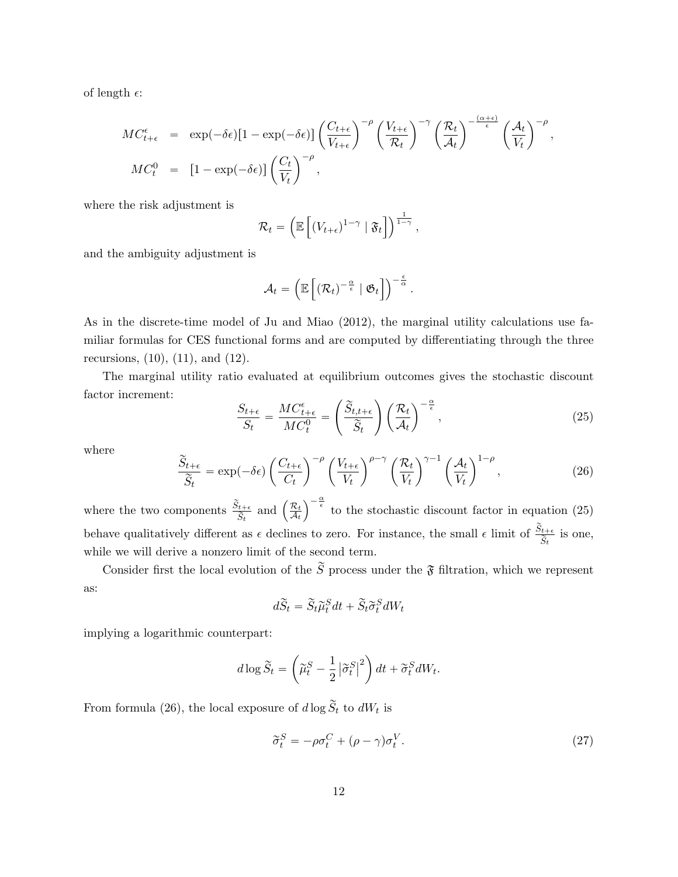of length $\epsilon$:

$$
\begin{aligned}
MC^{\epsilon}_{t+\epsilon} &= \exp(-\delta\epsilon)[1-\exp(-\delta\epsilon)]\left(\frac{C_{t+\epsilon}}{V_{t+\epsilon}}\right)^{-\rho}\left(\frac{V_{t+\epsilon}}{\mathcal{R}_t}\right)^{-\gamma}\left(\frac{\mathcal{R}_t}{\mathcal{A}_t}\right)^{-\frac{(\alpha+\epsilon)}{\epsilon}}\left(\frac{\mathcal{A}_t}{V_t}\right)^{-\rho}, \\
MC^{0}_{t} &= [1-\exp(-\delta\epsilon)]\left(\frac{C_t}{V_t}\right)^{-\rho},
\end{aligned}
$$

where the risk adjustment is

$$
\mathcal{R}_t = \left(\mathbb{E}\left[(V_{t+\epsilon})^{1-\gamma} \mid \mathfrak{F}_t\right]\right)^{\frac{1}{1-\gamma}},
$$

and the ambiguity adjustment is

$$
\mathcal{A}_t = \left(\mathbb{E}\left[(\mathcal{R}_t)^{-\frac{\alpha}{\epsilon}} \mid \mathfrak{G}_t\right]\right)^{-\frac{\epsilon}{\alpha}}.
$$

As in the discrete-time model of Ju and Miao (2012), the marginal utility calculations use familiar formulas for CES functional forms and are computed by differentiating through the three recursions, (10), (11), and (12).

The marginal utility ratio evaluated at equilibrium outcomes gives the stochastic discount factor increment:

$$
\frac{S_{t+\epsilon}}{S_t} = \frac{MC^{\epsilon}_{t+\epsilon}}{MC^{0}_{t}} = \left(\frac{\widetilde{S}_{t,t+\epsilon}}{\widetilde{S}_t}\right)\left(\frac{\mathcal{R}_t}{\mathcal{A}_t}\right)^{-\frac{\alpha}{\epsilon}}, \tag{25}
$$

where

$$
\frac{\widetilde{S}_{t+\epsilon}}{\widetilde{S}_t} = \exp(-\delta\epsilon)\left(\frac{C_{t+\epsilon}}{C_t}\right)^{-\rho}\left(\frac{V_{t+\epsilon}}{V_t}\right)^{\rho-\gamma}\left(\frac{\mathcal{R}_t}{V_t}\right)^{\gamma-1}\left(\frac{\mathcal{A}_t}{V_t}\right)^{1-\rho}, \tag{26}
$$

where the two components $\frac{\widetilde{S}_{t+\epsilon}}{\widetilde{S}_t}$ and $\left(\frac{\mathcal{R}_t}{\mathcal{A}_t}\right)^{-\frac{\alpha}{\epsilon}}$ to the stochastic discount factor in equation (25) behave qualitatively different as $\epsilon$ declines to zero. For instance, the small $\epsilon$ limit of $\frac{\widetilde{S}_{t+\epsilon}}{\widetilde{S}_t}$ is one, while we will derive a nonzero limit of the second term.

Consider first the local evolution of the $\widetilde{S}$ process under the $\mathfrak{F}$ filtration, which we represent as:

$$
d\widetilde{S}_t = \widetilde{S}_t\widetilde{\mu}^S_t dt + \widetilde{S}_t\widetilde{\sigma}^S_t dW_t
$$

implying a logarithmic counterpart:

$$
d\log\widetilde{S}_t = \left(\widetilde{\mu}^S_t - \frac{1}{2}\left|\widetilde{\sigma}^S_t\right|^2\right)dt + \widetilde{\sigma}^S_t dW_t.
$$

From formula (26), the local exposure of $d\log\widetilde{S}_t$ to $dW_t$ is

$$
\widetilde{\sigma}^S_t = -\rho\sigma^C_t + (\rho-\gamma)\sigma^V_t. \tag{27}
$$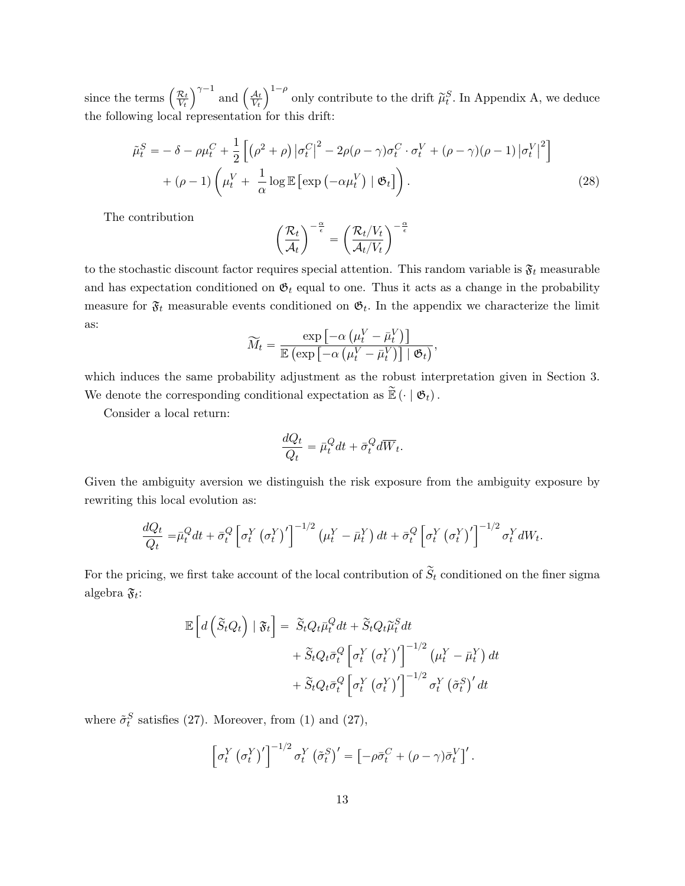since the terms $\left(\frac{\mathcal{R}_t}{V_t}\right)^{\gamma-1}$ and $\left(\frac{\mathcal{A}_t}{V_t}\right)^{1-\rho}$ only contribute to the drift $\widetilde{\mu}_t^S$. In Appendix A, we deduce the following local representation for this drift:

$$
\begin{aligned}
\tilde{\mu}_t^S = & -\delta - \rho\mu_t^C + \frac{1}{2}\left[\left(\rho^2+\rho\right)\left|\sigma_t^C\right|^2 - 2\rho(\rho-\gamma)\sigma_t^C\cdot\sigma_t^V + (\rho-\gamma)(\rho-1)\left|\sigma_t^V\right|^2\right] \\
& + (\rho-1)\left(\mu_t^V + \frac{1}{\alpha}\log\mathbb{E}\left[\exp\left(-\alpha\mu_t^V\right)\mid\mathfrak{G}_t\right]\right).
\end{aligned} \tag{28}
$$

The contribution

$$
\left(\frac{\mathcal{R}_t}{\mathcal{A}_t}\right)^{-\frac{\alpha}{\epsilon}} = \left(\frac{\mathcal{R}_t/V_t}{\mathcal{A}_t/V_t}\right)^{-\frac{\alpha}{\epsilon}}
$$

to the stochastic discount factor requires special attention. This random variable is $\mathfrak{F}_t$ measurable and has expectation conditioned on $\mathfrak{G}_t$ equal to one. Thus it acts as a change in the probability measure for $\mathfrak{F}_t$ measurable events conditioned on $\mathfrak{G}_t$. In the appendix we characterize the limit as:

$$
\widetilde{M}_t = \frac{\exp\left[-\alpha\left(\mu_t^V - \bar{\mu}_t^V\right)\right]}{\mathbb{E}\left(\exp\left[-\alpha\left(\mu_t^V - \bar{\mu}_t^V\right)\right]\mid\mathfrak{G}_t\right)},
$$

which induces the same probability adjustment as the robust interpretation given in Section 3. We denote the corresponding conditional expectation as $\widetilde{\mathbb{E}}\left(\cdot\mid\mathfrak{G}_t\right)$.

Consider a local return:

$$
\frac{dQ_t}{Q_t} = \bar{\mu}_t^Q dt + \bar{\sigma}_t^Q d\overline{W}_t.
$$

Given the ambiguity aversion we distinguish the risk exposure from the ambiguity exposure by rewriting this local evolution as:

$$
\frac{dQ_t}{Q_t} = \bar{\mu}_t^Q dt + \bar{\sigma}_t^Q\left[\sigma_t^Y\left(\sigma_t^Y\right)'\right]^{-1/2}\left(\mu_t^Y - \bar{\mu}_t^Y\right)dt + \bar{\sigma}_t^Q\left[\sigma_t^Y\left(\sigma_t^Y\right)'\right]^{-1/2}\sigma_t^Y dW_t.
$$

For the pricing, we first take account of the local contribution of $\widetilde{S}_t$ conditioned on the finer sigma algebra $\mathfrak{F}_t$:

$$
\begin{aligned}
\mathbb{E}\left[d\left(\widetilde{S}_t Q_t\right)\mid\mathfrak{F}_t\right] = & \ \widetilde{S}_t Q_t\bar{\mu}_t^Q dt + \widetilde{S}_t Q_t\widetilde{\mu}_t^S dt \\
& + \widetilde{S}_t Q_t\bar{\sigma}_t^Q\left[\sigma_t^Y\left(\sigma_t^Y\right)'\right]^{-1/2}\left(\mu_t^Y - \bar{\mu}_t^Y\right)dt \\
& + \widetilde{S}_t Q_t\bar{\sigma}_t^Q\left[\sigma_t^Y\left(\sigma_t^Y\right)'\right]^{-1/2}\sigma_t^Y\left(\tilde{\sigma}_t^S\right)' dt
\end{aligned}
$$

where $\tilde{\sigma}_t^S$ satisfies (27). Moreover, from (1) and (27),

$$
\left[\sigma_t^Y\left(\sigma_t^Y\right)'\right]^{-1/2}\sigma_t^Y\left(\tilde{\sigma}_t^S\right)' = \left[-\rho\bar{\sigma}_t^C + (\rho-\gamma)\bar{\sigma}_t^V\right]'.
$$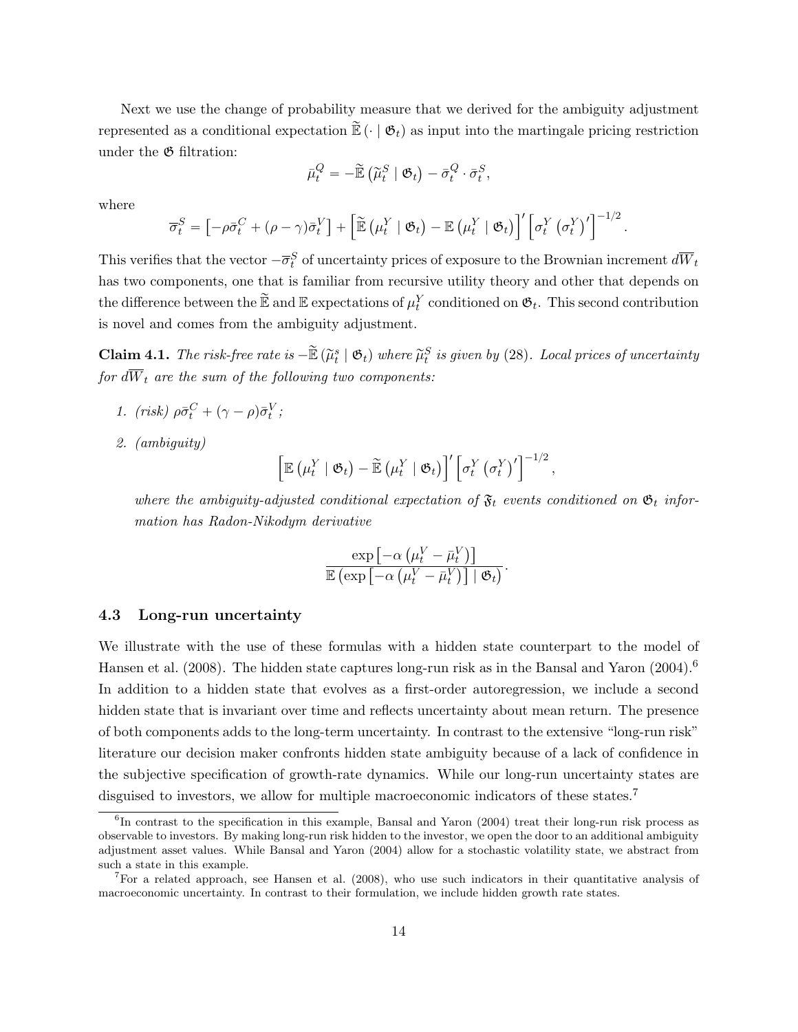Next we use the change of probability measure that we derived for the ambiguity adjustment represented as a conditional expectation $\widetilde{\mathbb{E}}\left(\cdot \mid \mathfrak{G}_t\right)$ as input into the martingale pricing restriction under the $\mathfrak{G}$ filtration:

$$
\bar{\mu}_t^Q = -\widetilde{\mathbb{E}}\left(\widetilde{\mu}_t^S \mid \mathfrak{G}_t\right) - \bar{\sigma}_t^Q \cdot \bar{\sigma}_t^S,
$$

where

$$
\overline{\sigma}_t^S = \left[-\rho\bar{\sigma}_t^C + (\rho - \gamma)\bar{\sigma}_t^V\right] + \left[\widetilde{\mathbb{E}}\left(\mu_t^Y \mid \mathfrak{G}_t\right) - \mathbb{E}\left(\mu_t^Y \mid \mathfrak{G}_t\right)\right]' \left[\sigma_t^Y \left(\sigma_t^Y\right)'\right]^{-1/2}.
$$

This verifies that the vector $-\overline{\sigma}_t^S$ of uncertainty prices of exposure to the Brownian increment $d\overline{W}_t$ has two components, one that is familiar from recursive utility theory and other that depends on the difference between the $\widetilde{\mathbb{E}}$ and $\mathbb{E}$ expectations of $\mu_t^Y$ conditioned on $\mathfrak{G}_t$. This second contribution is novel and comes from the ambiguity adjustment.

**Claim 4.1.** *The risk-free rate is* $-\widetilde{\mathbb{E}}\left(\widetilde{\mu}_t^s \mid \mathfrak{G}_t\right)$ *where* $\widetilde{\mu}_t^S$ *is given by* (28)*. Local prices of uncertainty for* $d\overline{W}_t$ *are the sum of the following two components:*

1. *(risk)* $\rho\bar{\sigma}_t^C + (\gamma - \rho)\bar{\sigma}_t^V$*;*
2. *(ambiguity)*

$$
\left[\mathbb{E}\left(\mu_t^Y \mid \mathfrak{G}_t\right) - \widetilde{\mathbb{E}}\left(\mu_t^Y \mid \mathfrak{G}_t\right)\right]' \left[\sigma_t^Y \left(\sigma_t^Y\right)'\right]^{-1/2},
$$

*where the ambiguity-adjusted conditional expectation of* $\mathfrak{F}_t$ *events conditioned on* $\mathfrak{G}_t$ *information has Radon-Nikodym derivative*

$$
\frac{\exp\left[-\alpha\left(\mu_t^V - \bar{\mu}_t^V\right)\right]}{\mathbb{E}\left(\exp\left[-\alpha\left(\mu_t^V - \bar{\mu}_t^V\right)\right] \mid \mathfrak{G}_t\right)}.
$$

### 4.3 Long-run uncertainty

We illustrate with the use of these formulas with a hidden state counterpart to the model of Hansen et al. (2008). The hidden state captures long-run risk as in the Bansal and Yaron (2004).[6] In addition to a hidden state that evolves as a first-order autoregression, we include a second hidden state that is invariant over time and reflects uncertainty about mean return. The presence of both components adds to the long-term uncertainty. In contrast to the extensive "long-run risk" literature our decision maker confronts hidden state ambiguity because of a lack of confidence in the subjective specification of growth-rate dynamics. While our long-run uncertainty states are disguised to investors, we allow for multiple macroeconomic indicators of these states.[7]

[6] In contrast to the specification in this example, Bansal and Yaron (2004) treat their long-run risk process as observable to investors. By making long-run risk hidden to the investor, we open the door to an additional ambiguity adjustment asset values. While Bansal and Yaron (2004) allow for a stochastic volatility state, we abstract from such a state in this example.

[7] For a related approach, see Hansen et al. (2008), who use such indicators in their quantitative analysis of macroeconomic uncertainty. In contrast to their formulation, we include hidden growth rate states.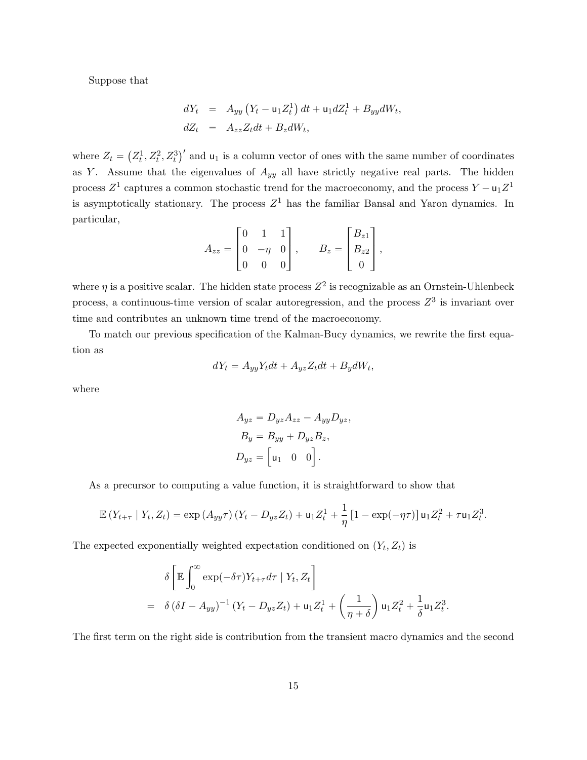Suppose that

$$
\begin{aligned}
dY_t &= A_{yy}\left(Y_t - \mathsf{u}_1 Z_t^1\right)dt + \mathsf{u}_1 dZ_t^1 + B_{yy}dW_t, \\
dZ_t &= A_{zz}Z_t dt + B_z dW_t,
\end{aligned}
$$

where $Z_t = \left(Z_t^1, Z_t^2, Z_t^3\right)'$ and $\mathsf{u}_1$ is a column vector of ones with the same number of coordinates as $Y$. Assume that the eigenvalues of $A_{yy}$ all have strictly negative real parts. The hidden process $Z^1$ captures a common stochastic trend for the macroeconomy, and the process $Y - \mathsf{u}_1 Z^1$ is asymptotically stationary. The process $Z^1$ has the familiar Bansal and Yaron dynamics. In particular,

$$
A_{zz} = \begin{bmatrix} 0 & 1 & 1 \\ 0 & -\eta & 0 \\ 0 & 0 & 0 \end{bmatrix}, \qquad B_z = \begin{bmatrix} B_{z1} \\ B_{z2} \\ 0 \end{bmatrix},
$$

where $\eta$ is a positive scalar. The hidden state process $Z^2$ is recognizable as an Ornstein-Uhlenbeck process, a continuous-time version of scalar autoregression, and the process $Z^3$ is invariant over time and contributes an unknown time trend of the macroeconomy.

To match our previous specification of the Kalman-Bucy dynamics, we rewrite the first equation as

$$
dY_t = A_{yy}Y_t dt + A_{yz}Z_t dt + B_y dW_t,
$$

where

$$
\begin{aligned}
A_{yz} &= D_{yz}A_{zz} - A_{yy}D_{yz}, \\
B_y &= B_{yy} + D_{yz}B_z, \\
D_{yz} &= \begin{bmatrix} \mathsf{u}_1 & 0 & 0 \end{bmatrix}.
\end{aligned}
$$

As a precursor to computing a value function, it is straightforward to show that

$$
\mathbb{E}\left(Y_{t+\tau} \mid Y_t, Z_t\right) = \exp\left(A_{yy}\tau\right)\left(Y_t - D_{yz}Z_t\right) + \mathsf{u}_1 Z_t^1 + \frac{1}{\eta}\left[1 - \exp(-\eta\tau)\right]\mathsf{u}_1 Z_t^2 + \tau \mathsf{u}_1 Z_t^3.
$$

The expected exponentially weighted expectation conditioned on $(Y_t, Z_t)$ is

$$
\begin{aligned}
&\delta\left[\mathbb{E}\int_0^\infty \exp(-\delta\tau)Y_{t+\tau}d\tau \mid Y_t, Z_t\right] \\
=\;& \delta\left(\delta I - A_{yy}\right)^{-1}\left(Y_t - D_{yz}Z_t\right) + \mathsf{u}_1 Z_t^1 + \left(\frac{1}{\eta + \delta}\right)\mathsf{u}_1 Z_t^2 + \frac{1}{\delta}\mathsf{u}_1 Z_t^3.
\end{aligned}
$$

The first term on the right side is contribution from the transient macro dynamics and the second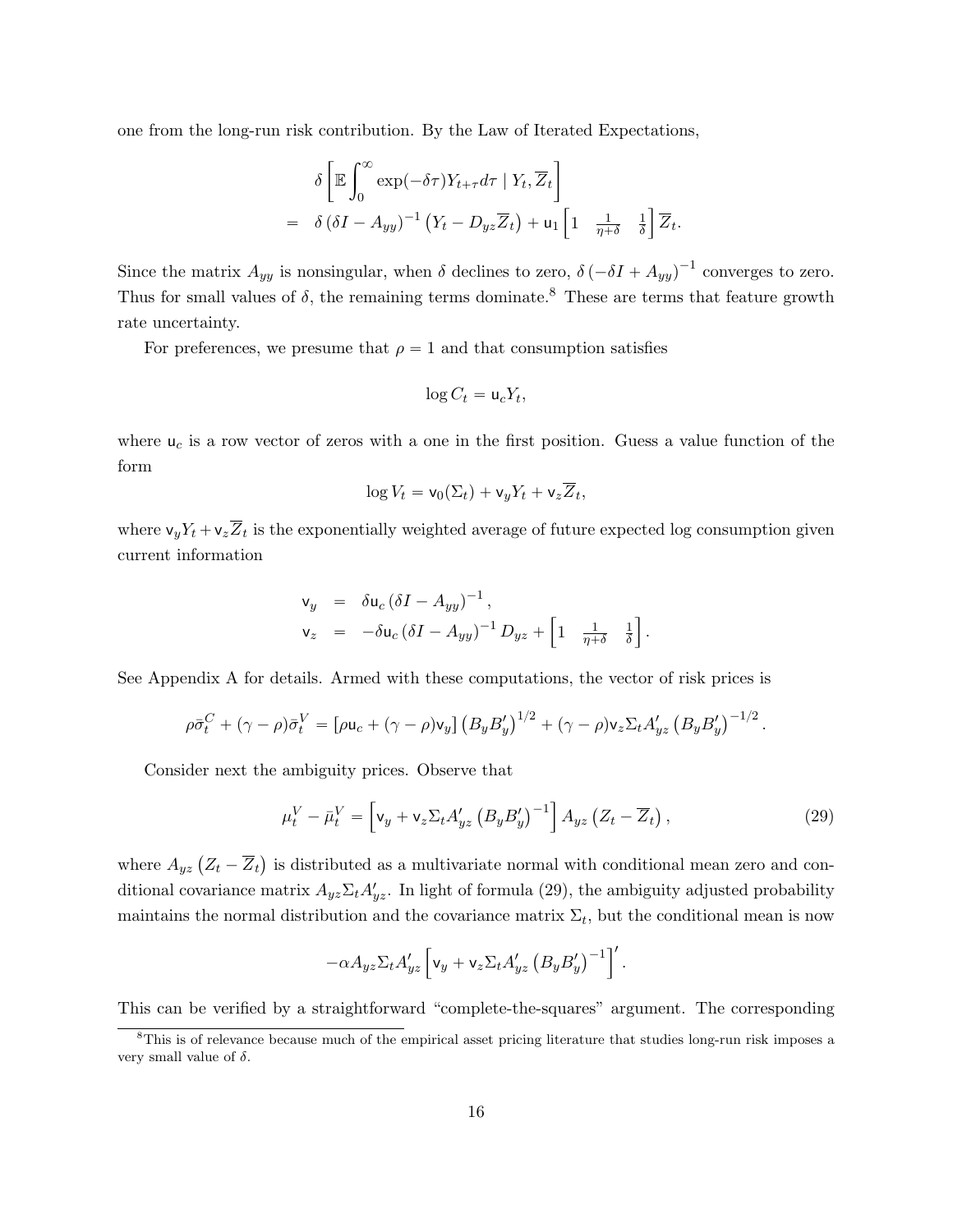one from the long-run risk contribution. By the Law of Iterated Expectations,

$$
\begin{aligned}
&\delta \left[ \mathbb{E} \int_0^\infty \exp(-\delta\tau) Y_{t+\tau} d\tau \mid Y_t, \overline{Z}_t \right] \\
=& \quad \delta \left( \delta I - A_{yy} \right)^{-1} \left( Y_t - D_{yz} \overline{Z}_t \right) + \mathsf{u}_1 \begin{bmatrix} 1 & \frac{1}{\eta+\delta} & \frac{1}{\delta} \end{bmatrix} \overline{Z}_t.
\end{aligned}
$$

Since the matrix $A_{yy}$ is nonsingular, when $\delta$ declines to zero, $\delta \left( -\delta I + A_{yy} \right)^{-1}$ converges to zero. Thus for small values of $\delta$, the remaining terms dominate.[8] These are terms that feature growth rate uncertainty.

For preferences, we presume that $\rho = 1$ and that consumption satisfies

$$
\log C_t = \mathsf{u}_c Y_t,
$$

where $\mathsf{u}_c$ is a row vector of zeros with a one in the first position. Guess a value function of the form

$$
\log V_t = \mathsf{v}_0(\Sigma_t) + \mathsf{v}_y Y_t + \mathsf{v}_z \overline{Z}_t,
$$

where $\mathsf{v}_y Y_t + \mathsf{v}_z \overline{Z}_t$ is the exponentially weighted average of future expected log consumption given current information

$$
\begin{aligned}
\mathsf{v}_y &= \delta \mathsf{u}_c \left( \delta I - A_{yy} \right)^{-1}, \\
\mathsf{v}_z &= -\delta \mathsf{u}_c \left( \delta I - A_{yy} \right)^{-1} D_{yz} + \begin{bmatrix} 1 & \frac{1}{\eta+\delta} & \frac{1}{\delta} \end{bmatrix}.
\end{aligned}
$$

See Appendix A for details. Armed with these computations, the vector of risk prices is

$$
\rho \bar{\sigma}_t^C + (\gamma - \rho) \bar{\sigma}_t^V = \left[ \rho \mathsf{u}_c + (\gamma - \rho) \mathsf{v}_y \right] \left( B_y B_y' \right)^{1/2} + (\gamma - \rho) \mathsf{v}_z \Sigma_t A_{yz}' \left( B_y B_y' \right)^{-1/2}.
$$

Consider next the ambiguity prices. Observe that

$$
\mu_t^V - \bar{\mu}_t^V = \left[ \mathsf{v}_y + \mathsf{v}_z \Sigma_t A_{yz}' \left( B_y B_y' \right)^{-1} \right] A_{yz} \left( Z_t - \overline{Z}_t \right), \tag{29}
$$

where $A_{yz} \left( Z_t - \overline{Z}_t \right)$ is distributed as a multivariate normal with conditional mean zero and conditional covariance matrix $A_{yz} \Sigma_t A_{yz}'$. In light of formula (29), the ambiguity adjusted probability maintains the normal distribution and the covariance matrix $\Sigma_t$, but the conditional mean is now

$$
-\alpha A_{yz} \Sigma_t A_{yz}' \left[ \mathsf{v}_y + \mathsf{v}_z \Sigma_t A_{yz}' \left( B_y B_y' \right)^{-1} \right]'.
$$

This can be verified by a straightforward "complete-the-squares" argument. The corresponding

[8] This is of relevance because much of the empirical asset pricing literature that studies long-run risk imposes a very small value of $\delta$.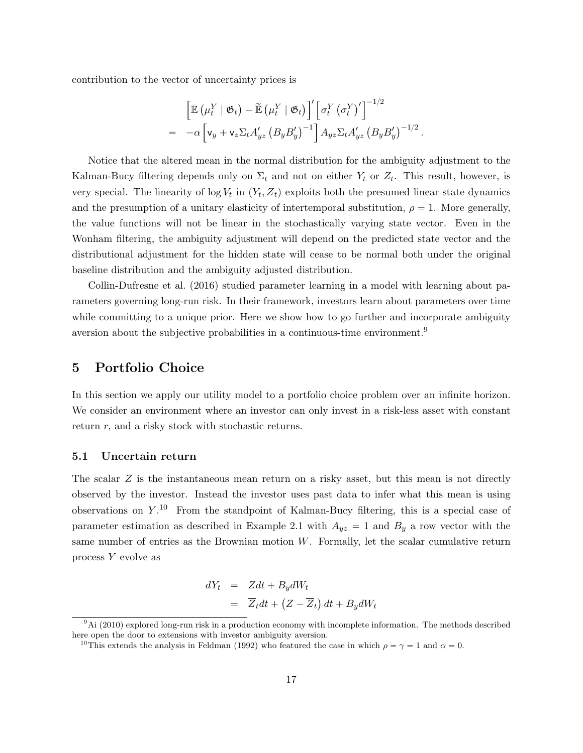contribution to the vector of uncertainty prices is

$$
\begin{aligned}
& \left[\mathbb{E}\left(\mu_t^Y \mid \mathfrak{G}_t\right) - \widetilde{\mathbb{E}}\left(\mu_t^Y \mid \mathfrak{G}_t\right)\right]' \left[\sigma_t^Y \left(\sigma_t^Y\right)'\right]^{-1/2} \\
= \quad & -\alpha \left[\mathsf{v}_y + \mathsf{v}_z \Sigma_t A_{yz}' \left(B_y B_y'\right)^{-1}\right] A_{yz} \Sigma_t A_{yz}' \left(B_y B_y'\right)^{-1/2}.
\end{aligned}
$$

Notice that the altered mean in the normal distribution for the ambiguity adjustment to the Kalman-Bucy filtering depends only on $\Sigma_t$ and not on either $Y_t$ or $Z_t$. This result, however, is very special. The linearity of $\log V_t$ in $(Y_t, \overline{Z}_t)$ exploits both the presumed linear state dynamics and the presumption of a unitary elasticity of intertemporal substitution, $\rho = 1$. More generally, the value functions will not be linear in the stochastically varying state vector. Even in the Wonham filtering, the ambiguity adjustment will depend on the predicted state vector and the distributional adjustment for the hidden state will cease to be normal both under the original baseline distribution and the ambiguity adjusted distribution.

Collin-Dufresne et al. (2016) studied parameter learning in a model with learning about parameters governing long-run risk. In their framework, investors learn about parameters over time while committing to a unique prior. Here we show how to go further and incorporate ambiguity aversion about the subjective probabilities in a continuous-time environment.[9]

## 5 Portfolio Choice

In this section we apply our utility model to a portfolio choice problem over an infinite horizon. We consider an environment where an investor can only invest in a risk-less asset with constant return $r$, and a risky stock with stochastic returns.

### 5.1 Uncertain return

The scalar $Z$ is the instantaneous mean return on a risky asset, but this mean is not directly observed by the investor. Instead the investor uses past data to infer what this mean is using observations on $Y$.[10] From the standpoint of Kalman-Bucy filtering, this is a special case of parameter estimation as described in Example 2.1 with $A_{yz} = 1$ and $B_y$ a row vector with the same number of entries as the Brownian motion $W$. Formally, let the scalar cumulative return process $Y$ evolve as

$$
\begin{aligned}
dY_t &= Z dt + B_y dW_t \\
&= \overline{Z}_t dt + \left(Z - \overline{Z}_t\right) dt + B_y dW_t
\end{aligned}
$$

[9] Ai (2010) explored long-run risk in a production economy with incomplete information. The methods described here open the door to extensions with investor ambiguity aversion.

[10] This extends the analysis in Feldman (1992) who featured the case in which $\rho = \gamma = 1$ and $\alpha = 0$.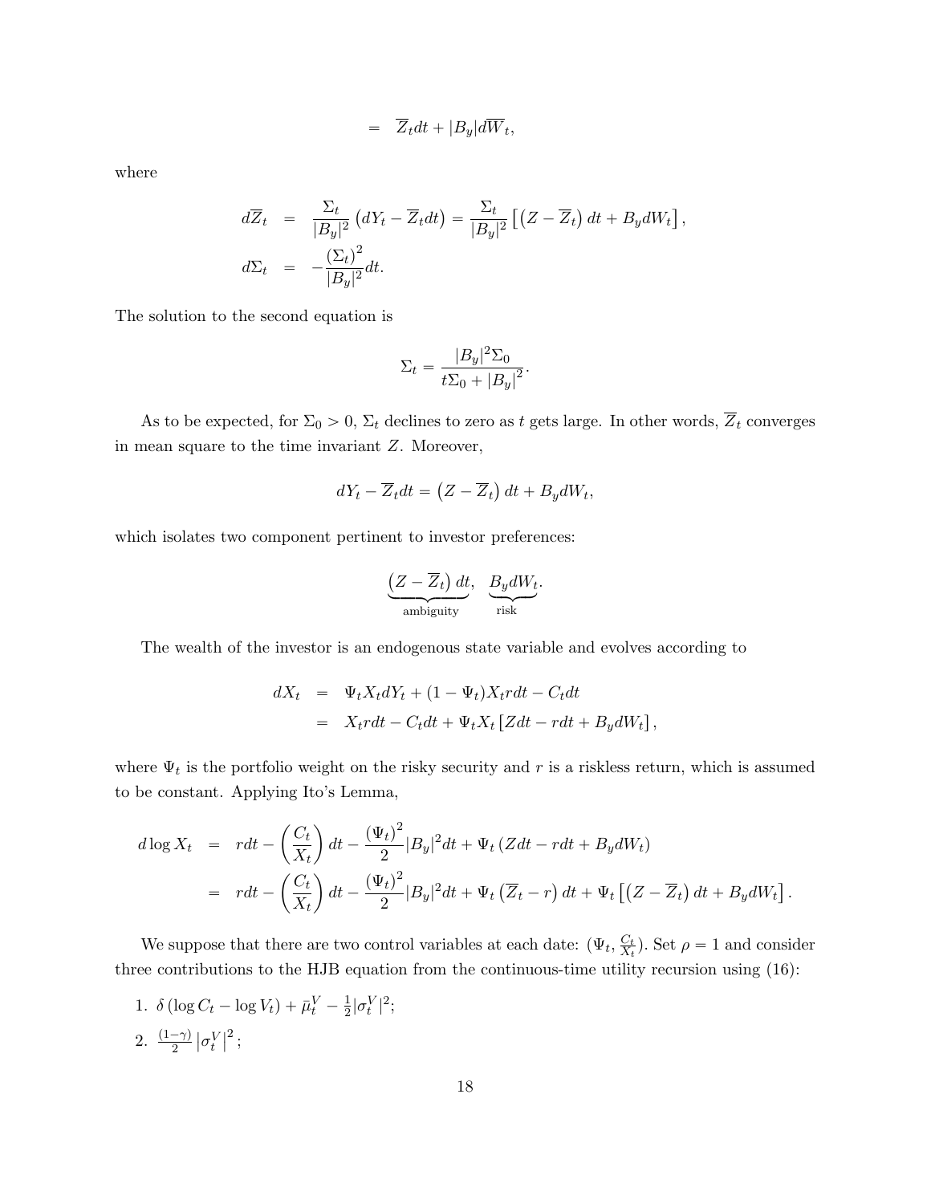$$= \overline{Z}_t dt + |B_y| d\overline{W}_t,$$

where

$$\begin{aligned}
d\overline{Z}_t &= \frac{\Sigma_t}{|B_y|^2}\left(dY_t - \overline{Z}_t dt\right) = \frac{\Sigma_t}{|B_y|^2}\left[\left(Z - \overline{Z}_t\right)dt + B_y dW_t\right], \\
d\Sigma_t &= -\frac{(\Sigma_t)^2}{|B_y|^2} dt.
\end{aligned}$$

The solution to the second equation is

$$\Sigma_t = \frac{|B_y|^2 \Sigma_0}{t\Sigma_0 + |B_y|^2}.$$

As to be expected, for $\Sigma_0 > 0$, $\Sigma_t$ declines to zero as $t$ gets large. In other words, $\overline{Z}_t$ converges in mean square to the time invariant $Z$. Moreover,

$$dY_t - \overline{Z}_t dt = \left(Z - \overline{Z}_t\right) dt + B_y dW_t,$$

which isolates two component pertinent to investor preferences:

$$\underbrace{\left(Z - \overline{Z}_t\right) dt}_{\text{ambiguity}}, \quad \underbrace{B_y dW_t}_{\text{risk}}.$$

The wealth of the investor is an endogenous state variable and evolves according to

$$\begin{aligned}
dX_t &= \Psi_t X_t dY_t + (1 - \Psi_t) X_t r dt - C_t dt \\
&= X_t r dt - C_t dt + \Psi_t X_t \left[Z dt - r dt + B_y dW_t\right],
\end{aligned}$$

where $\Psi_t$ is the portfolio weight on the risky security and $r$ is a riskless return, which is assumed to be constant. Applying Ito's Lemma,

$$\begin{aligned}
d\log X_t &= r dt - \left(\frac{C_t}{X_t}\right) dt - \frac{(\Psi_t)^2}{2}|B_y|^2 dt + \Psi_t \left(Z dt - r dt + B_y dW_t\right) \\
&= r dt - \left(\frac{C_t}{X_t}\right) dt - \frac{(\Psi_t)^2}{2}|B_y|^2 dt + \Psi_t\left(\overline{Z}_t - r\right) dt + \Psi_t\left[\left(Z - \overline{Z}_t\right) dt + B_y dW_t\right].
\end{aligned}$$

We suppose that there are two control variables at each date: $(\Psi_t, \frac{C_t}{X_t})$. Set $\rho = 1$ and consider three contributions to the HJB equation from the continuous-time utility recursion using (16):

1. $\delta\left(\log C_t - \log V_t\right) + \bar{\mu}_t^V - \frac{1}{2}|\sigma_t^V|^2$;
2. $\frac{(1-\gamma)}{2}\left|\sigma_t^V\right|^2$;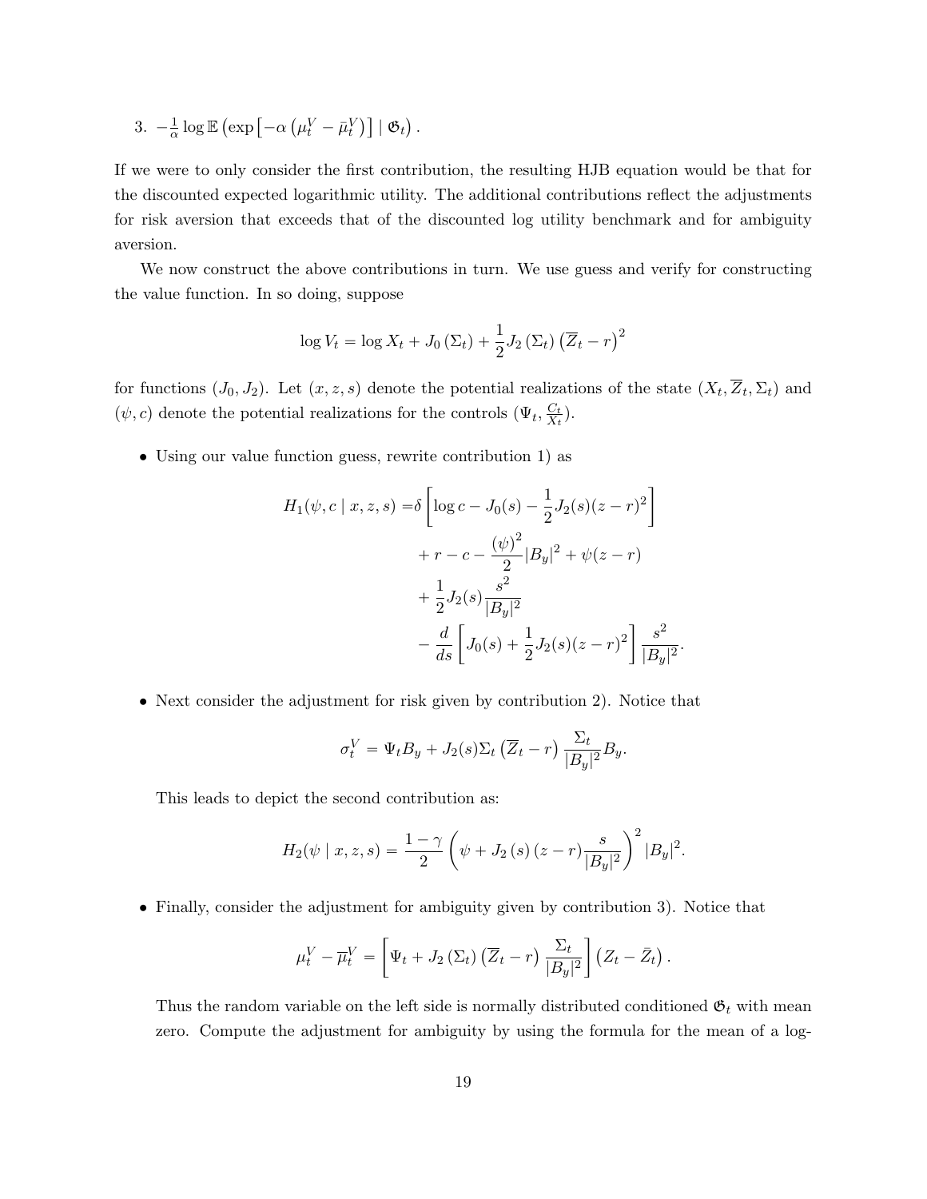3. $-\frac{1}{\alpha} \log \mathbb{E}\left(\exp\left[-\alpha\left(\mu_t^V - \bar{\mu}_t^V\right)\right] \mid \mathfrak{G}_t\right)$.

If we were to only consider the first contribution, the resulting HJB equation would be that for the discounted expected logarithmic utility. The additional contributions reflect the adjustments for risk aversion that exceeds that of the discounted log utility benchmark and for ambiguity aversion.

We now construct the above contributions in turn. We use guess and verify for constructing the value function. In so doing, suppose

$$
\log V_t = \log X_t + J_0\left(\Sigma_t\right) + \frac{1}{2} J_2\left(\Sigma_t\right)\left(\overline{Z}_t - r\right)^2
$$

for functions $(J_0, J_2)$. Let $(x, z, s)$ denote the potential realizations of the state $(X_t, \overline{Z}_t, \Sigma_t)$ and $(\psi, c)$ denote the potential realizations for the controls $(\Psi_t, \frac{C_t}{X_t})$.

- Using our value function guess, rewrite contribution 1) as

$$
\begin{aligned}
H_1(\psi, c \mid x, z, s) =& \delta\left[\log c - J_0(s) - \frac{1}{2} J_2(s)(z-r)^2\right] \\
&+ r - c - \frac{(\psi)^2}{2}|B_y|^2 + \psi(z-r) \\
&+ \frac{1}{2} J_2(s) \frac{s^2}{|B_y|^2} \\
&- \frac{d}{ds}\left[J_0(s) + \frac{1}{2} J_2(s)(z-r)^2\right] \frac{s^2}{|B_y|^2}.
\end{aligned}
$$

- Next consider the adjustment for risk given by contribution 2). Notice that

$$
\sigma_t^V = \Psi_t B_y + J_2(s)\Sigma_t\left(\overline{Z}_t - r\right)\frac{\Sigma_t}{|B_y|^2} B_y.
$$

  This leads to depict the second contribution as:

$$
H_2(\psi \mid x, z, s) = \frac{1-\gamma}{2}\left(\psi + J_2(s)(z-r)\frac{s}{|B_y|^2}\right)^2 |B_y|^2.
$$

- Finally, consider the adjustment for ambiguity given by contribution 3). Notice that

$$
\mu_t^V - \overline{\mu}_t^V = \left[\Psi_t + J_2\left(\Sigma_t\right)\left(\overline{Z}_t - r\right)\frac{\Sigma_t}{|B_y|^2}\right]\left(Z_t - \bar{Z}_t\right).
$$

  Thus the random variable on the left side is normally distributed conditioned $\mathfrak{G}_t$ with mean zero. Compute the adjustment for ambiguity by using the formula for the mean of a log-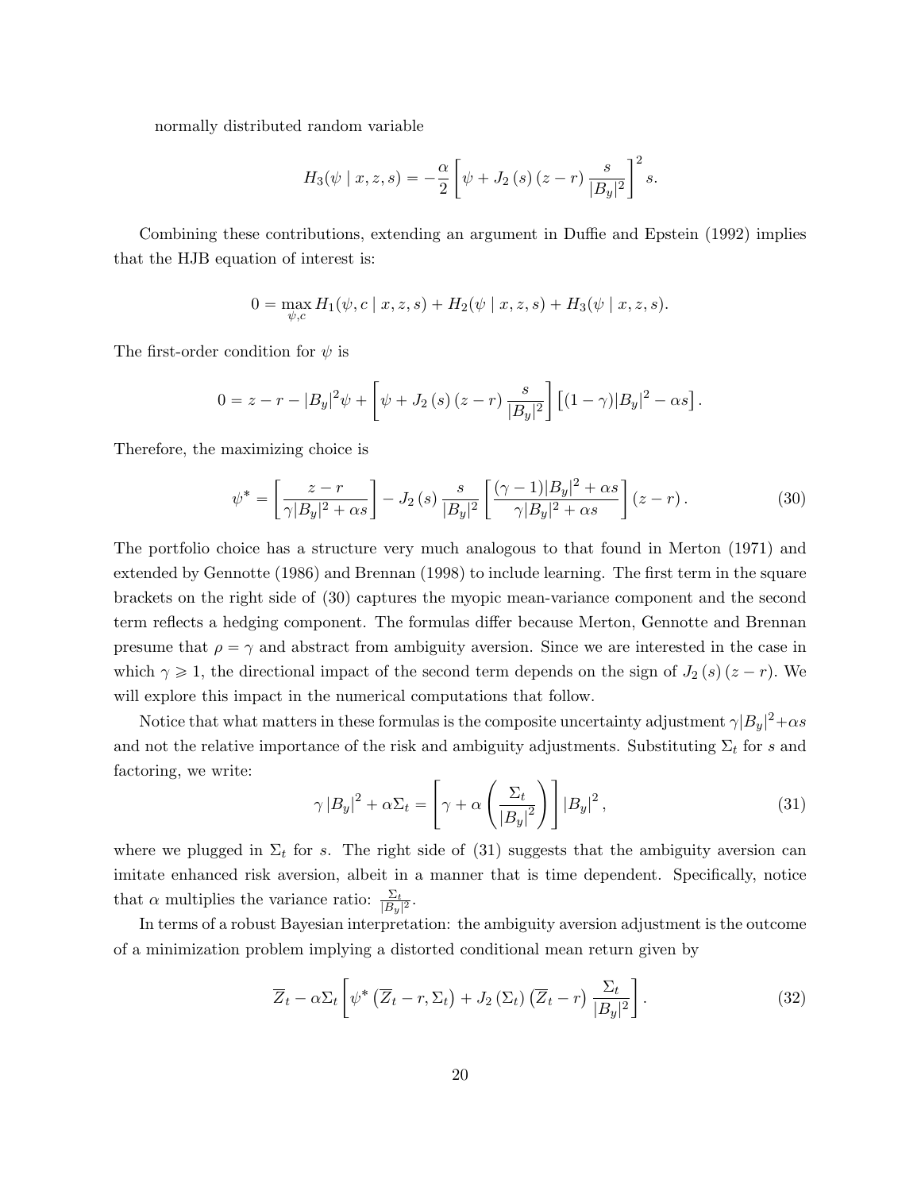normally distributed random variable

$$H_3(\psi \mid x, z, s) = -\frac{\alpha}{2} \left[ \psi + J_2(s)(z - r) \frac{s}{|B_y|^2} \right]^2 s.$$

Combining these contributions, extending an argument in Duffie and Epstein (1992) implies that the HJB equation of interest is:

$$0 = \max_{\psi, c} H_1(\psi, c \mid x, z, s) + H_2(\psi \mid x, z, s) + H_3(\psi \mid x, z, s).$$

The first-order condition for $\psi$ is

$$0 = z - r - |B_y|^2 \psi + \left[ \psi + J_2(s)(z - r) \frac{s}{|B_y|^2} \right] \left[ (1 - \gamma)|B_y|^2 - \alpha s \right].$$

Therefore, the maximizing choice is

$$\psi^* = \left[ \frac{z - r}{\gamma |B_y|^2 + \alpha s} \right] - J_2(s) \frac{s}{|B_y|^2} \left[ \frac{(\gamma - 1)|B_y|^2 + \alpha s}{\gamma |B_y|^2 + \alpha s} \right] (z - r). \tag{30}$$

The portfolio choice has a structure very much analogous to that found in Merton (1971) and extended by Gennotte (1986) and Brennan (1998) to include learning. The first term in the square brackets on the right side of (30) captures the myopic mean-variance component and the second term reflects a hedging component. The formulas differ because Merton, Gennotte and Brennan presume that $\rho = \gamma$ and abstract from ambiguity aversion. Since we are interested in the case in which $\gamma \geqslant 1$, the directional impact of the second term depends on the sign of $J_2(s)(z - r)$. We will explore this impact in the numerical computations that follow.

Notice that what matters in these formulas is the composite uncertainty adjustment $\gamma |B_y|^2 + \alpha s$ and not the relative importance of the risk and ambiguity adjustments. Substituting $\Sigma_t$ for $s$ and factoring, we write:

$$\gamma |B_y|^2 + \alpha \Sigma_t = \left[ \gamma + \alpha \left( \frac{\Sigma_t}{|B_y|^2} \right) \right] |B_y|^2, \tag{31}$$

where we plugged in $\Sigma_t$ for $s$. The right side of (31) suggests that the ambiguity aversion can imitate enhanced risk aversion, albeit in a manner that is time dependent. Specifically, notice that $\alpha$ multiplies the variance ratio: $\frac{\Sigma_t}{|B_y|^2}$.

In terms of a robust Bayesian interpretation: the ambiguity aversion adjustment is the outcome of a minimization problem implying a distorted conditional mean return given by

$$\overline{Z}_t - \alpha \Sigma_t \left[ \psi^* \left( \overline{Z}_t - r, \Sigma_t \right) + J_2(\Sigma_t) \left( \overline{Z}_t - r \right) \frac{\Sigma_t}{|B_y|^2} \right]. \tag{32}$$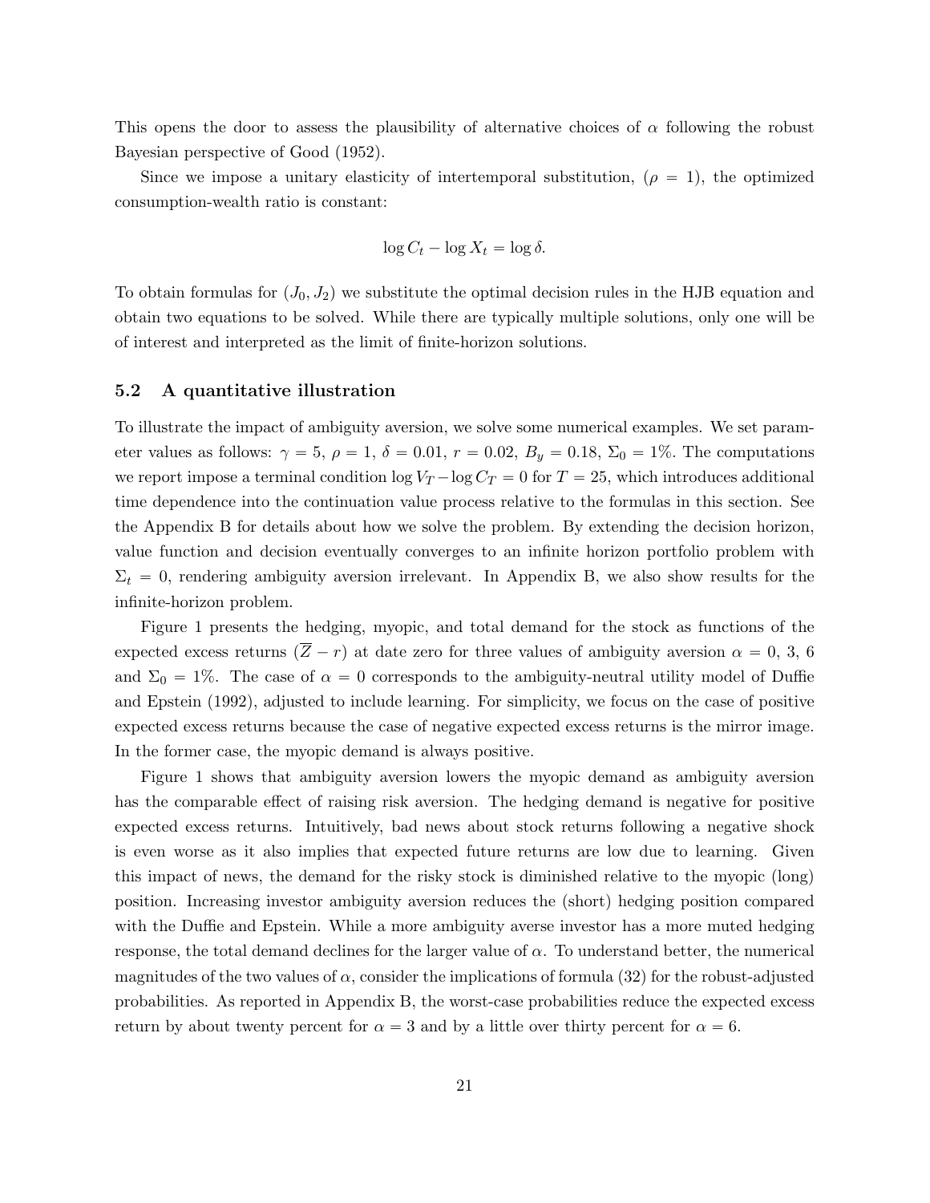This opens the door to assess the plausibility of alternative choices of $\alpha$ following the robust Bayesian perspective of Good (1952).

Since we impose a unitary elasticity of intertemporal substitution, ($\rho = 1$), the optimized consumption-wealth ratio is constant:

$$\log C_t - \log X_t = \log \delta.$$

To obtain formulas for $(J_0, J_2)$ we substitute the optimal decision rules in the HJB equation and obtain two equations to be solved. While there are typically multiple solutions, only one will be of interest and interpreted as the limit of finite-horizon solutions.

### 5.2 A quantitative illustration

To illustrate the impact of ambiguity aversion, we solve some numerical examples. We set parameter values as follows: $\gamma = 5$, $\rho = 1$, $\delta = 0.01$, $r = 0.02$, $B_y = 0.18$, $\Sigma_0 = 1\%$. The computations we report impose a terminal condition $\log V_T - \log C_T = 0$ for $T = 25$, which introduces additional time dependence into the continuation value process relative to the formulas in this section. See the Appendix B for details about how we solve the problem. By extending the decision horizon, value function and decision eventually converges to an infinite horizon portfolio problem with $\Sigma_t = 0$, rendering ambiguity aversion irrelevant. In Appendix B, we also show results for the infinite-horizon problem.

Figure 1 presents the hedging, myopic, and total demand for the stock as functions of the expected excess returns $(\overline{Z} - r)$ at date zero for three values of ambiguity aversion $\alpha = 0$, 3, 6 and $\Sigma_0 = 1\%$. The case of $\alpha = 0$ corresponds to the ambiguity-neutral utility model of Duffie and Epstein (1992), adjusted to include learning. For simplicity, we focus on the case of positive expected excess returns because the case of negative expected excess returns is the mirror image. In the former case, the myopic demand is always positive.

Figure 1 shows that ambiguity aversion lowers the myopic demand as ambiguity aversion has the comparable effect of raising risk aversion. The hedging demand is negative for positive expected excess returns. Intuitively, bad news about stock returns following a negative shock is even worse as it also implies that expected future returns are low due to learning. Given this impact of news, the demand for the risky stock is diminished relative to the myopic (long) position. Increasing investor ambiguity aversion reduces the (short) hedging position compared with the Duffie and Epstein. While a more ambiguity averse investor has a more muted hedging response, the total demand declines for the larger value of $\alpha$. To understand better, the numerical magnitudes of the two values of $\alpha$, consider the implications of formula (32) for the robust-adjusted probabilities. As reported in Appendix B, the worst-case probabilities reduce the expected excess return by about twenty percent for $\alpha = 3$ and by a little over thirty percent for $\alpha = 6$.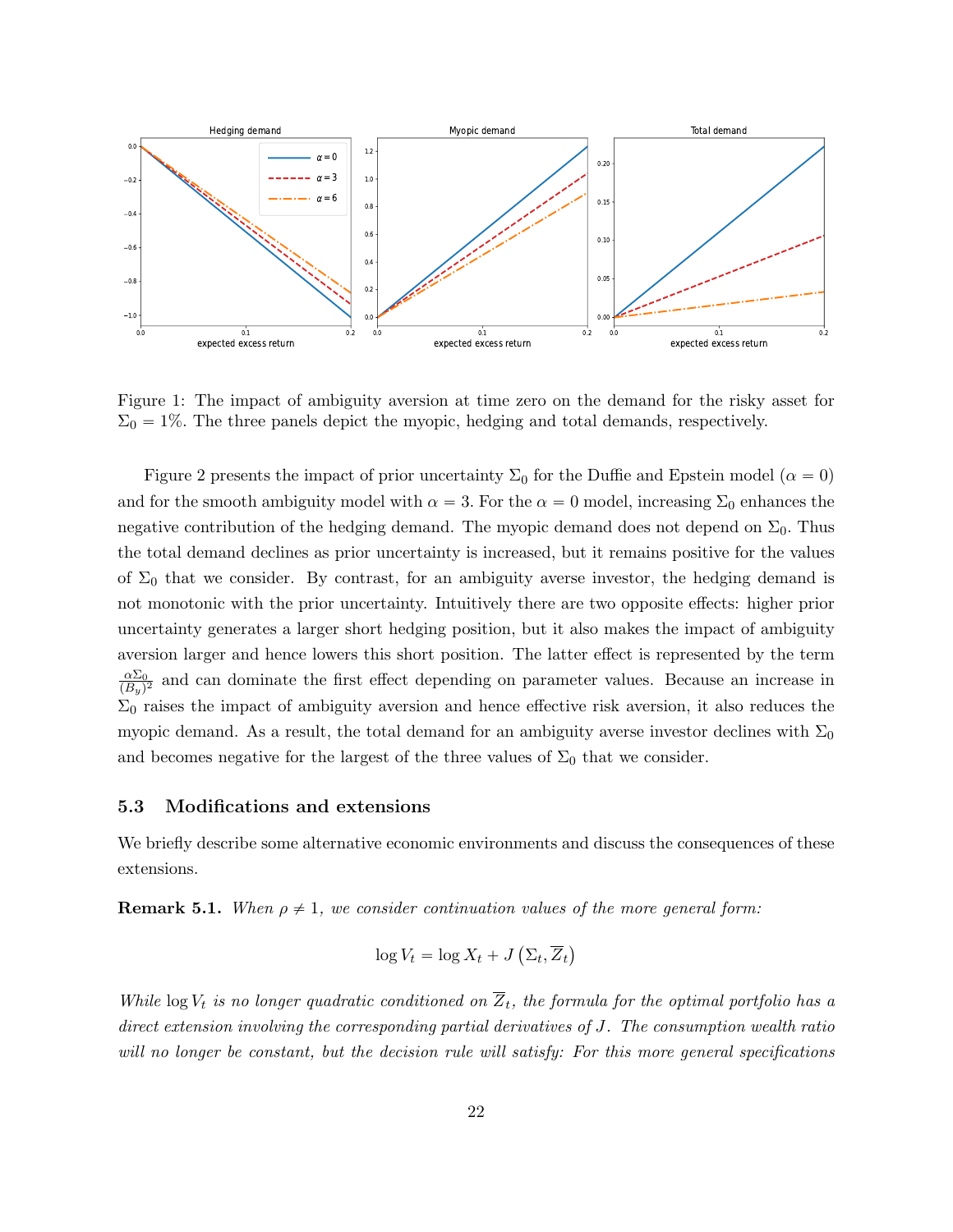Figure 1: The impact of ambiguity aversion at time zero on the demand for the risky asset for $\Sigma_0 = 1\%$. The three panels depict the myopic, hedging and total demands, respectively.

Figure 2 presents the impact of prior uncertainty $\Sigma_0$ for the Duffie and Epstein model ($\alpha = 0$) and for the smooth ambiguity model with $\alpha = 3$. For the $\alpha = 0$ model, increasing $\Sigma_0$ enhances the negative contribution of the hedging demand. The myopic demand does not depend on $\Sigma_0$. Thus the total demand declines as prior uncertainty is increased, but it remains positive for the values of $\Sigma_0$ that we consider. By contrast, for an ambiguity averse investor, the hedging demand is not monotonic with the prior uncertainty. Intuitively there are two opposite effects: higher prior uncertainty generates a larger short hedging position, but it also makes the impact of ambiguity aversion larger and hence lowers this short position. The latter effect is represented by the term $\frac{\alpha \Sigma_0}{(B_y)^2}$ and can dominate the first effect depending on parameter values. Because an increase in $\Sigma_0$ raises the impact of ambiguity aversion and hence effective risk aversion, it also reduces the myopic demand. As a result, the total demand for an ambiguity averse investor declines with $\Sigma_0$ and becomes negative for the largest of the three values of $\Sigma_0$ that we consider.

### 5.3 Modifications and extensions

We briefly describe some alternative economic environments and discuss the consequences of these extensions.

**Remark 5.1.** *When $\rho \neq 1$, we consider continuation values of the more general form:*

$$\log V_t = \log X_t + J\left(\Sigma_t, \overline{Z}_t\right)$$

*While $\log V_t$ is no longer quadratic conditioned on $\overline{Z}_t$, the formula for the optimal portfolio has a direct extension involving the corresponding partial derivatives of $J$. The consumption wealth ratio will no longer be constant, but the decision rule will satisfy: For this more general specifications*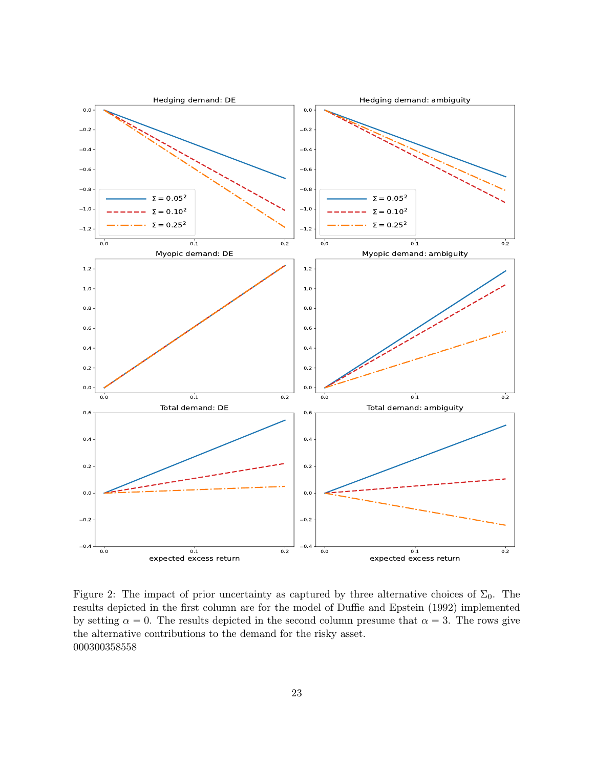Figure 2: The impact of prior uncertainty as captured by three alternative choices of $\Sigma_0$. The results depicted in the first column are for the model of Duffie and Epstein (1992) implemented by setting $\alpha = 0$. The results depicted in the second column presume that $\alpha = 3$. The rows give the alternative contributions to the demand for the risky asset.
000300358558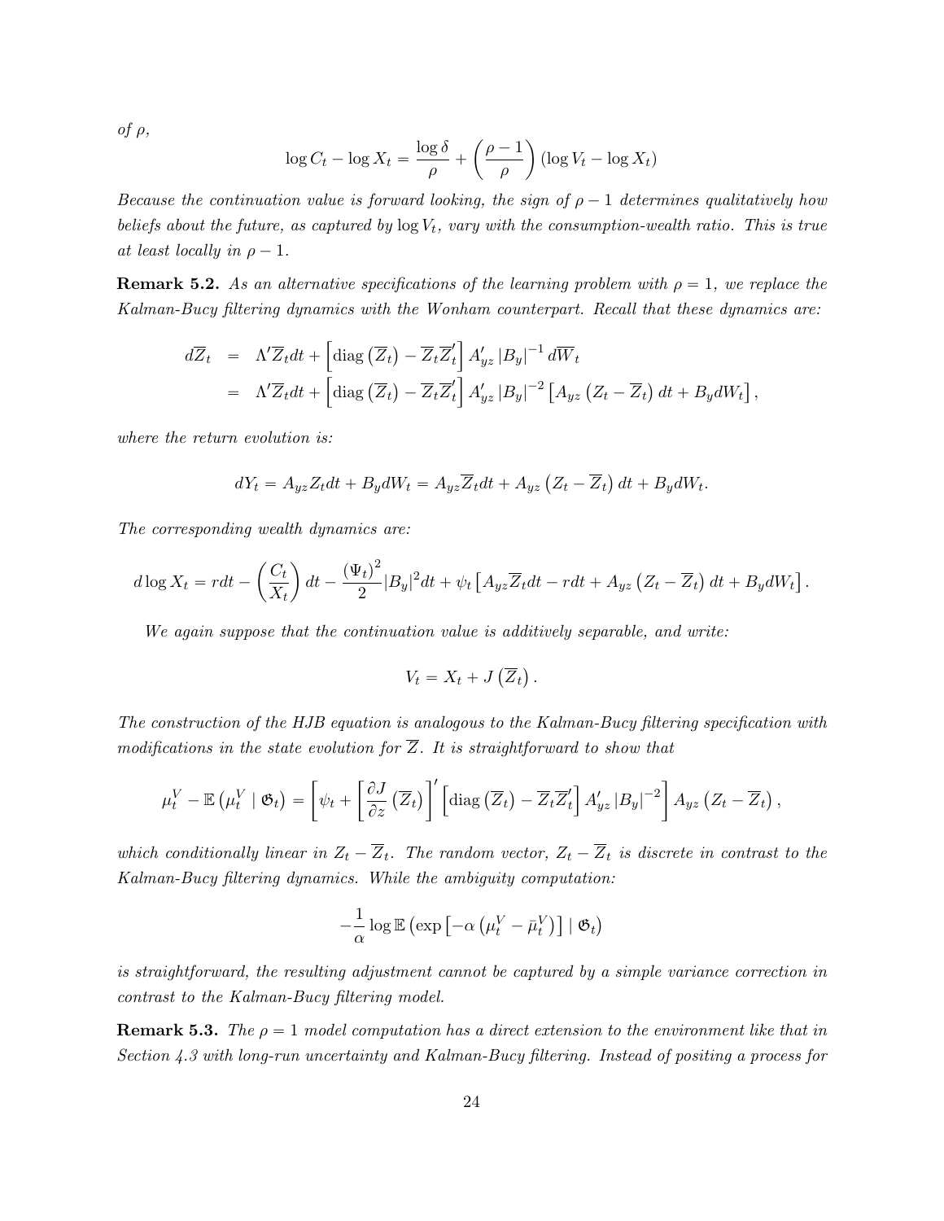*of* $\rho$,

$$\log C_t - \log X_t = \frac{\log \delta}{\rho} + \left(\frac{\rho - 1}{\rho}\right)(\log V_t - \log X_t)$$

*Because the continuation value is forward looking, the sign of* $\rho - 1$ *determines qualitatively how beliefs about the future, as captured by* $\log V_t$*, vary with the consumption-wealth ratio. This is true at least locally in* $\rho - 1$.

**Remark 5.2.** *As an alternative specifications of the learning problem with* $\rho = 1$*, we replace the Kalman-Bucy filtering dynamics with the Wonham counterpart. Recall that these dynamics are:*

$$\begin{aligned}
d\overline{Z}_t &= \Lambda' \overline{Z}_t dt + \left[\operatorname{diag}\left(\overline{Z}_t\right) - \overline{Z}_t \overline{Z}_t'\right] A_{yz}' \left|B_y\right|^{-1} d\overline{W}_t \\
&= \Lambda' \overline{Z}_t dt + \left[\operatorname{diag}\left(\overline{Z}_t\right) - \overline{Z}_t \overline{Z}_t'\right] A_{yz}' \left|B_y\right|^{-2} \left[A_{yz}\left(Z_t - \overline{Z}_t\right) dt + B_y dW_t\right],
\end{aligned}$$

*where the return evolution is:*

$$dY_t = A_{yz} Z_t dt + B_y dW_t = A_{yz} \overline{Z}_t dt + A_{yz}\left(Z_t - \overline{Z}_t\right) dt + B_y dW_t.$$

*The corresponding wealth dynamics are:*

$$d \log X_t = r dt - \left(\frac{C_t}{X_t}\right) dt - \frac{(\Psi_t)^2}{2} |B_y|^2 dt + \psi_t \left[A_{yz} \overline{Z}_t dt - r dt + A_{yz}\left(Z_t - \overline{Z}_t\right) dt + B_y dW_t\right].$$

*We again suppose that the continuation value is additively separable, and write:*

$$V_t = X_t + J\left(\overline{Z}_t\right).$$

*The construction of the HJB equation is analogous to the Kalman-Bucy filtering specification with modifications in the state evolution for* $\overline{Z}$*. It is straightforward to show that*

$$\mu_t^V - \mathbb{E}\left(\mu_t^V \mid \mathfrak{G}_t\right) = \left[\psi_t + \left[\frac{\partial J}{\partial z}\left(\overline{Z}_t\right)\right]' \left[\operatorname{diag}\left(\overline{Z}_t\right) - \overline{Z}_t \overline{Z}_t'\right] A_{yz}' \left|B_y\right|^{-2}\right] A_{yz}\left(Z_t - \overline{Z}_t\right),$$

*which conditionally linear in* $Z_t - \overline{Z}_t$*. The random vector,* $Z_t - \overline{Z}_t$ *is discrete in contrast to the Kalman-Bucy filtering dynamics. While the ambiguity computation:*

$$-\frac{1}{\alpha} \log \mathbb{E}\left(\exp\left[-\alpha\left(\mu_t^V - \bar{\mu}_t^V\right)\right] \mid \mathfrak{G}_t\right)$$

*is straightforward, the resulting adjustment cannot be captured by a simple variance correction in contrast to the Kalman-Bucy filtering model.*

**Remark 5.3.** *The* $\rho = 1$ *model computation has a direct extension to the environment like that in Section 4.3 with long-run uncertainty and Kalman-Bucy filtering. Instead of positing a process for*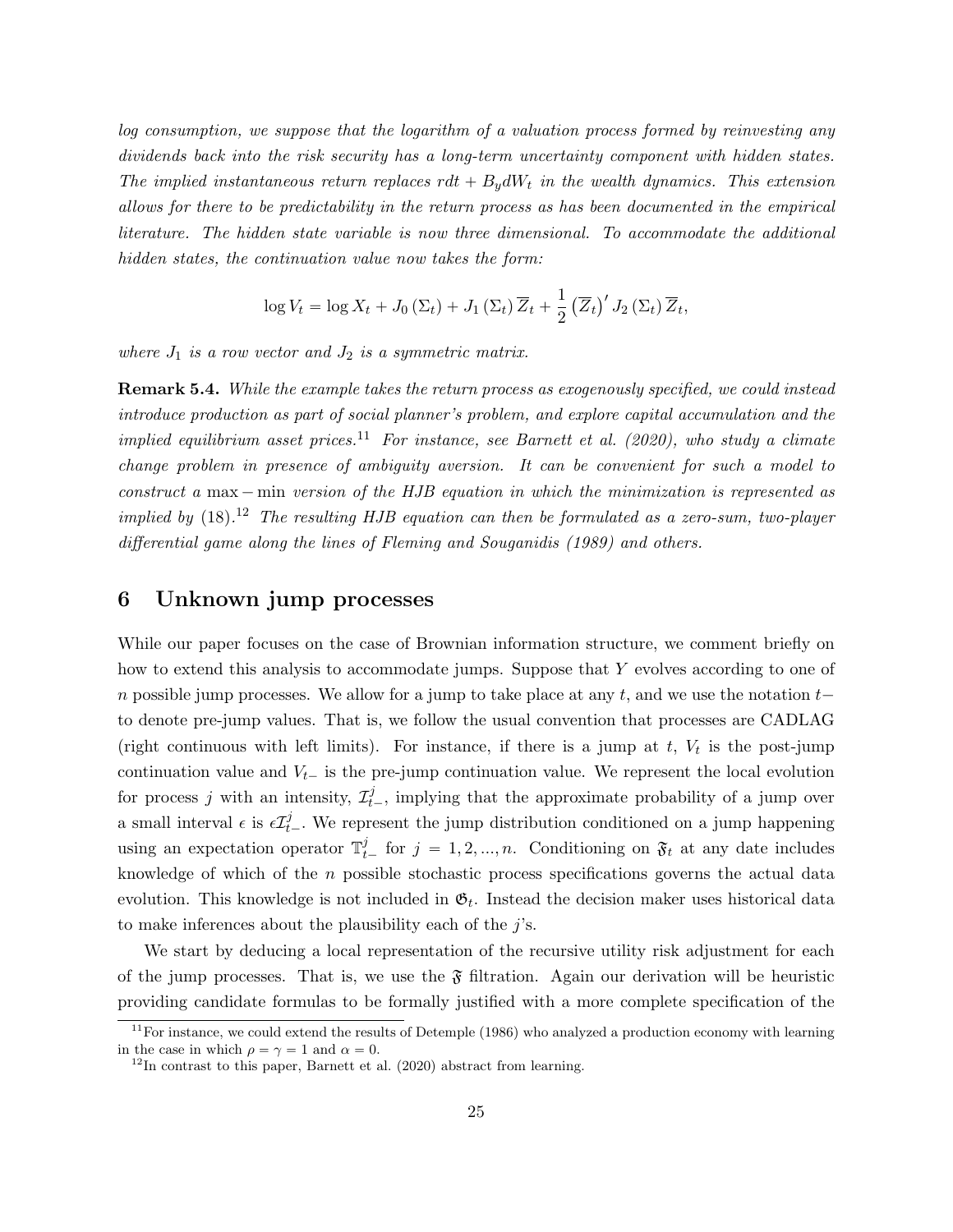*log consumption, we suppose that the logarithm of a valuation process formed by reinvesting any dividends back into the risk security has a long-term uncertainty component with hidden states. The implied instantaneous return replaces $rdt + B_y dW_t$ in the wealth dynamics. This extension allows for there to be predictability in the return process as has been documented in the empirical literature. The hidden state variable is now three dimensional. To accommodate the additional hidden states, the continuation value now takes the form:*

$$\log V_t = \log X_t + J_0(\Sigma_t) + J_1(\Sigma_t)\overline{Z}_t + \frac{1}{2}\left(\overline{Z}_t\right)' J_2(\Sigma_t)\overline{Z}_t,$$

*where $J_1$ is a row vector and $J_2$ is a symmetric matrix.*

**Remark 5.4.** *While the example takes the return process as exogenously specified, we could instead introduce production as part of social planner's problem, and explore capital accumulation and the implied equilibrium asset prices.*[11] *For instance, see Barnett et al. (2020), who study a climate change problem in presence of ambiguity aversion. It can be convenient for such a model to construct a* $\max - \min$ *version of the HJB equation in which the minimization is represented as implied by* (18).[12] *The resulting HJB equation can then be formulated as a zero-sum, two-player differential game along the lines of Fleming and Souganidis (1989) and others.*

# 6 Unknown jump processes

While our paper focuses on the case of Brownian information structure, we comment briefly on how to extend this analysis to accommodate jumps. Suppose that $Y$ evolves according to one of $n$ possible jump processes. We allow for a jump to take place at any $t$, and we use the notation $t-$ to denote pre-jump values. That is, we follow the usual convention that processes are CADLAG (right continuous with left limits). For instance, if there is a jump at $t$, $V_t$ is the post-jump continuation value and $V_{t-}$ is the pre-jump continuation value. We represent the local evolution for process $j$ with an intensity, $\mathcal{I}^j_{t-}$, implying that the approximate probability of a jump over a small interval $\epsilon$ is $\epsilon\mathcal{I}^j_{t-}$. We represent the jump distribution conditioned on a jump happening using an expectation operator $\mathbb{T}^j_{t-}$ for $j = 1, 2, ..., n$. Conditioning on $\mathfrak{F}_t$ at any date includes knowledge of which of the $n$ possible stochastic process specifications governs the actual data evolution. This knowledge is not included in $\mathfrak{G}_t$. Instead the decision maker uses historical data to make inferences about the plausibility each of the $j$'s.

We start by deducing a local representation of the recursive utility risk adjustment for each of the jump processes. That is, we use the $\mathfrak{F}$ filtration. Again our derivation will be heuristic providing candidate formulas to be formally justified with a more complete specification of the

[11] For instance, we could extend the results of Detemple (1986) who analyzed a production economy with learning in the case in which $\rho = \gamma = 1$ and $\alpha = 0$.

[12] In contrast to this paper, Barnett et al. (2020) abstract from learning.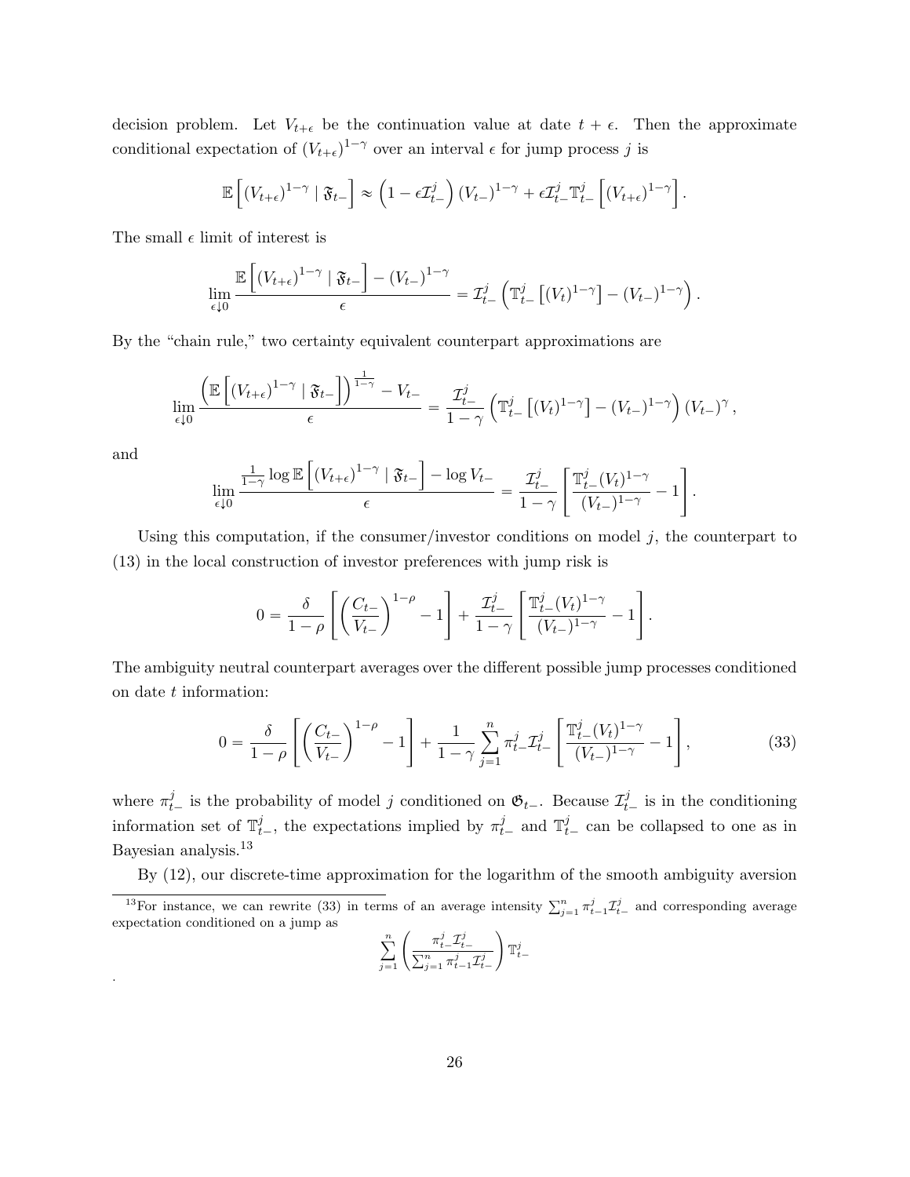decision problem. Let $V_{t+\epsilon}$ be the continuation value at date $t + \epsilon$. Then the approximate conditional expectation of $(V_{t+\epsilon})^{1-\gamma}$ over an interval $\epsilon$ for jump process $j$ is

$$\mathbb{E}\left[(V_{t+\epsilon})^{1-\gamma} \mid \mathfrak{F}_{t-}\right] \approx \left(1 - \epsilon \mathcal{I}^j_{t-}\right)(V_{t-})^{1-\gamma} + \epsilon \mathcal{I}^j_{t-} \mathbb{T}^j_{t-}\left[(V_{t+\epsilon})^{1-\gamma}\right].$$

The small $\epsilon$ limit of interest is

$$\lim_{\epsilon \downarrow 0} \frac{\mathbb{E}\left[(V_{t+\epsilon})^{1-\gamma} \mid \mathfrak{F}_{t-}\right] - (V_{t-})^{1-\gamma}}{\epsilon} = \mathcal{I}^j_{t-}\left(\mathbb{T}^j_{t-}\left[(V_t)^{1-\gamma}\right] - (V_{t-})^{1-\gamma}\right).$$

By the "chain rule," two certainty equivalent counterpart approximations are

$$\lim_{\epsilon \downarrow 0} \frac{\left(\mathbb{E}\left[(V_{t+\epsilon})^{1-\gamma} \mid \mathfrak{F}_{t-}\right]\right)^{\frac{1}{1-\gamma}} - V_{t-}}{\epsilon} = \frac{\mathcal{I}^j_{t-}}{1-\gamma}\left(\mathbb{T}^j_{t-}\left[(V_t)^{1-\gamma}\right] - (V_{t-})^{1-\gamma}\right)(V_{t-})^{\gamma},$$

and

$$\lim_{\epsilon \downarrow 0} \frac{\frac{1}{1-\gamma}\log \mathbb{E}\left[(V_{t+\epsilon})^{1-\gamma} \mid \mathfrak{F}_{t-}\right] - \log V_{t-}}{\epsilon} = \frac{\mathcal{I}^j_{t-}}{1-\gamma}\left[\frac{\mathbb{T}^j_{t-}(V_t)^{1-\gamma}}{(V_{t-})^{1-\gamma}} - 1\right].$$

Using this computation, if the consumer/investor conditions on model $j$, the counterpart to (13) in the local construction of investor preferences with jump risk is

$$0 = \frac{\delta}{1-\rho}\left[\left(\frac{C_{t-}}{V_{t-}}\right)^{1-\rho} - 1\right] + \frac{\mathcal{I}^j_{t-}}{1-\gamma}\left[\frac{\mathbb{T}^j_{t-}(V_t)^{1-\gamma}}{(V_{t-})^{1-\gamma}} - 1\right].$$

The ambiguity neutral counterpart averages over the different possible jump processes conditioned on date $t$ information:

$$0 = \frac{\delta}{1-\rho}\left[\left(\frac{C_{t-}}{V_{t-}}\right)^{1-\rho} - 1\right] + \frac{1}{1-\gamma}\sum_{j=1}^{n} \pi^j_{t-}\mathcal{I}^j_{t-}\left[\frac{\mathbb{T}^j_{t-}(V_t)^{1-\gamma}}{(V_{t-})^{1-\gamma}} - 1\right], \tag{33}$$

where $\pi^j_{t-}$ is the probability of model $j$ conditioned on $\mathfrak{G}_{t-}$. Because $\mathcal{I}^j_{t-}$ is in the conditioning information set of $\mathbb{T}^j_{t-}$, the expectations implied by $\pi^j_{t-}$ and $\mathbb{T}^j_{t-}$ can be collapsed to one as in Bayesian analysis.[13]

By (12), our discrete-time approximation for the logarithm of the smooth ambiguity aversion

[13] For instance, we can rewrite (33) in terms of an average intensity $\sum_{j=1}^{n} \pi^j_{t-1}\mathcal{I}^j_{t-}$ and corresponding average expectation conditioned on a jump as

$$\sum_{j=1}^{n}\left(\frac{\pi^j_{t-}\mathcal{I}^j_{t-}}{\sum_{j=1}^{n}\pi^j_{t-1}\mathcal{I}^j_{t-}}\right)\mathbb{T}^j_{t-}$$

.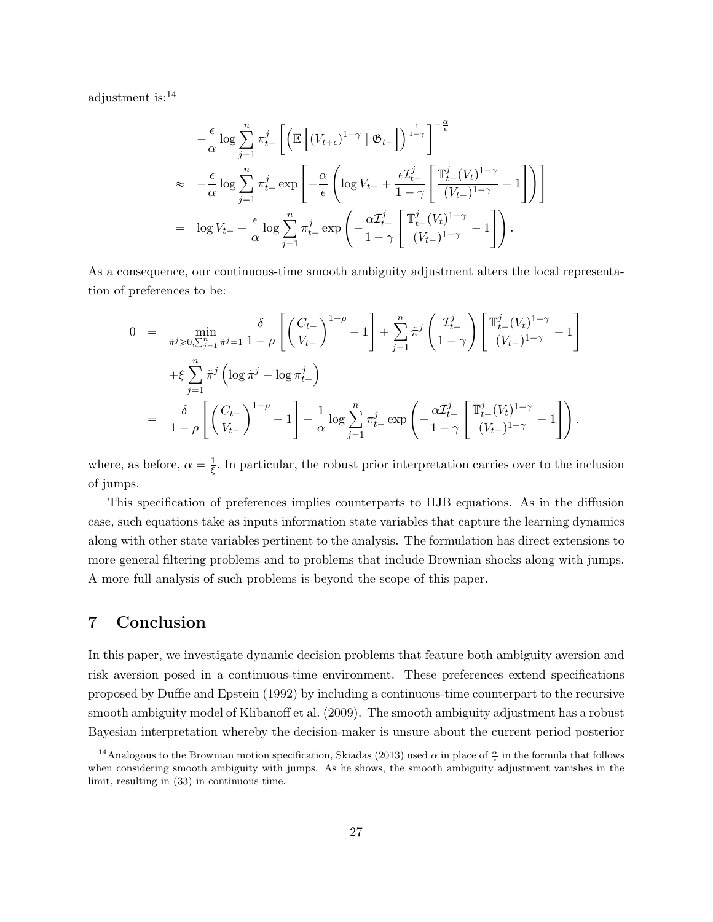adjustment is:[14]

$$
\begin{aligned}
& -\frac{\epsilon}{\alpha} \log \sum_{j=1}^{n} \pi_{t-}^{j} \left[ \left( \mathbb{E}\left[ (V_{t+\epsilon})^{1-\gamma} \mid \mathfrak{G}_{t-} \right] \right)^{\frac{1}{1-\gamma}} \right]^{-\frac{\alpha}{\epsilon}} \\
\approx \;& -\frac{\epsilon}{\alpha} \log \sum_{j=1}^{n} \pi_{t-}^{j} \exp \left[ -\frac{\alpha}{\epsilon} \left( \log V_{t-} + \frac{\epsilon \mathcal{I}_{t-}^{j}}{1-\gamma} \left[ \frac{\mathbb{T}_{t-}^{j} (V_t)^{1-\gamma}}{(V_{t-})^{1-\gamma}} - 1 \right] \right) \right] \\
= \;& \log V_{t-} - \frac{\epsilon}{\alpha} \log \sum_{j=1}^{n} \pi_{t-}^{j} \exp \left( -\frac{\alpha \mathcal{I}_{t-}^{j}}{1-\gamma} \left[ \frac{\mathbb{T}_{t-}^{j} (V_t)^{1-\gamma}}{(V_{t-})^{1-\gamma}} - 1 \right] \right).
\end{aligned}
$$

As a consequence, our continuous-time smooth ambiguity adjustment alters the local representation of preferences to be:

$$
\begin{aligned}
0 \;=\; & \min_{\tilde{\pi}^j \geqslant 0, \sum_{j=1}^{n} \tilde{\pi}^j = 1} \frac{\delta}{1-\rho} \left[ \left( \frac{C_{t-}}{V_{t-}} \right)^{1-\rho} - 1 \right] + \sum_{j=1}^{n} \tilde{\pi}^j \left( \frac{\mathcal{I}_{t-}^{j}}{1-\gamma} \right) \left[ \frac{\mathbb{T}_{t-}^{j} (V_t)^{1-\gamma}}{(V_{t-})^{1-\gamma}} - 1 \right] \\
& + \xi \sum_{j=1}^{n} \tilde{\pi}^j \left( \log \tilde{\pi}^j - \log \pi_{t-}^{j} \right) \\
=\; & \frac{\delta}{1-\rho} \left[ \left( \frac{C_{t-}}{V_{t-}} \right)^{1-\rho} - 1 \right] - \frac{1}{\alpha} \log \sum_{j=1}^{n} \pi_{t-}^{j} \exp \left( -\frac{\alpha \mathcal{I}_{t-}^{j}}{1-\gamma} \left[ \frac{\mathbb{T}_{t-}^{j} (V_t)^{1-\gamma}}{(V_{t-})^{1-\gamma}} - 1 \right] \right).
\end{aligned}
$$

where, as before, $\alpha = \frac{1}{\xi}$. In particular, the robust prior interpretation carries over to the inclusion of jumps.

This specification of preferences implies counterparts to HJB equations. As in the diffusion case, such equations take as inputs information state variables that capture the learning dynamics along with other state variables pertinent to the analysis. The formulation has direct extensions to more general filtering problems and to problems that include Brownian shocks along with jumps. A more full analysis of such problems is beyond the scope of this paper.

## 7 Conclusion

In this paper, we investigate dynamic decision problems that feature both ambiguity aversion and risk aversion posed in a continuous-time environment. These preferences extend specifications proposed by Duffie and Epstein (1992) by including a continuous-time counterpart to the recursive smooth ambiguity model of Klibanoff et al. (2009). The smooth ambiguity adjustment has a robust Bayesian interpretation whereby the decision-maker is unsure about the current period posterior

[14] Analogous to the Brownian motion specification, Skiadas (2013) used $\alpha$ in place of $\frac{\alpha}{\epsilon}$ in the formula that follows when considering smooth ambiguity with jumps. As he shows, the smooth ambiguity adjustment vanishes in the limit, resulting in (33) in continuous time.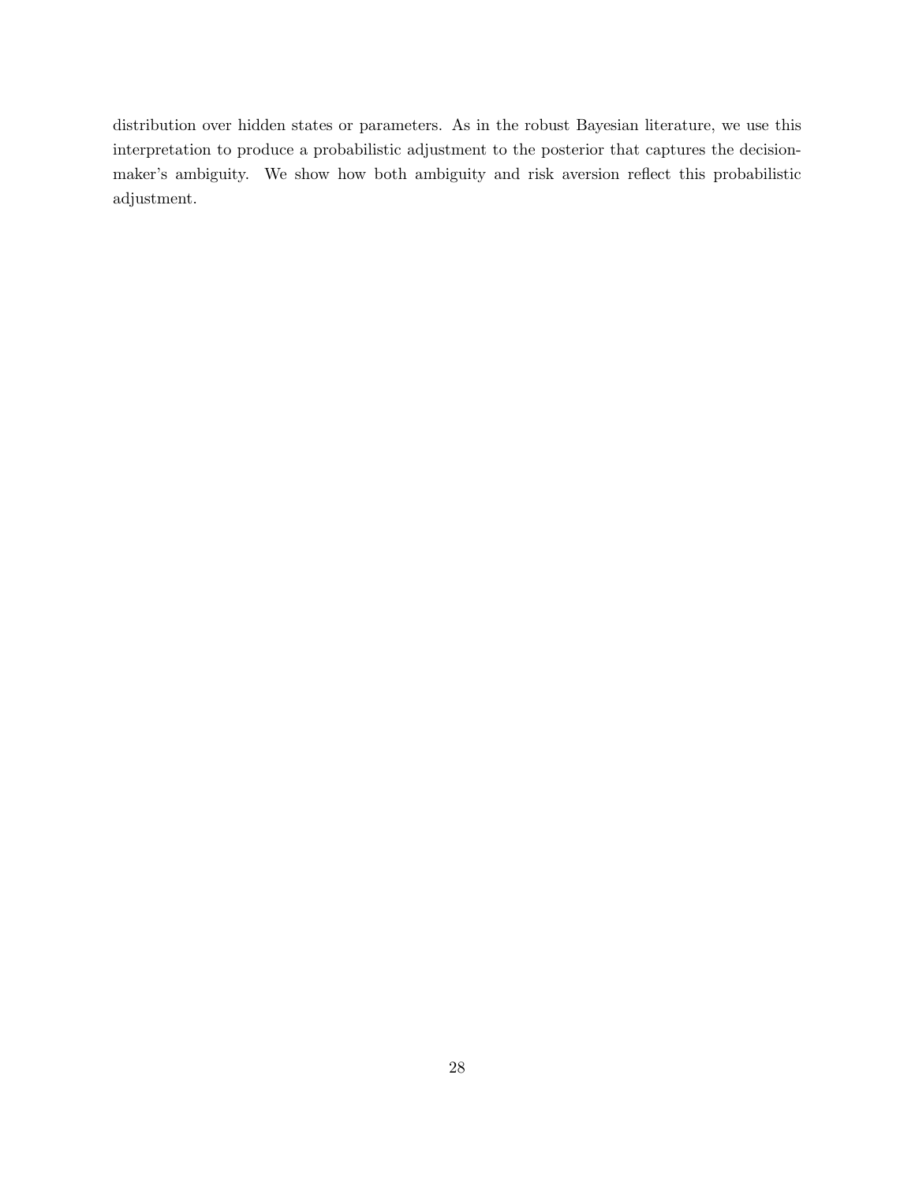distribution over hidden states or parameters. As in the robust Bayesian literature, we use this interpretation to produce a probabilistic adjustment to the posterior that captures the decision-maker's ambiguity. We show how both ambiguity and risk aversion reflect this probabilistic adjustment.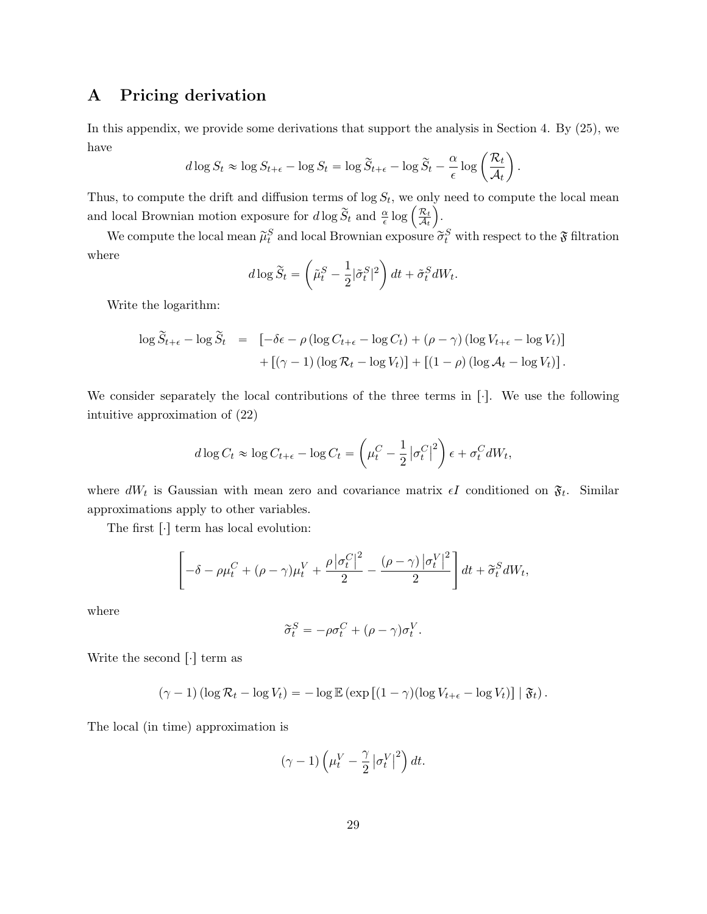# A Pricing derivation

In this appendix, we provide some derivations that support the analysis in Section 4. By (25), we have

$$d \log S_t \approx \log S_{t+\epsilon} - \log S_t = \log \widetilde{S}_{t+\epsilon} - \log \widetilde{S}_t - \frac{\alpha}{\epsilon} \log \left( \frac{\mathcal{R}_t}{\mathcal{A}_t} \right).$$

Thus, to compute the drift and diffusion terms of $\log S_t$, we only need to compute the local mean and local Brownian motion exposure for $d \log \widetilde{S}_t$ and $\frac{\alpha}{\epsilon} \log \left( \frac{\mathcal{R}_t}{\mathcal{A}_t} \right)$.

We compute the local mean $\widetilde{\mu}_t^S$ and local Brownian exposure $\widetilde{\sigma}_t^S$ with respect to the $\mathfrak{F}$ filtration where

$$d \log \widetilde{S}_t = \left( \tilde{\mu}_t^S - \frac{1}{2} |\tilde{\sigma}_t^S|^2 \right) dt + \tilde{\sigma}_t^S dW_t.$$

Write the logarithm:

$$\begin{aligned}
\log \widetilde{S}_{t+\epsilon} - \log \widetilde{S}_t &= \left[ -\delta\epsilon - \rho \left( \log C_{t+\epsilon} - \log C_t \right) + (\rho - \gamma) \left( \log V_{t+\epsilon} - \log V_t \right) \right] \\
&\quad + \left[ (\gamma - 1) \left( \log \mathcal{R}_t - \log V_t \right) \right] + \left[ (1 - \rho) \left( \log \mathcal{A}_t - \log V_t \right) \right].
\end{aligned}$$

We consider separately the local contributions of the three terms in $[\cdot]$. We use the following intuitive approximation of (22)

$$d \log C_t \approx \log C_{t+\epsilon} - \log C_t = \left( \mu_t^C - \frac{1}{2} \left| \sigma_t^C \right|^2 \right) \epsilon + \sigma_t^C dW_t,$$

where $dW_t$ is Gaussian with mean zero and covariance matrix $\epsilon I$ conditioned on $\mathfrak{F}_t$. Similar approximations apply to other variables.

The first $[\cdot]$ term has local evolution:

$$\left[ -\delta - \rho \mu_t^C + (\rho - \gamma) \mu_t^V + \frac{\rho \left| \sigma_t^C \right|^2}{2} - \frac{(\rho - \gamma) \left| \sigma_t^V \right|^2}{2} \right] dt + \widetilde{\sigma}_t^S dW_t,$$

where

$$\widetilde{\sigma}_t^S = -\rho \sigma_t^C + (\rho - \gamma) \sigma_t^V.$$

Write the second $[\cdot]$ term as

$$(\gamma - 1) \left( \log \mathcal{R}_t - \log V_t \right) = - \log \mathbb{E} \left( \exp \left[ (1 - \gamma)(\log V_{t+\epsilon} - \log V_t) \right] \mid \mathfrak{F}_t \right).$$

The local (in time) approximation is

$$(\gamma - 1) \left( \mu_t^V - \frac{\gamma}{2} \left| \sigma_t^V \right|^2 \right) dt.$$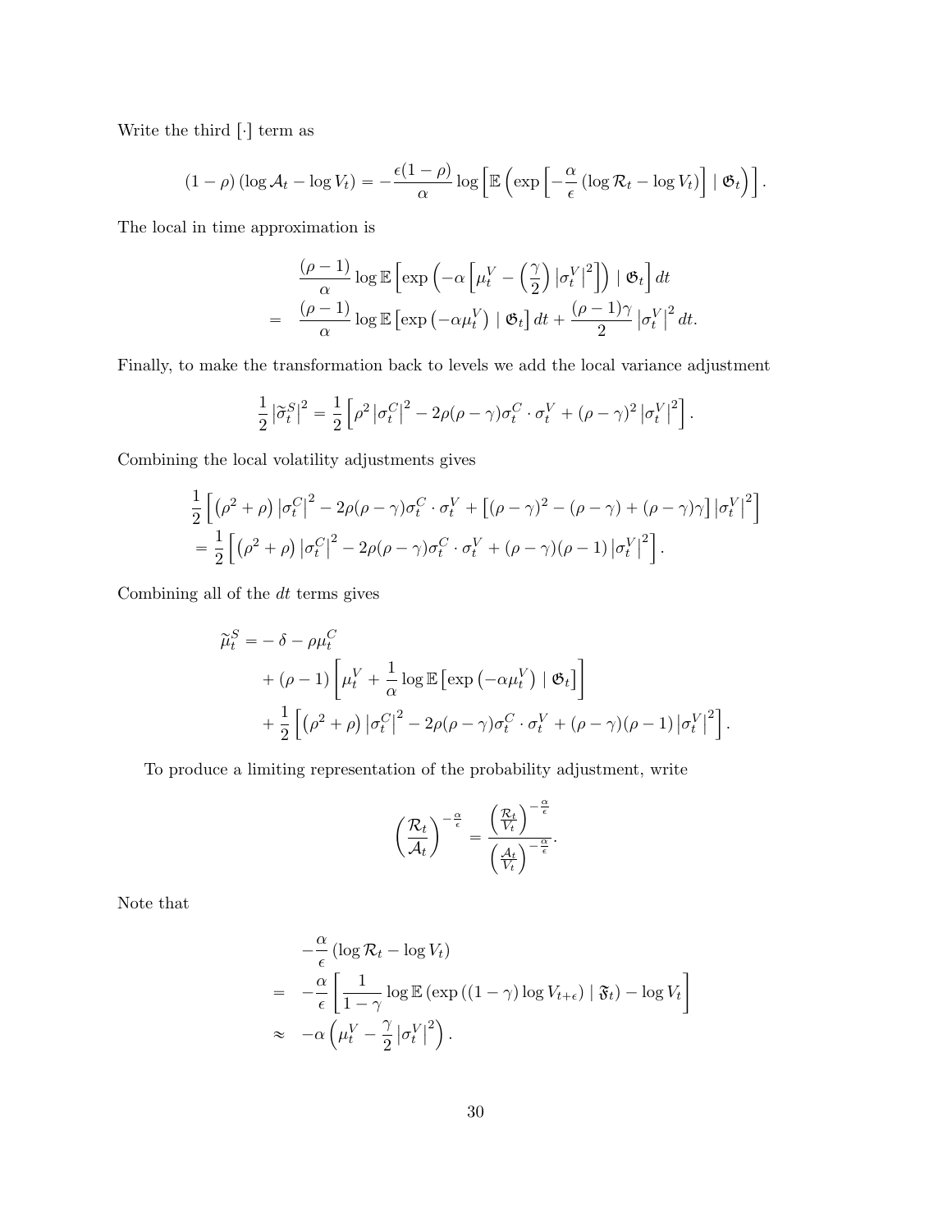Write the third $[\cdot]$ term as

$$(1-\rho)\left(\log \mathcal{A}_t - \log V_t\right) = -\frac{\epsilon(1-\rho)}{\alpha}\log\left[\mathbb{E}\left(\exp\left[-\frac{\alpha}{\epsilon}\left(\log \mathcal{R}_t - \log V_t\right)\right] \mid \mathfrak{G}_t\right)\right].$$

The local in time approximation is

$$\begin{aligned}
&\frac{(\rho-1)}{\alpha}\log \mathbb{E}\left[\exp\left(-\alpha\left[\mu_t^V - \left(\frac{\gamma}{2}\right)\left|\sigma_t^V\right|^2\right]\right) \mid \mathfrak{G}_t\right] dt \\
= \quad & \frac{(\rho-1)}{\alpha}\log \mathbb{E}\left[\exp\left(-\alpha\mu_t^V\right) \mid \mathfrak{G}_t\right] dt + \frac{(\rho-1)\gamma}{2}\left|\sigma_t^V\right|^2 dt.
\end{aligned}$$

Finally, to make the transformation back to levels we add the local variance adjustment

$$\frac{1}{2}\left|\widetilde{\sigma}_t^S\right|^2 = \frac{1}{2}\left[\rho^2\left|\sigma_t^C\right|^2 - 2\rho(\rho-\gamma)\sigma_t^C\cdot\sigma_t^V + (\rho-\gamma)^2\left|\sigma_t^V\right|^2\right].$$

Combining the local volatility adjustments gives

$$\begin{aligned}
&\frac{1}{2}\left[\left(\rho^2+\rho\right)\left|\sigma_t^C\right|^2 - 2\rho(\rho-\gamma)\sigma_t^C\cdot\sigma_t^V + \left[(\rho-\gamma)^2 - (\rho-\gamma) + (\rho-\gamma)\gamma\right]\left|\sigma_t^V\right|^2\right] \\
&= \frac{1}{2}\left[\left(\rho^2+\rho\right)\left|\sigma_t^C\right|^2 - 2\rho(\rho-\gamma)\sigma_t^C\cdot\sigma_t^V + (\rho-\gamma)(\rho-1)\left|\sigma_t^V\right|^2\right].
\end{aligned}$$

Combining all of the $dt$ terms gives

$$\begin{aligned}
\widetilde{\mu}_t^S = &-\delta - \rho\mu_t^C \\
&+ (\rho-1)\left[\mu_t^V + \frac{1}{\alpha}\log\mathbb{E}\left[\exp\left(-\alpha\mu_t^V\right) \mid \mathfrak{G}_t\right]\right] \\
&+ \frac{1}{2}\left[\left(\rho^2+\rho\right)\left|\sigma_t^C\right|^2 - 2\rho(\rho-\gamma)\sigma_t^C\cdot\sigma_t^V + (\rho-\gamma)(\rho-1)\left|\sigma_t^V\right|^2\right].
\end{aligned}$$

To produce a limiting representation of the probability adjustment, write

$$\left(\frac{\mathcal{R}_t}{\mathcal{A}_t}\right)^{-\frac{\alpha}{\epsilon}} = \frac{\left(\frac{\mathcal{R}_t}{V_t}\right)^{-\frac{\alpha}{\epsilon}}}{\left(\frac{\mathcal{A}_t}{V_t}\right)^{-\frac{\alpha}{\epsilon}}}.$$

Note that

$$\begin{aligned}
&-\frac{\alpha}{\epsilon}\left(\log\mathcal{R}_t - \log V_t\right) \\
= \quad & -\frac{\alpha}{\epsilon}\left[\frac{1}{1-\gamma}\log\mathbb{E}\left(\exp\left((1-\gamma)\log V_{t+\epsilon}\right) \mid \mathfrak{F}_t\right) - \log V_t\right] \\
\approx \quad & -\alpha\left(\mu_t^V - \frac{\gamma}{2}\left|\sigma_t^V\right|^2\right).
\end{aligned}$$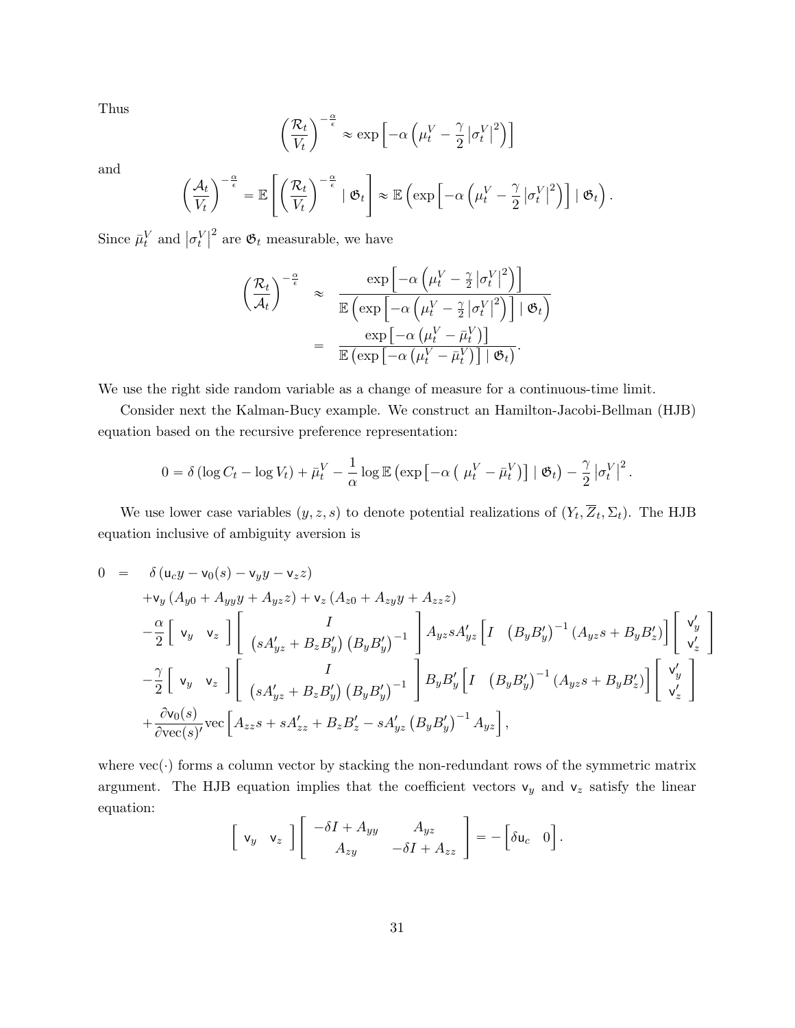Thus

$$\left(\frac{\mathcal{R}_t}{V_t}\right)^{-\frac{\alpha}{\epsilon}} \approx \exp\left[-\alpha\left(\mu_t^V - \frac{\gamma}{2}\left|\sigma_t^V\right|^2\right)\right]$$

and

$$\left(\frac{\mathcal{A}_t}{V_t}\right)^{-\frac{\alpha}{\epsilon}} = \mathbb{E}\left[\left(\frac{\mathcal{R}_t}{V_t}\right)^{-\frac{\alpha}{\epsilon}} \mid \mathfrak{G}_t\right] \approx \mathbb{E}\left(\exp\left[-\alpha\left(\mu_t^V - \frac{\gamma}{2}\left|\sigma_t^V\right|^2\right)\right] \mid \mathfrak{G}_t\right).$$

Since $\bar{\mu}_t^V$ and $\left|\sigma_t^V\right|^2$ are $\mathfrak{G}_t$ measurable, we have

$$\begin{aligned}
\left(\frac{\mathcal{R}_t}{\mathcal{A}_t}\right)^{-\frac{\alpha}{\epsilon}} &\approx \frac{\exp\left[-\alpha\left(\mu_t^V - \frac{\gamma}{2}\left|\sigma_t^V\right|^2\right)\right]}{\mathbb{E}\left(\exp\left[-\alpha\left(\mu_t^V - \frac{\gamma}{2}\left|\sigma_t^V\right|^2\right)\right] \mid \mathfrak{G}_t\right)} \\
&= \frac{\exp\left[-\alpha\left(\mu_t^V - \bar{\mu}_t^V\right)\right]}{\mathbb{E}\left(\exp\left[-\alpha\left(\mu_t^V - \bar{\mu}_t^V\right)\right] \mid \mathfrak{G}_t\right)}.
\end{aligned}$$

We use the right side random variable as a change of measure for a continuous-time limit.

Consider next the Kalman-Bucy example. We construct an Hamilton-Jacobi-Bellman (HJB) equation based on the recursive preference representation:

$$0 = \delta\left(\log C_t - \log V_t\right) + \bar{\mu}_t^V - \frac{1}{\alpha}\log \mathbb{E}\left(\exp\left[-\alpha\left(\mu_t^V - \bar{\mu}_t^V\right)\right] \mid \mathfrak{G}_t\right) - \frac{\gamma}{2}\left|\sigma_t^V\right|^2.$$

We use lower case variables $(y, z, s)$ to denote potential realizations of $(Y_t, \overline{Z}_t, \Sigma_t)$. The HJB equation inclusive of ambiguity aversion is

$$\begin{aligned}
0 \;=\;& \delta\left(\mathsf{u}_c y - \mathsf{v}_0(s) - \mathsf{v}_y y - \mathsf{v}_z z\right) \\
&+ \mathsf{v}_y\left(A_{y0} + A_{yy}y + A_{yz}z\right) + \mathsf{v}_z\left(A_{z0} + A_{zy}y + A_{zz}z\right) \\
&- \frac{\alpha}{2}\begin{bmatrix}\mathsf{v}_y & \mathsf{v}_z\end{bmatrix}\begin{bmatrix} I \\ \left(sA_{yz}' + B_zB_y'\right)\left(B_yB_y'\right)^{-1}\end{bmatrix} A_{yz}sA_{yz}'\begin{bmatrix} I & \left(B_yB_y'\right)^{-1}\left(A_{yz}s + B_yB_z'\right)\end{bmatrix}\begin{bmatrix}\mathsf{v}_y' \\ \mathsf{v}_z'\end{bmatrix} \\
&- \frac{\gamma}{2}\begin{bmatrix}\mathsf{v}_y & \mathsf{v}_z\end{bmatrix}\begin{bmatrix} I \\ \left(sA_{yz}' + B_zB_y'\right)\left(B_yB_y'\right)^{-1}\end{bmatrix} B_yB_y'\begin{bmatrix} I & \left(B_yB_y'\right)^{-1}\left(A_{yz}s + B_yB_z'\right)\end{bmatrix}\begin{bmatrix}\mathsf{v}_y' \\ \mathsf{v}_z'\end{bmatrix} \\
&+ \frac{\partial \mathsf{v}_0(s)}{\partial \operatorname{vec}(s)'}\operatorname{vec}\left[A_{zz}s + sA_{zz}' + B_zB_z' - sA_{yz}'\left(B_yB_y'\right)^{-1}A_{yz}\right],
\end{aligned}$$

where $\operatorname{vec}(\cdot)$ forms a column vector by stacking the non-redundant rows of the symmetric matrix argument. The HJB equation implies that the coefficient vectors $\mathsf{v}_y$ and $\mathsf{v}_z$ satisfy the linear equation:

$$\begin{bmatrix}\mathsf{v}_y & \mathsf{v}_z\end{bmatrix}\begin{bmatrix} -\delta I + A_{yy} & A_{yz} \\ A_{zy} & -\delta I + A_{zz}\end{bmatrix} = -\begin{bmatrix}\delta \mathsf{u}_c & 0\end{bmatrix}.$$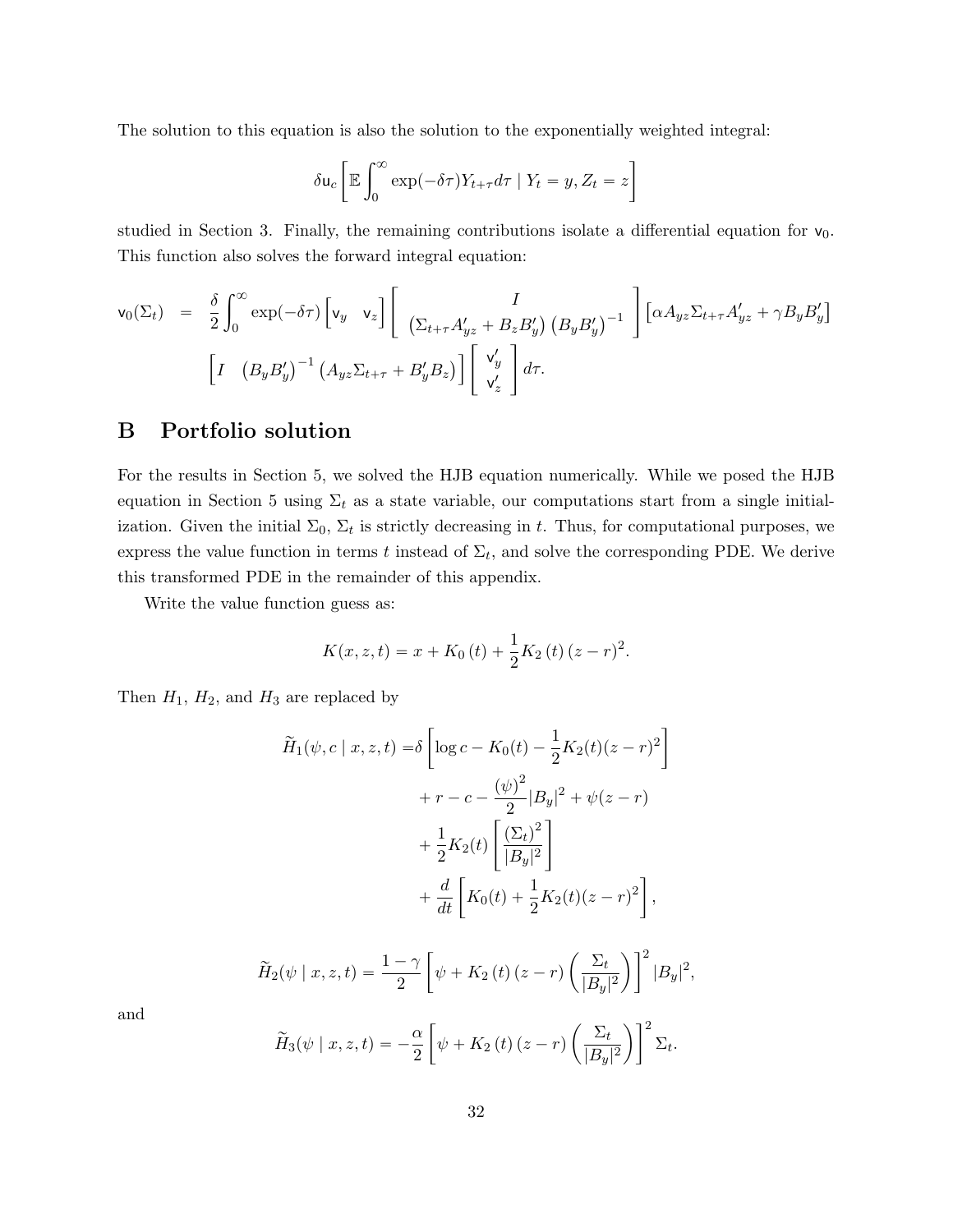The solution to this equation is also the solution to the exponentially weighted integral:

$$\delta \mathsf{u}_c \left[ \mathbb{E} \int_0^\infty \exp(-\delta\tau) Y_{t+\tau} d\tau \mid Y_t = y, Z_t = z \right]$$

studied in Section 3. Finally, the remaining contributions isolate a differential equation for $\mathsf{v}_0$. This function also solves the forward integral equation:

$$\begin{aligned}
\mathsf{v}_0(\Sigma_t) \quad = \quad & \frac{\delta}{2} \int_0^\infty \exp(-\delta\tau) \begin{bmatrix} \mathsf{v}_y & \mathsf{v}_z \end{bmatrix} \begin{bmatrix} I \\ \left(\Sigma_{t+\tau} A_{yz}' + B_z B_y'\right) \left(B_y B_y'\right)^{-1} \end{bmatrix} \left[ \alpha A_{yz} \Sigma_{t+\tau} A_{yz}' + \gamma B_y B_y' \right] \\
& \begin{bmatrix} I & \left(B_y B_y'\right)^{-1} \left(A_{yz} \Sigma_{t+\tau} + B_y' B_z\right) \end{bmatrix} \begin{bmatrix} \mathsf{v}_y' \\ \mathsf{v}_z' \end{bmatrix} d\tau.
\end{aligned}$$

# B Portfolio solution

For the results in Section 5, we solved the HJB equation numerically. While we posed the HJB equation in Section 5 using $\Sigma_t$ as a state variable, our computations start from a single initialization. Given the initial $\Sigma_0$, $\Sigma_t$ is strictly decreasing in $t$. Thus, for computational purposes, we express the value function in terms $t$ instead of $\Sigma_t$, and solve the corresponding PDE. We derive this transformed PDE in the remainder of this appendix.

Write the value function guess as:

$$K(x, z, t) = x + K_0(t) + \frac{1}{2} K_2(t) (z - r)^2.$$

Then $H_1$, $H_2$, and $H_3$ are replaced by

$$\begin{aligned}
\widetilde{H}_1(\psi, c \mid x, z, t) = & \delta \left[ \log c - K_0(t) - \frac{1}{2} K_2(t) (z - r)^2 \right] \\
& + r - c - \frac{(\psi)^2}{2} |B_y|^2 + \psi(z - r) \\
& + \frac{1}{2} K_2(t) \left[ \frac{(\Sigma_t)^2}{|B_y|^2} \right] \\
& + \frac{d}{dt} \left[ K_0(t) + \frac{1}{2} K_2(t) (z - r)^2 \right],
\end{aligned}$$

$$\widetilde{H}_2(\psi \mid x, z, t) = \frac{1 - \gamma}{2} \left[ \psi + K_2(t) (z - r) \left( \frac{\Sigma_t}{|B_y|^2} \right) \right]^2 |B_y|^2,$$

and

$$\widetilde{H}_3(\psi \mid x, z, t) = -\frac{\alpha}{2} \left[ \psi + K_2(t) (z - r) \left( \frac{\Sigma_t}{|B_y|^2} \right) \right]^2 \Sigma_t.$$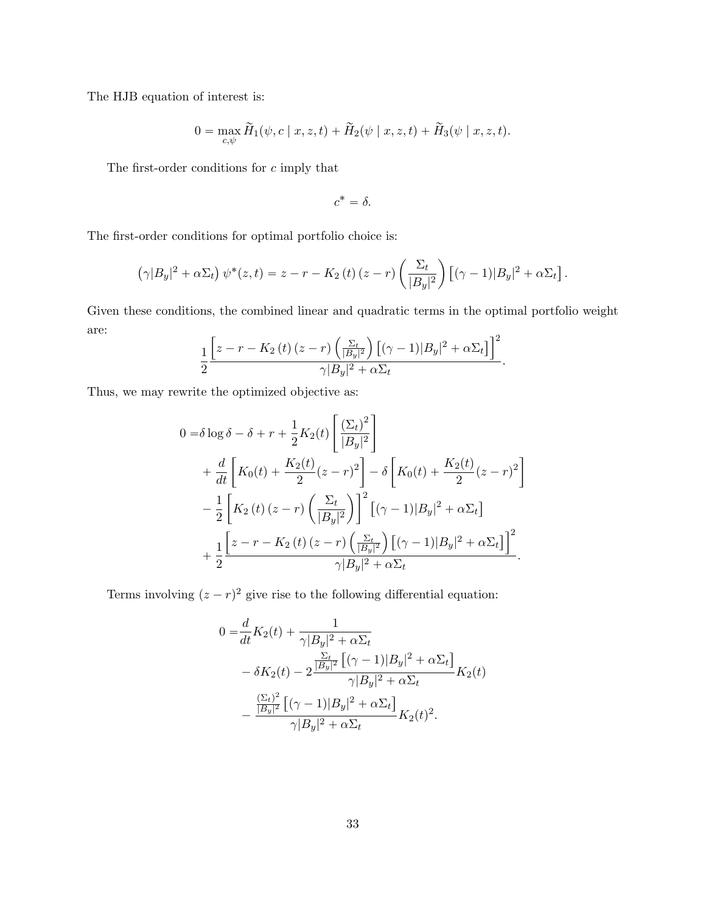The HJB equation of interest is:

$$0 = \max_{c,\psi} \widetilde{H}_1(\psi, c \mid x, z, t) + \widetilde{H}_2(\psi \mid x, z, t) + \widetilde{H}_3(\psi \mid x, z, t).$$

The first-order conditions for $c$ imply that

$$c^* = \delta.$$

The first-order conditions for optimal portfolio choice is:

$$\left(\gamma |B_y|^2 + \alpha \Sigma_t\right) \psi^*(z,t) = z - r - K_2\left(t\right)\left(z - r\right)\left(\frac{\Sigma_t}{|B_y|^2}\right)\left[(\gamma - 1)|B_y|^2 + \alpha \Sigma_t\right].$$

Given these conditions, the combined linear and quadratic terms in the optimal portfolio weight are:

$$\frac{1}{2} \frac{\left[z - r - K_2\left(t\right)\left(z - r\right)\left(\frac{\Sigma_t}{|B_y|^2}\right)\left[(\gamma - 1)|B_y|^2 + \alpha \Sigma_t\right]\right]^2}{\gamma |B_y|^2 + \alpha \Sigma_t}.$$

Thus, we may rewrite the optimized objective as:

$$\begin{aligned}
0 =& \delta \log \delta - \delta + r + \frac{1}{2} K_2(t) \left[\frac{\left(\Sigma_t\right)^2}{|B_y|^2}\right] \\
&+ \frac{d}{dt}\left[K_0(t) + \frac{K_2(t)}{2}(z - r)^2\right] - \delta\left[K_0(t) + \frac{K_2(t)}{2}(z - r)^2\right] \\
&- \frac{1}{2}\left[K_2\left(t\right)\left(z - r\right)\left(\frac{\Sigma_t}{|B_y|^2}\right)\right]^2 \left[(\gamma - 1)|B_y|^2 + \alpha \Sigma_t\right] \\
&+ \frac{1}{2} \frac{\left[z - r - K_2\left(t\right)\left(z - r\right)\left(\frac{\Sigma_t}{|B_y|^2}\right)\left[(\gamma - 1)|B_y|^2 + \alpha \Sigma_t\right]\right]^2}{\gamma |B_y|^2 + \alpha \Sigma_t}.
\end{aligned}$$

Terms involving $(z - r)^2$ give rise to the following differential equation:

$$\begin{aligned}
0 =& \frac{d}{dt} K_2(t) + \frac{1}{\gamma |B_y|^2 + \alpha \Sigma_t} \\
&- \delta K_2(t) - 2 \frac{\frac{\Sigma_t}{|B_y|^2}\left[(\gamma - 1)|B_y|^2 + \alpha \Sigma_t\right]}{\gamma |B_y|^2 + \alpha \Sigma_t} K_2(t) \\
&- \frac{\frac{(\Sigma_t)^2}{|B_y|^2}\left[(\gamma - 1)|B_y|^2 + \alpha \Sigma_t\right]}{\gamma |B_y|^2 + \alpha \Sigma_t} K_2(t)^2.
\end{aligned}$$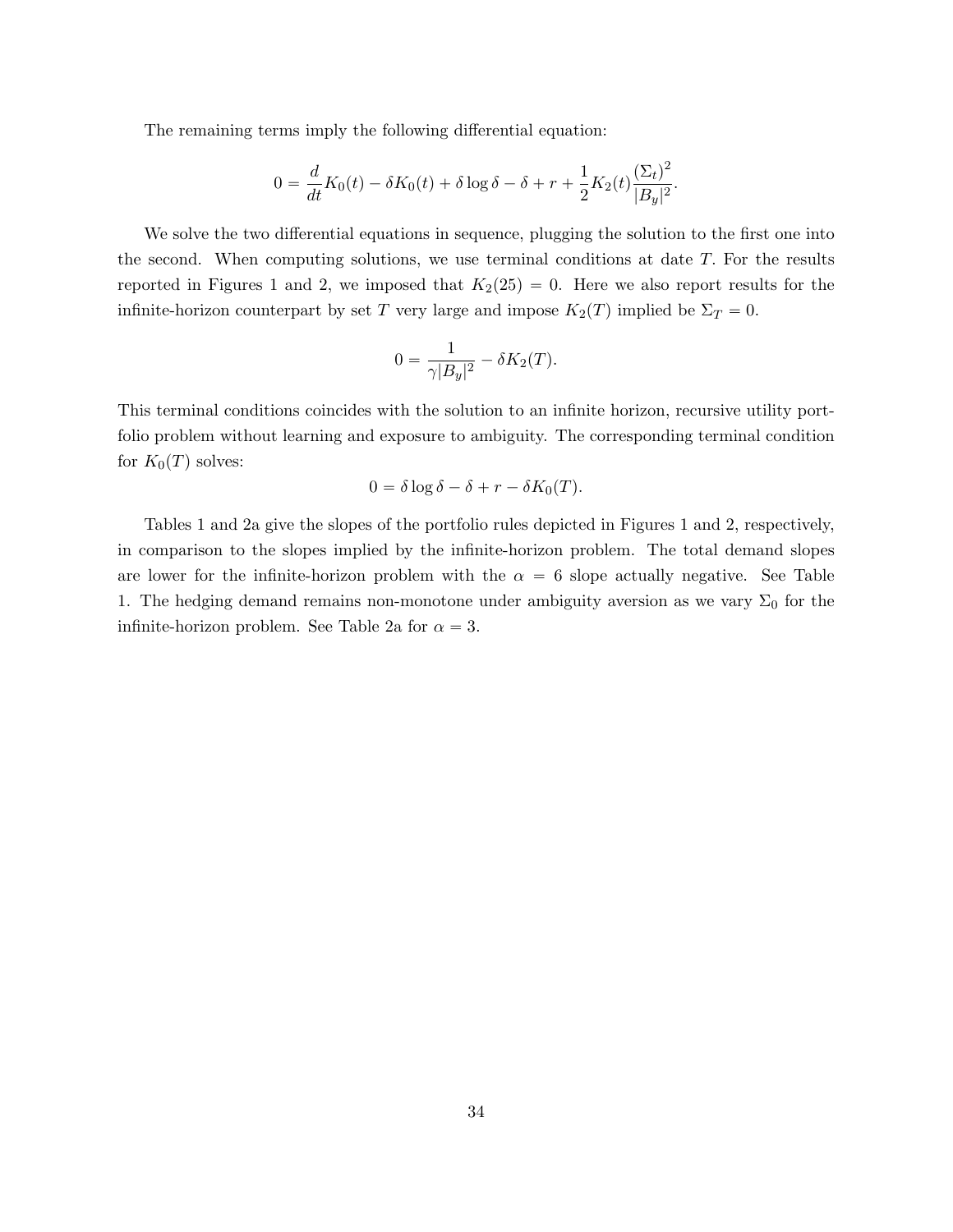The remaining terms imply the following differential equation:

$$0 = \frac{d}{dt}K_0(t) - \delta K_0(t) + \delta \log \delta - \delta + r + \frac{1}{2}K_2(t)\frac{(\Sigma_t)^2}{|B_y|^2}.$$

We solve the two differential equations in sequence, plugging the solution to the first one into the second. When computing solutions, we use terminal conditions at date $T$. For the results reported in Figures 1 and 2, we imposed that $K_2(25) = 0$. Here we also report results for the infinite-horizon counterpart by set $T$ very large and impose $K_2(T)$ implied be $\Sigma_T = 0$.

$$0 = \frac{1}{\gamma |B_y|^2} - \delta K_2(T).$$

This terminal conditions coincides with the solution to an infinite horizon, recursive utility portfolio problem without learning and exposure to ambiguity. The corresponding terminal condition for $K_0(T)$ solves:

$$0 = \delta \log \delta - \delta + r - \delta K_0(T).$$

Tables 1 and 2a give the slopes of the portfolio rules depicted in Figures 1 and 2, respectively, in comparison to the slopes implied by the infinite-horizon problem. The total demand slopes are lower for the infinite-horizon problem with the $\alpha = 6$ slope actually negative. See Table 1. The hedging demand remains non-monotone under ambiguity aversion as we vary $\Sigma_0$ for the infinite-horizon problem. See Table 2a for $\alpha = 3$.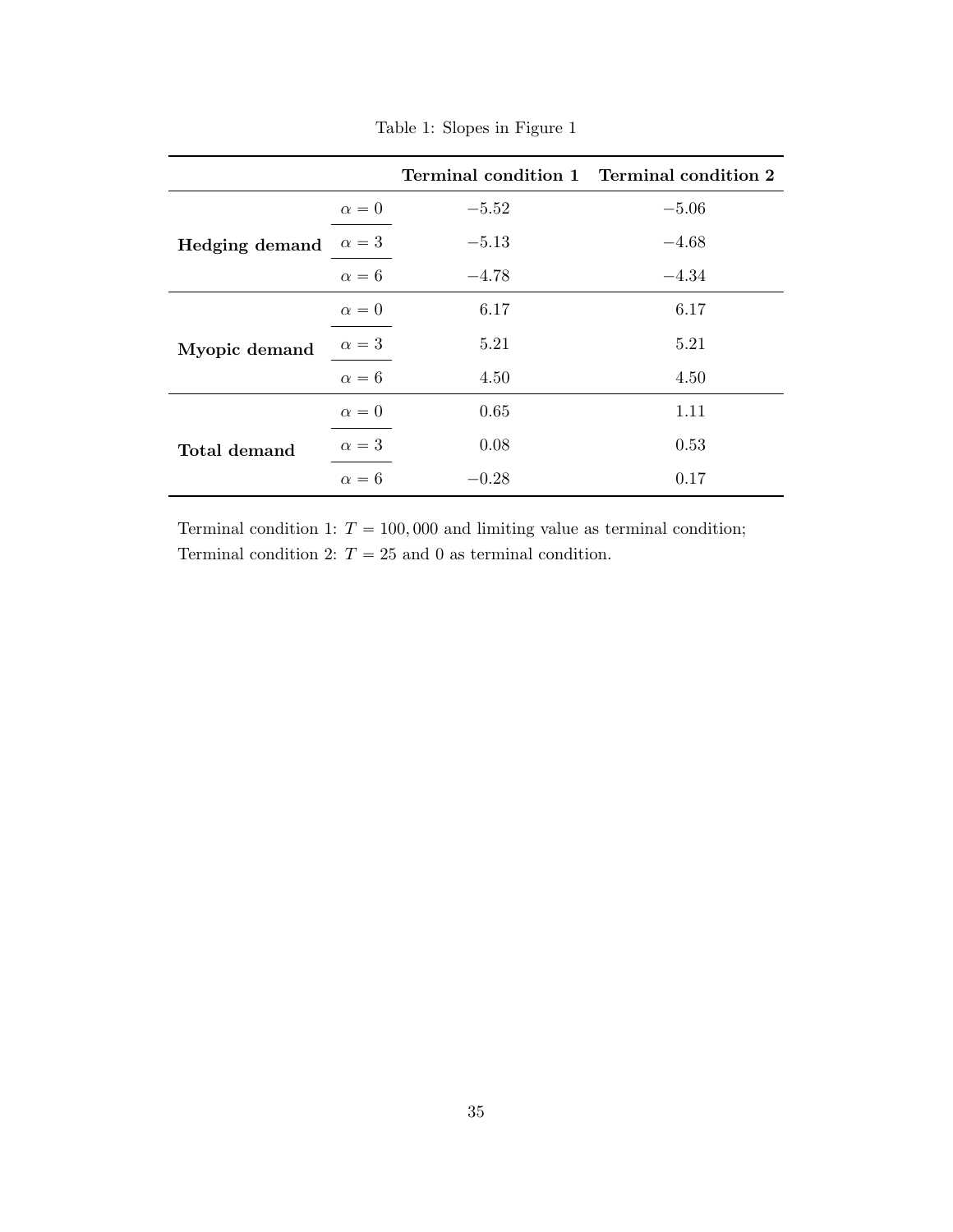Table 1: Slopes in Figure 1

| | | **Terminal condition 1** | **Terminal condition 2** |
|---|---|---|---|
| **Hedging demand** | $\alpha = 0$ | $-5.52$ | $-5.06$ |
| | $\alpha = 3$ | $-5.13$ | $-4.68$ |
| | $\alpha = 6$ | $-4.78$ | $-4.34$ |
| **Myopic demand** | $\alpha = 0$ | 6.17 | 6.17 |
| | $\alpha = 3$ | 5.21 | 5.21 |
| | $\alpha = 6$ | 4.50 | 4.50 |
| **Total demand** | $\alpha = 0$ | 0.65 | 1.11 |
| | $\alpha = 3$ | 0.08 | 0.53 |
| | $\alpha = 6$ | $-0.28$ | 0.17 |

Terminal condition 1: $T = 100,000$ and limiting value as terminal condition;
Terminal condition 2: $T = 25$ and 0 as terminal condition.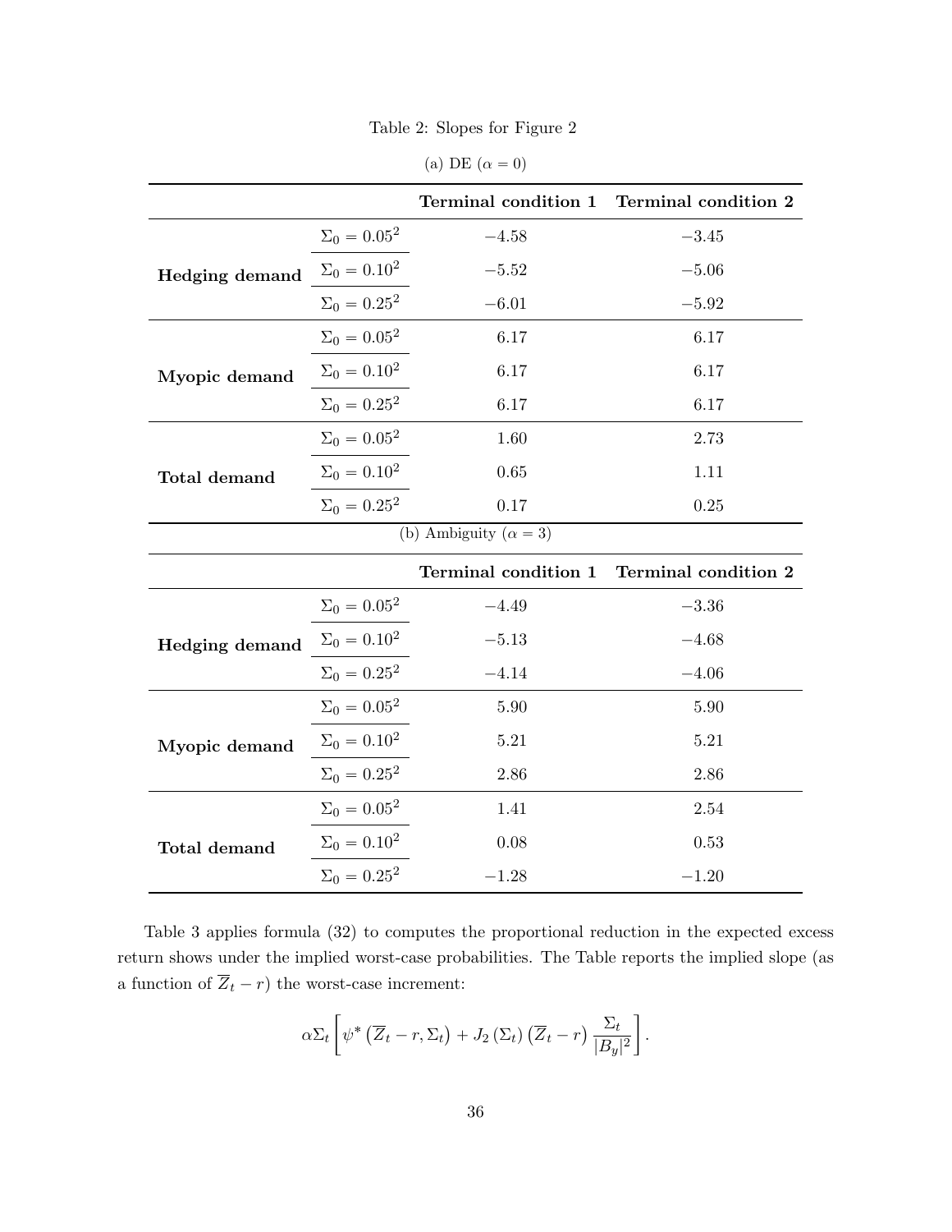Table 2: Slopes for Figure 2

(a) DE ($\alpha = 0$)

| | | **Terminal condition 1** | **Terminal condition 2** |
|---|---|---|---|
| **Hedging demand** | $\Sigma_0 = 0.05^2$ | $-4.58$ | $-3.45$ |
| | $\Sigma_0 = 0.10^2$ | $-5.52$ | $-5.06$ |
| | $\Sigma_0 = 0.25^2$ | $-6.01$ | $-5.92$ |
| **Myopic demand** | $\Sigma_0 = 0.05^2$ | 6.17 | 6.17 |
| | $\Sigma_0 = 0.10^2$ | 6.17 | 6.17 |
| | $\Sigma_0 = 0.25^2$ | 6.17 | 6.17 |
| **Total demand** | $\Sigma_0 = 0.05^2$ | 1.60 | 2.73 |
| | $\Sigma_0 = 0.10^2$ | 0.65 | 1.11 |
| | $\Sigma_0 = 0.25^2$ | 0.17 | 0.25 |

(b) Ambiguity ($\alpha = 3$)

| | | **Terminal condition 1** | **Terminal condition 2** |
|---|---|---|---|
| **Hedging demand** | $\Sigma_0 = 0.05^2$ | $-4.49$ | $-3.36$ |
| | $\Sigma_0 = 0.10^2$ | $-5.13$ | $-4.68$ |
| | $\Sigma_0 = 0.25^2$ | $-4.14$ | $-4.06$ |
| **Myopic demand** | $\Sigma_0 = 0.05^2$ | 5.90 | 5.90 |
| | $\Sigma_0 = 0.10^2$ | 5.21 | 5.21 |
| | $\Sigma_0 = 0.25^2$ | 2.86 | 2.86 |
| **Total demand** | $\Sigma_0 = 0.05^2$ | 1.41 | 2.54 |
| | $\Sigma_0 = 0.10^2$ | 0.08 | 0.53 |
| | $\Sigma_0 = 0.25^2$ | $-1.28$ | $-1.20$ |

Table 3 applies formula (32) to computes the proportional reduction in the expected excess return shows under the implied worst-case probabilities. The Table reports the implied slope (as a function of $\overline{Z}_t - r$) the worst-case increment:

$$\alpha \Sigma_t \left[ \psi^* \left( \overline{Z}_t - r, \Sigma_t \right) + J_2 \left( \Sigma_t \right) \left( \overline{Z}_t - r \right) \frac{\Sigma_t}{|B_y|^2} \right].$$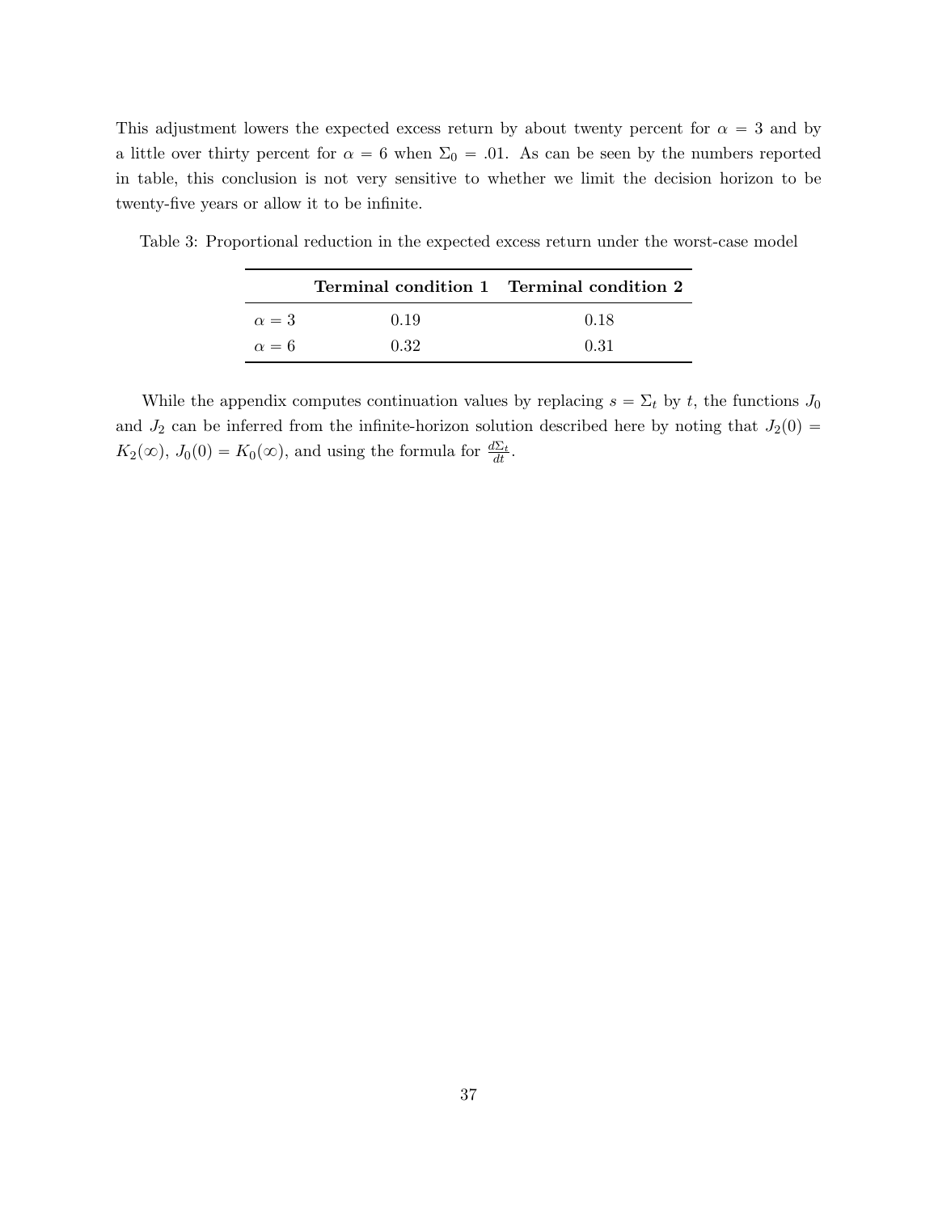This adjustment lowers the expected excess return by about twenty percent for $\alpha = 3$ and by a little over thirty percent for $\alpha = 6$ when $\Sigma_0 = .01$. As can be seen by the numbers reported in table, this conclusion is not very sensitive to whether we limit the decision horizon to be twenty-five years or allow it to be infinite.

Table 3: Proportional reduction in the expected excess return under the worst-case model

| | **Terminal condition 1** | **Terminal condition 2** |
|---|---|---|
| $\alpha = 3$ | 0.19 | 0.18 |
| $\alpha = 6$ | 0.32 | 0.31 |

While the appendix computes continuation values by replacing $s = \Sigma_t$ by $t$, the functions $J_0$ and $J_2$ can be inferred from the infinite-horizon solution described here by noting that $J_2(0) = K_2(\infty)$, $J_0(0) = K_0(\infty)$, and using the formula for $\frac{d\Sigma_t}{dt}$.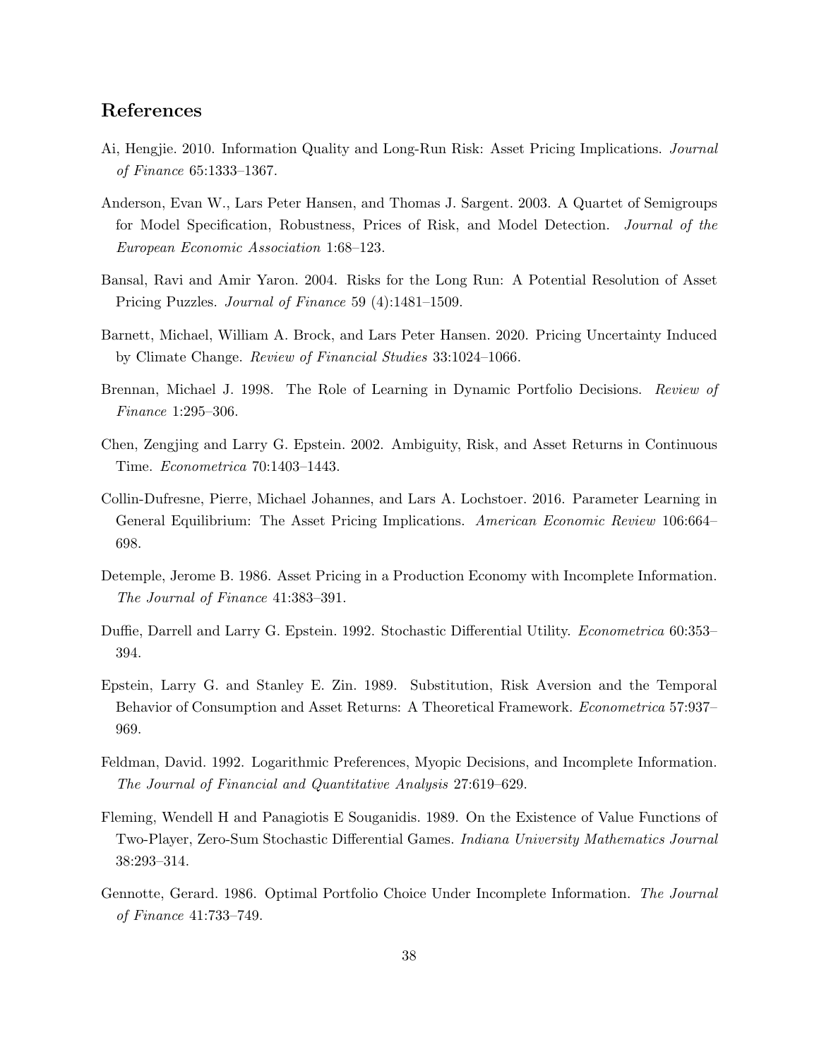## References

Ai, Hengjie. 2010. Information Quality and Long-Run Risk: Asset Pricing Implications. *Journal of Finance* 65:1333–1367.

Anderson, Evan W., Lars Peter Hansen, and Thomas J. Sargent. 2003. A Quartet of Semigroups for Model Specification, Robustness, Prices of Risk, and Model Detection. *Journal of the European Economic Association* 1:68–123.

Bansal, Ravi and Amir Yaron. 2004. Risks for the Long Run: A Potential Resolution of Asset Pricing Puzzles. *Journal of Finance* 59 (4):1481–1509.

Barnett, Michael, William A. Brock, and Lars Peter Hansen. 2020. Pricing Uncertainty Induced by Climate Change. *Review of Financial Studies* 33:1024–1066.

Brennan, Michael J. 1998. The Role of Learning in Dynamic Portfolio Decisions. *Review of Finance* 1:295–306.

Chen, Zengjing and Larry G. Epstein. 2002. Ambiguity, Risk, and Asset Returns in Continuous Time. *Econometrica* 70:1403–1443.

Collin-Dufresne, Pierre, Michael Johannes, and Lars A. Lochstoer. 2016. Parameter Learning in General Equilibrium: The Asset Pricing Implications. *American Economic Review* 106:664–698.

Detemple, Jerome B. 1986. Asset Pricing in a Production Economy with Incomplete Information. *The Journal of Finance* 41:383–391.

Duffie, Darrell and Larry G. Epstein. 1992. Stochastic Differential Utility. *Econometrica* 60:353–394.

Epstein, Larry G. and Stanley E. Zin. 1989. Substitution, Risk Aversion and the Temporal Behavior of Consumption and Asset Returns: A Theoretical Framework. *Econometrica* 57:937–969.

Feldman, David. 1992. Logarithmic Preferences, Myopic Decisions, and Incomplete Information. *The Journal of Financial and Quantitative Analysis* 27:619–629.

Fleming, Wendell H and Panagiotis E Souganidis. 1989. On the Existence of Value Functions of Two-Player, Zero-Sum Stochastic Differential Games. *Indiana University Mathematics Journal* 38:293–314.

Gennotte, Gerard. 1986. Optimal Portfolio Choice Under Incomplete Information. *The Journal of Finance* 41:733–749.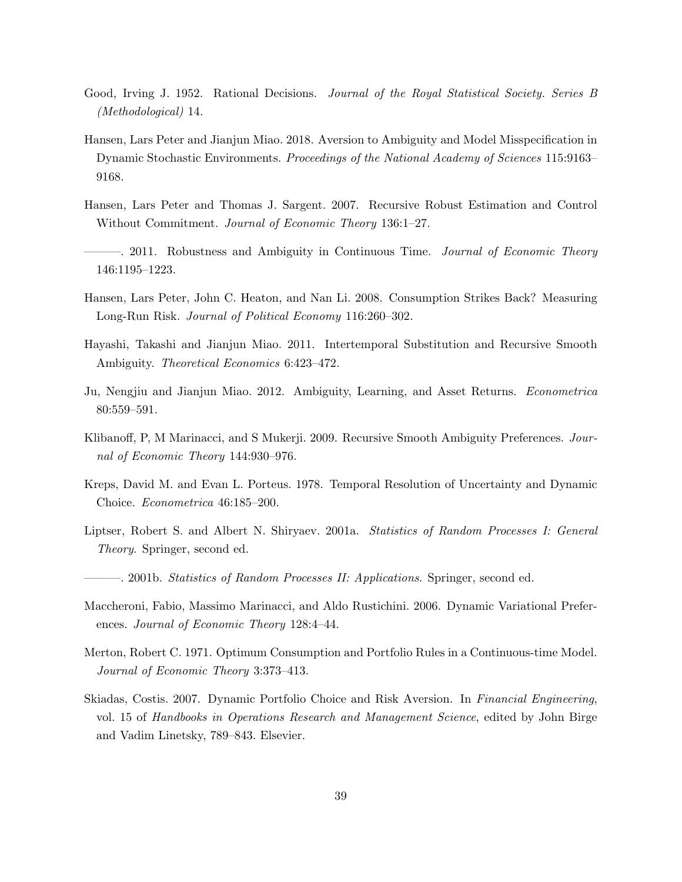Good, Irving J. 1952. Rational Decisions. *Journal of the Royal Statistical Society. Series B (Methodological)* 14.

Hansen, Lars Peter and Jianjun Miao. 2018. Aversion to Ambiguity and Model Misspecification in Dynamic Stochastic Environments. *Proceedings of the National Academy of Sciences* 115:9163–9168.

Hansen, Lars Peter and Thomas J. Sargent. 2007. Recursive Robust Estimation and Control Without Commitment. *Journal of Economic Theory* 136:1–27.

———. 2011. Robustness and Ambiguity in Continuous Time. *Journal of Economic Theory* 146:1195–1223.

Hansen, Lars Peter, John C. Heaton, and Nan Li. 2008. Consumption Strikes Back? Measuring Long-Run Risk. *Journal of Political Economy* 116:260–302.

Hayashi, Takashi and Jianjun Miao. 2011. Intertemporal Substitution and Recursive Smooth Ambiguity. *Theoretical Economics* 6:423–472.

Ju, Nengjiu and Jianjun Miao. 2012. Ambiguity, Learning, and Asset Returns. *Econometrica* 80:559–591.

Klibanoff, P, M Marinacci, and S Mukerji. 2009. Recursive Smooth Ambiguity Preferences. *Journal of Economic Theory* 144:930–976.

Kreps, David M. and Evan L. Porteus. 1978. Temporal Resolution of Uncertainty and Dynamic Choice. *Econometrica* 46:185–200.

Liptser, Robert S. and Albert N. Shiryaev. 2001a. *Statistics of Random Processes I: General Theory*. Springer, second ed.

———. 2001b. *Statistics of Random Processes II: Applications*. Springer, second ed.

Maccheroni, Fabio, Massimo Marinacci, and Aldo Rustichini. 2006. Dynamic Variational Preferences. *Journal of Economic Theory* 128:4–44.

Merton, Robert C. 1971. Optimum Consumption and Portfolio Rules in a Continuous-time Model. *Journal of Economic Theory* 3:373–413.

Skiadas, Costis. 2007. Dynamic Portfolio Choice and Risk Aversion. In *Financial Engineering*, vol. 15 of *Handbooks in Operations Research and Management Science*, edited by John Birge and Vadim Linetsky, 789–843. Elsevier.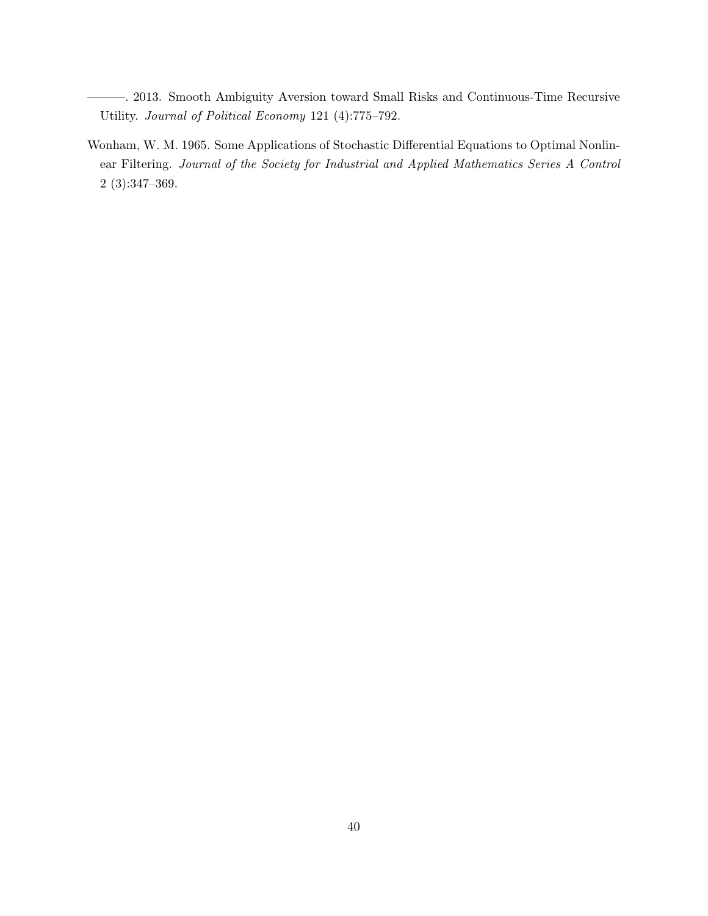———. 2013. Smooth Ambiguity Aversion toward Small Risks and Continuous-Time Recursive Utility. *Journal of Political Economy* 121 (4):775–792.

Wonham, W. M. 1965. Some Applications of Stochastic Differential Equations to Optimal Nonlinear Filtering. *Journal of the Society for Industrial and Applied Mathematics Series A Control* 2 (3):347–369.